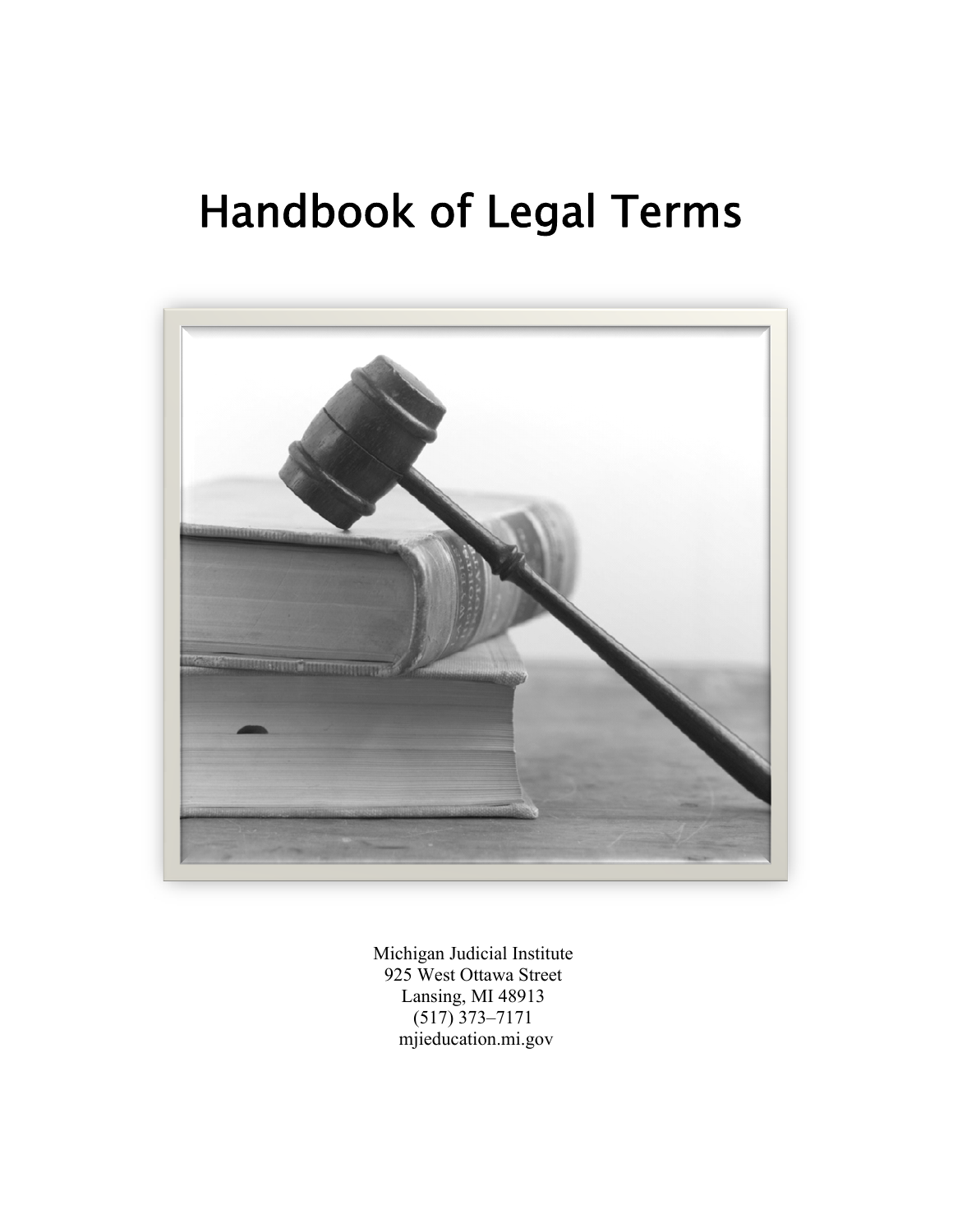# Handbook of Legal Terms

Michigan Judicial Institute
925 West Ottawa Street
Lansing, MI 48913
(517) 373–7171
mjieducation.mi.gov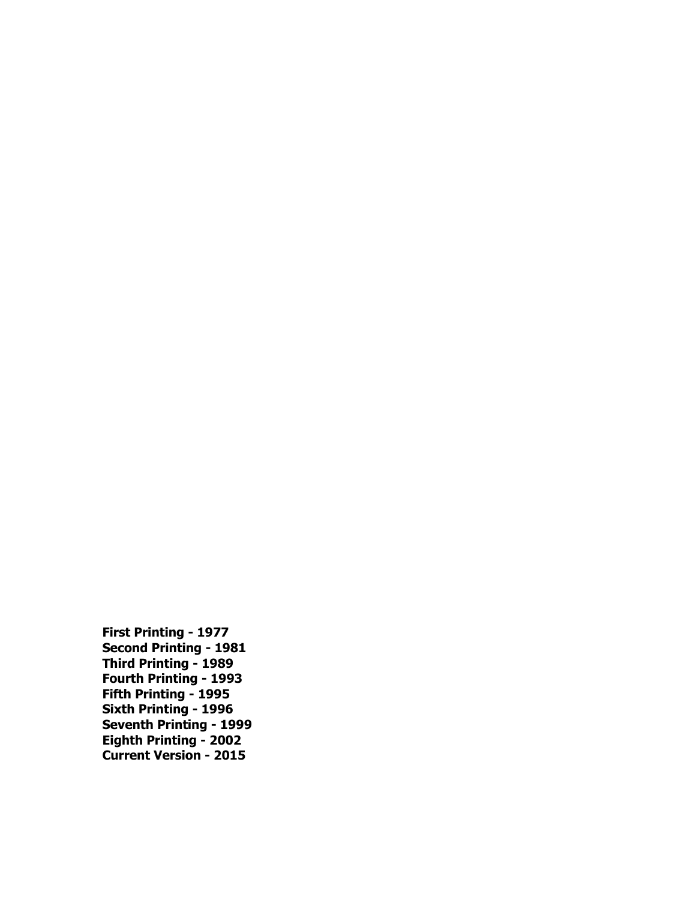**First Printing - 1977**
**Second Printing - 1981**
**Third Printing - 1989**
**Fourth Printing - 1993**
**Fifth Printing - 1995**
**Sixth Printing - 1996**
**Seventh Printing - 1999**
**Eighth Printing - 2002**
**Current Version - 2015**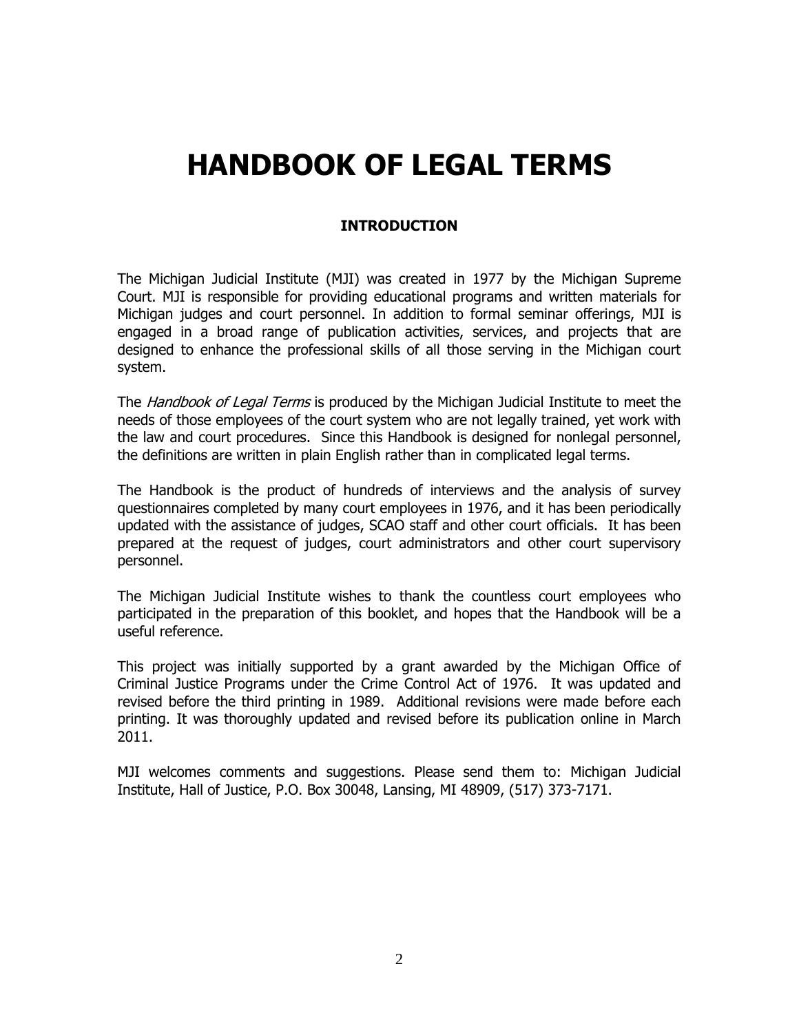# HANDBOOK OF LEGAL TERMS

## INTRODUCTION

The Michigan Judicial Institute (MJI) was created in 1977 by the Michigan Supreme Court. MJI is responsible for providing educational programs and written materials for Michigan judges and court personnel. In addition to formal seminar offerings, MJI is engaged in a broad range of publication activities, services, and projects that are designed to enhance the professional skills of all those serving in the Michigan court system.

The *Handbook of Legal Terms* is produced by the Michigan Judicial Institute to meet the needs of those employees of the court system who are not legally trained, yet work with the law and court procedures. Since this Handbook is designed for nonlegal personnel, the definitions are written in plain English rather than in complicated legal terms.

The Handbook is the product of hundreds of interviews and the analysis of survey questionnaires completed by many court employees in 1976, and it has been periodically updated with the assistance of judges, SCAO staff and other court officials. It has been prepared at the request of judges, court administrators and other court supervisory personnel.

The Michigan Judicial Institute wishes to thank the countless court employees who participated in the preparation of this booklet, and hopes that the Handbook will be a useful reference.

This project was initially supported by a grant awarded by the Michigan Office of Criminal Justice Programs under the Crime Control Act of 1976. It was updated and revised before the third printing in 1989. Additional revisions were made before each printing. It was thoroughly updated and revised before its publication online in March 2011.

MJI welcomes comments and suggestions. Please send them to: Michigan Judicial Institute, Hall of Justice, P.O. Box 30048, Lansing, MI 48909, (517) 373-7171.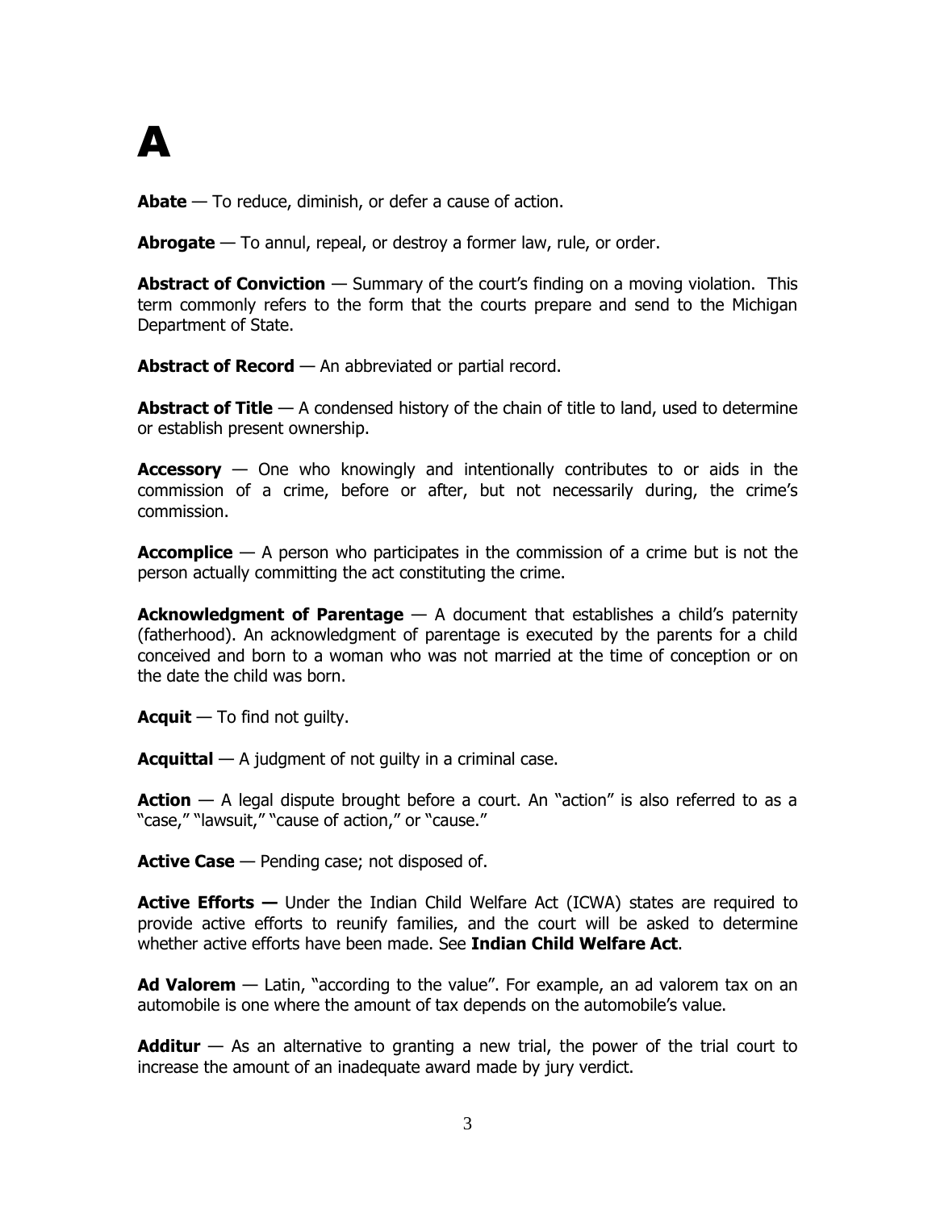# A

**Abate** — To reduce, diminish, or defer a cause of action.

**Abrogate** — To annul, repeal, or destroy a former law, rule, or order.

**Abstract of Conviction** — Summary of the court's finding on a moving violation. This term commonly refers to the form that the courts prepare and send to the Michigan Department of State.

**Abstract of Record** — An abbreviated or partial record.

**Abstract of Title** — A condensed history of the chain of title to land, used to determine or establish present ownership.

**Accessory** — One who knowingly and intentionally contributes to or aids in the commission of a crime, before or after, but not necessarily during, the crime's commission.

**Accomplice** — A person who participates in the commission of a crime but is not the person actually committing the act constituting the crime.

**Acknowledgment of Parentage** — A document that establishes a child's paternity (fatherhood). An acknowledgment of parentage is executed by the parents for a child conceived and born to a woman who was not married at the time of conception or on the date the child was born.

**Acquit** — To find not guilty.

**Acquittal** — A judgment of not guilty in a criminal case.

**Action** — A legal dispute brought before a court. An "action" is also referred to as a "case," "lawsuit," "cause of action," or "cause."

**Active Case** — Pending case; not disposed of.

**Active Efforts —** Under the Indian Child Welfare Act (ICWA) states are required to provide active efforts to reunify families, and the court will be asked to determine whether active efforts have been made. See **Indian Child Welfare Act**.

**Ad Valorem** — Latin, "according to the value". For example, an ad valorem tax on an automobile is one where the amount of tax depends on the automobile's value.

**Additur** — As an alternative to granting a new trial, the power of the trial court to increase the amount of an inadequate award made by jury verdict.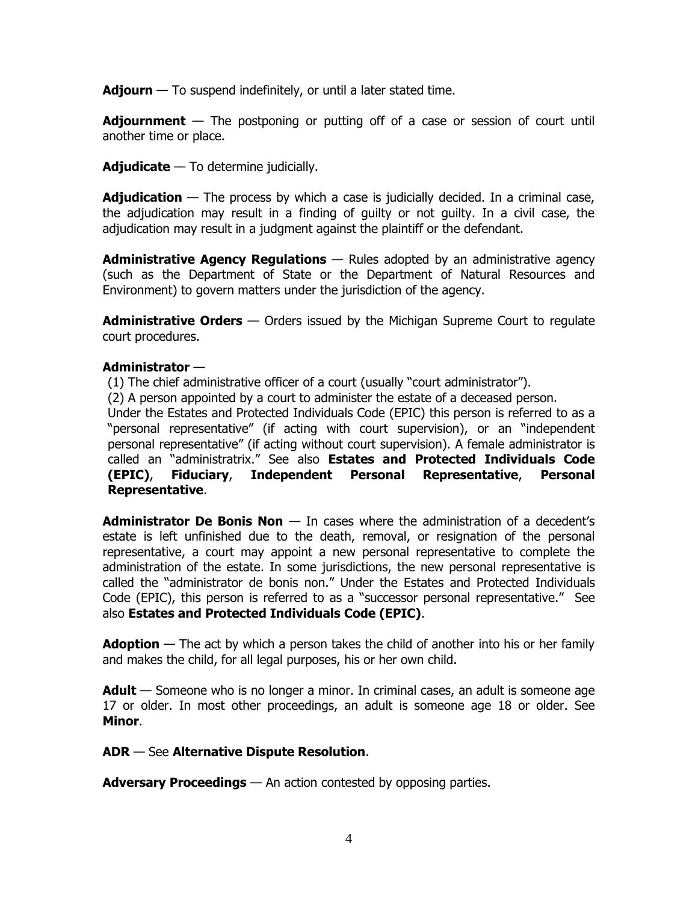**Adjourn** — To suspend indefinitely, or until a later stated time.

**Adjournment** — The postponing or putting off of a case or session of court until another time or place.

**Adjudicate** — To determine judicially.

**Adjudication** — The process by which a case is judicially decided. In a criminal case, the adjudication may result in a finding of guilty or not guilty. In a civil case, the adjudication may result in a judgment against the plaintiff or the defendant.

**Administrative Agency Regulations** — Rules adopted by an administrative agency (such as the Department of State or the Department of Natural Resources and Environment) to govern matters under the jurisdiction of the agency.

**Administrative Orders** — Orders issued by the Michigan Supreme Court to regulate court procedures.

**Administrator** —

(1) The chief administrative officer of a court (usually "court administrator").

(2) A person appointed by a court to administer the estate of a deceased person. Under the Estates and Protected Individuals Code (EPIC) this person is referred to as a "personal representative" (if acting with court supervision), or an "independent personal representative" (if acting without court supervision). A female administrator is called an "administratrix." See also **Estates and Protected Individuals Code (EPIC)**, **Fiduciary**, **Independent Personal Representative**, **Personal Representative**.

**Administrator De Bonis Non** — In cases where the administration of a decedent's estate is left unfinished due to the death, removal, or resignation of the personal representative, a court may appoint a new personal representative to complete the administration of the estate. In some jurisdictions, the new personal representative is called the "administrator de bonis non." Under the Estates and Protected Individuals Code (EPIC), this person is referred to as a "successor personal representative." See also **Estates and Protected Individuals Code (EPIC)**.

**Adoption** — The act by which a person takes the child of another into his or her family and makes the child, for all legal purposes, his or her own child.

**Adult** — Someone who is no longer a minor. In criminal cases, an adult is someone age 17 or older. In most other proceedings, an adult is someone age 18 or older. See **Minor**.

**ADR** — See **Alternative Dispute Resolution**.

**Adversary Proceedings** — An action contested by opposing parties.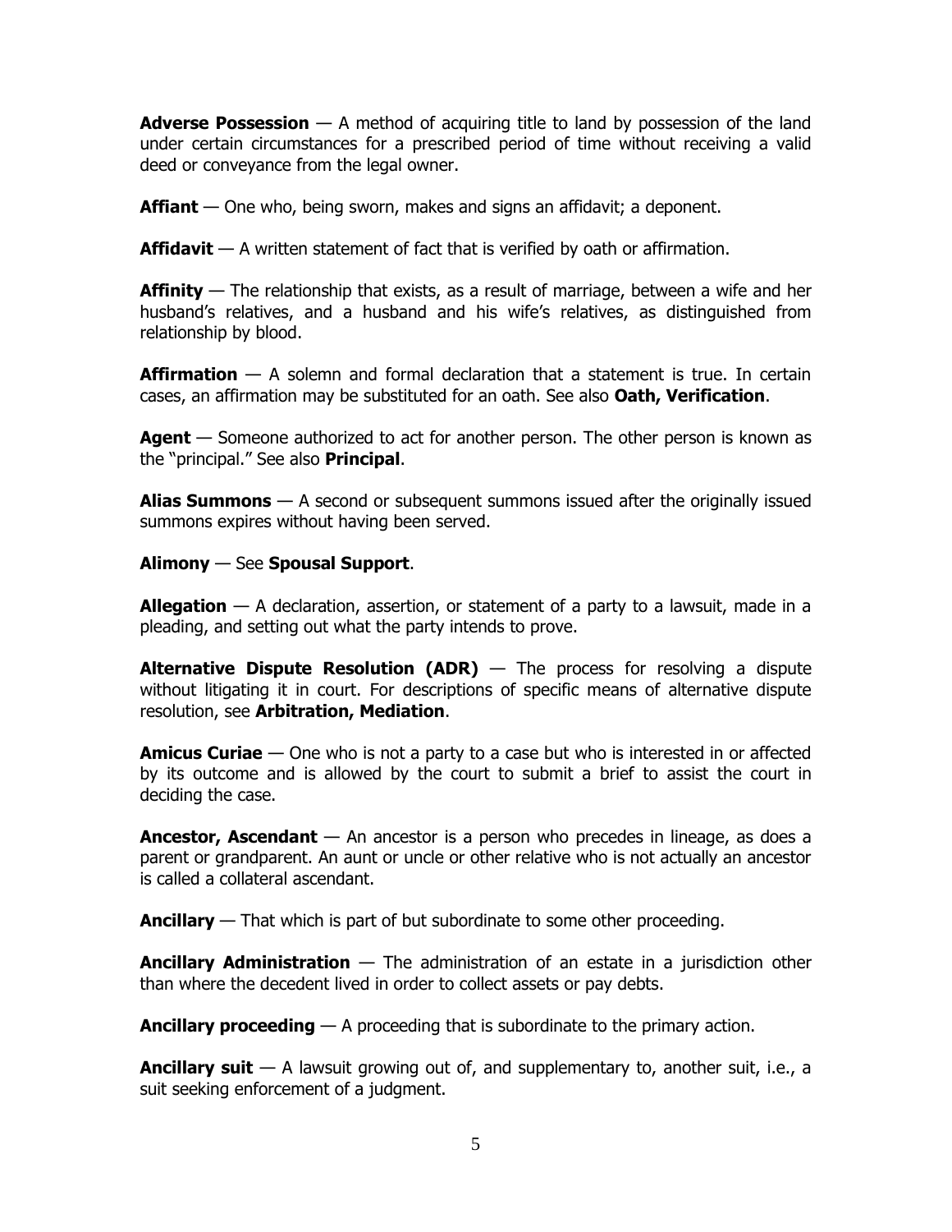**Adverse Possession** — A method of acquiring title to land by possession of the land under certain circumstances for a prescribed period of time without receiving a valid deed or conveyance from the legal owner.

**Affiant** — One who, being sworn, makes and signs an affidavit; a deponent.

**Affidavit** — A written statement of fact that is verified by oath or affirmation.

**Affinity** — The relationship that exists, as a result of marriage, between a wife and her husband's relatives, and a husband and his wife's relatives, as distinguished from relationship by blood.

**Affirmation** — A solemn and formal declaration that a statement is true. In certain cases, an affirmation may be substituted for an oath. See also **Oath, Verification**.

**Agent** — Someone authorized to act for another person. The other person is known as the "principal." See also **Principal**.

**Alias Summons** — A second or subsequent summons issued after the originally issued summons expires without having been served.

**Alimony** — See **Spousal Support**.

**Allegation** — A declaration, assertion, or statement of a party to a lawsuit, made in a pleading, and setting out what the party intends to prove.

**Alternative Dispute Resolution (ADR)** — The process for resolving a dispute without litigating it in court. For descriptions of specific means of alternative dispute resolution, see **Arbitration, Mediation**.

**Amicus Curiae** — One who is not a party to a case but who is interested in or affected by its outcome and is allowed by the court to submit a brief to assist the court in deciding the case.

**Ancestor, Ascendant** — An ancestor is a person who precedes in lineage, as does a parent or grandparent. An aunt or uncle or other relative who is not actually an ancestor is called a collateral ascendant.

**Ancillary** — That which is part of but subordinate to some other proceeding.

**Ancillary Administration** — The administration of an estate in a jurisdiction other than where the decedent lived in order to collect assets or pay debts.

**Ancillary proceeding** — A proceeding that is subordinate to the primary action.

**Ancillary suit** — A lawsuit growing out of, and supplementary to, another suit, i.e., a suit seeking enforcement of a judgment.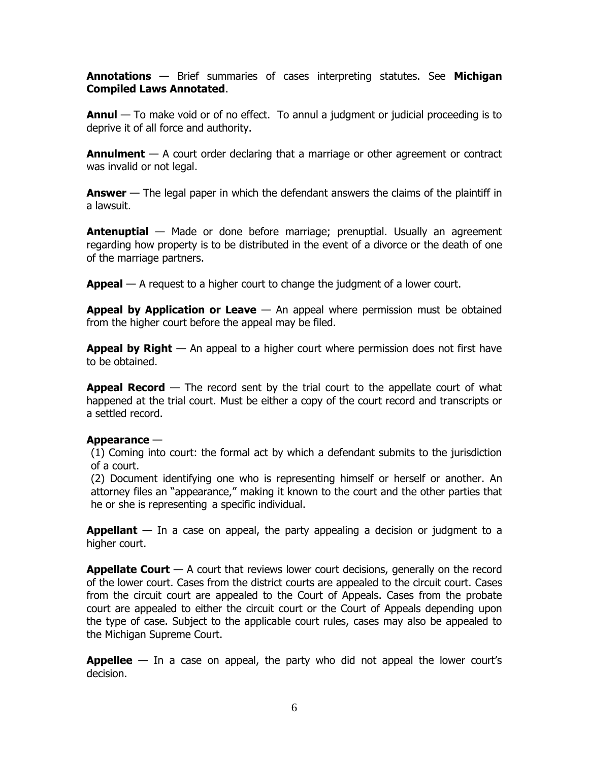**Annotations** — Brief summaries of cases interpreting statutes. See **Michigan Compiled Laws Annotated**.

**Annul** — To make void or of no effect. To annul a judgment or judicial proceeding is to deprive it of all force and authority.

**Annulment** — A court order declaring that a marriage or other agreement or contract was invalid or not legal.

**Answer** — The legal paper in which the defendant answers the claims of the plaintiff in a lawsuit.

**Antenuptial** — Made or done before marriage; prenuptial. Usually an agreement regarding how property is to be distributed in the event of a divorce or the death of one of the marriage partners.

**Appeal** — A request to a higher court to change the judgment of a lower court.

**Appeal by Application or Leave** — An appeal where permission must be obtained from the higher court before the appeal may be filed.

**Appeal by Right** — An appeal to a higher court where permission does not first have to be obtained.

**Appeal Record** — The record sent by the trial court to the appellate court of what happened at the trial court. Must be either a copy of the court record and transcripts or a settled record.

**Appearance** —

(1) Coming into court: the formal act by which a defendant submits to the jurisdiction of a court.

(2) Document identifying one who is representing himself or herself or another. An attorney files an "appearance," making it known to the court and the other parties that he or she is representing a specific individual.

**Appellant** — In a case on appeal, the party appealing a decision or judgment to a higher court.

**Appellate Court** — A court that reviews lower court decisions, generally on the record of the lower court. Cases from the district courts are appealed to the circuit court. Cases from the circuit court are appealed to the Court of Appeals. Cases from the probate court are appealed to either the circuit court or the Court of Appeals depending upon the type of case. Subject to the applicable court rules, cases may also be appealed to the Michigan Supreme Court.

**Appellee** — In a case on appeal, the party who did not appeal the lower court's decision.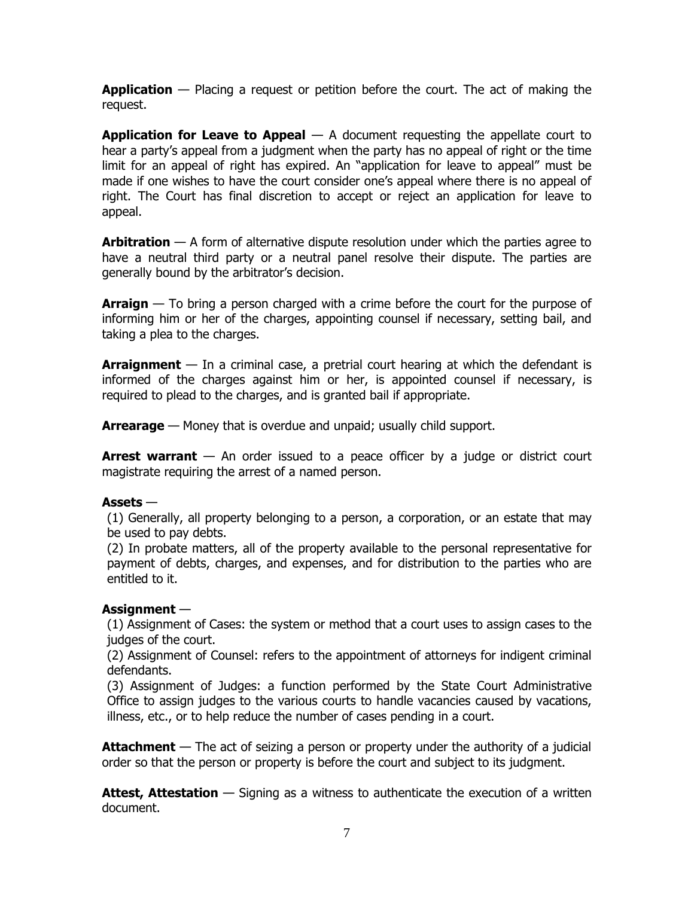**Application** — Placing a request or petition before the court. The act of making the request.

**Application for Leave to Appeal** — A document requesting the appellate court to hear a party's appeal from a judgment when the party has no appeal of right or the time limit for an appeal of right has expired. An "application for leave to appeal" must be made if one wishes to have the court consider one's appeal where there is no appeal of right. The Court has final discretion to accept or reject an application for leave to appeal.

**Arbitration** — A form of alternative dispute resolution under which the parties agree to have a neutral third party or a neutral panel resolve their dispute. The parties are generally bound by the arbitrator's decision.

**Arraign** — To bring a person charged with a crime before the court for the purpose of informing him or her of the charges, appointing counsel if necessary, setting bail, and taking a plea to the charges.

**Arraignment** — In a criminal case, a pretrial court hearing at which the defendant is informed of the charges against him or her, is appointed counsel if necessary, is required to plead to the charges, and is granted bail if appropriate.

**Arrearage** — Money that is overdue and unpaid; usually child support.

**Arrest warrant** — An order issued to a peace officer by a judge or district court magistrate requiring the arrest of a named person.

**Assets** —

(1) Generally, all property belonging to a person, a corporation, or an estate that may be used to pay debts.

(2) In probate matters, all of the property available to the personal representative for payment of debts, charges, and expenses, and for distribution to the parties who are entitled to it.

**Assignment** —

(1) Assignment of Cases: the system or method that a court uses to assign cases to the judges of the court.

(2) Assignment of Counsel: refers to the appointment of attorneys for indigent criminal defendants.

(3) Assignment of Judges: a function performed by the State Court Administrative Office to assign judges to the various courts to handle vacancies caused by vacations, illness, etc., or to help reduce the number of cases pending in a court.

**Attachment** — The act of seizing a person or property under the authority of a judicial order so that the person or property is before the court and subject to its judgment.

**Attest, Attestation** — Signing as a witness to authenticate the execution of a written document.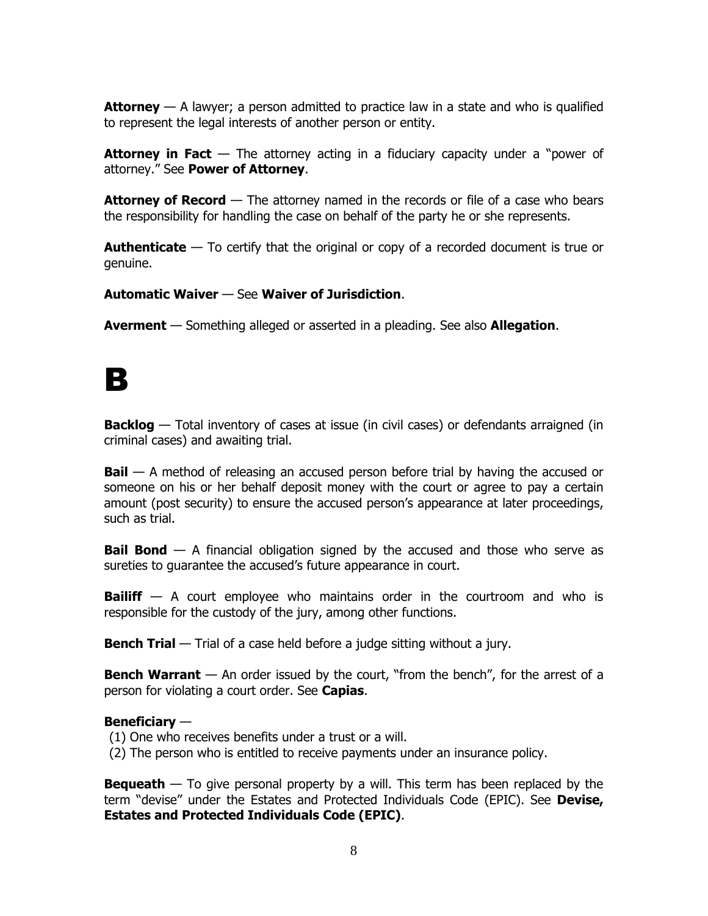**Attorney** — A lawyer; a person admitted to practice law in a state and who is qualified to represent the legal interests of another person or entity.

**Attorney in Fact** — The attorney acting in a fiduciary capacity under a "power of attorney." See **Power of Attorney**.

**Attorney of Record** — The attorney named in the records or file of a case who bears the responsibility for handling the case on behalf of the party he or she represents.

**Authenticate** — To certify that the original or copy of a recorded document is true or genuine.

**Automatic Waiver** — See **Waiver of Jurisdiction**.

**Averment** — Something alleged or asserted in a pleading. See also **Allegation**.

# B

**Backlog** — Total inventory of cases at issue (in civil cases) or defendants arraigned (in criminal cases) and awaiting trial.

**Bail** — A method of releasing an accused person before trial by having the accused or someone on his or her behalf deposit money with the court or agree to pay a certain amount (post security) to ensure the accused person's appearance at later proceedings, such as trial.

**Bail Bond** — A financial obligation signed by the accused and those who serve as sureties to guarantee the accused's future appearance in court.

**Bailiff** — A court employee who maintains order in the courtroom and who is responsible for the custody of the jury, among other functions.

**Bench Trial** — Trial of a case held before a judge sitting without a jury.

**Bench Warrant** — An order issued by the court, "from the bench", for the arrest of a person for violating a court order. See **Capias**.

**Beneficiary** —

(1) One who receives benefits under a trust or a will.
(2) The person who is entitled to receive payments under an insurance policy.

**Bequeath** — To give personal property by a will. This term has been replaced by the term "devise" under the Estates and Protected Individuals Code (EPIC). See **Devise, Estates and Protected Individuals Code (EPIC)**.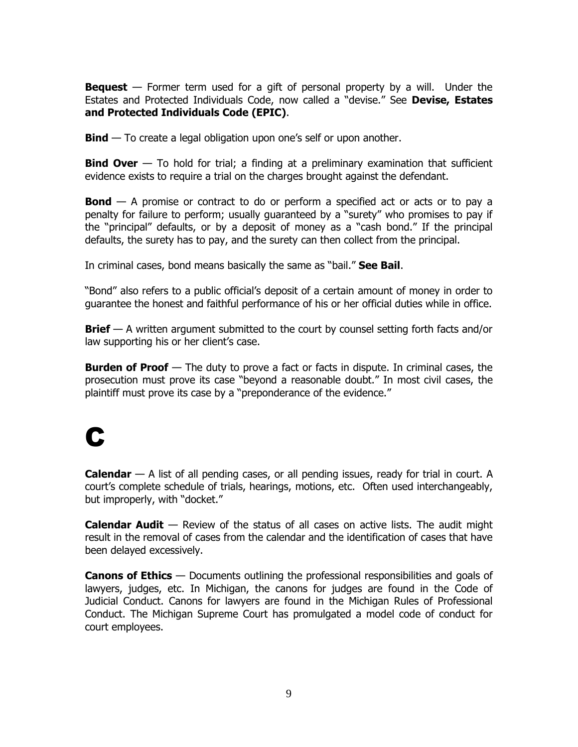**Bequest** — Former term used for a gift of personal property by a will. Under the Estates and Protected Individuals Code, now called a "devise." See **Devise, Estates and Protected Individuals Code (EPIC)**.

**Bind** — To create a legal obligation upon one's self or upon another.

**Bind Over** — To hold for trial; a finding at a preliminary examination that sufficient evidence exists to require a trial on the charges brought against the defendant.

**Bond** — A promise or contract to do or perform a specified act or acts or to pay a penalty for failure to perform; usually guaranteed by a "surety" who promises to pay if the "principal" defaults, or by a deposit of money as a "cash bond." If the principal defaults, the surety has to pay, and the surety can then collect from the principal.

In criminal cases, bond means basically the same as "bail." **See Bail**.

"Bond" also refers to a public official's deposit of a certain amount of money in order to guarantee the honest and faithful performance of his or her official duties while in office.

**Brief** — A written argument submitted to the court by counsel setting forth facts and/or law supporting his or her client's case.

**Burden of Proof** — The duty to prove a fact or facts in dispute. In criminal cases, the prosecution must prove its case "beyond a reasonable doubt." In most civil cases, the plaintiff must prove its case by a "preponderance of the evidence."

# C

**Calendar** — A list of all pending cases, or all pending issues, ready for trial in court. A court's complete schedule of trials, hearings, motions, etc. Often used interchangeably, but improperly, with "docket."

**Calendar Audit** — Review of the status of all cases on active lists. The audit might result in the removal of cases from the calendar and the identification of cases that have been delayed excessively.

**Canons of Ethics** — Documents outlining the professional responsibilities and goals of lawyers, judges, etc. In Michigan, the canons for judges are found in the Code of Judicial Conduct. Canons for lawyers are found in the Michigan Rules of Professional Conduct. The Michigan Supreme Court has promulgated a model code of conduct for court employees.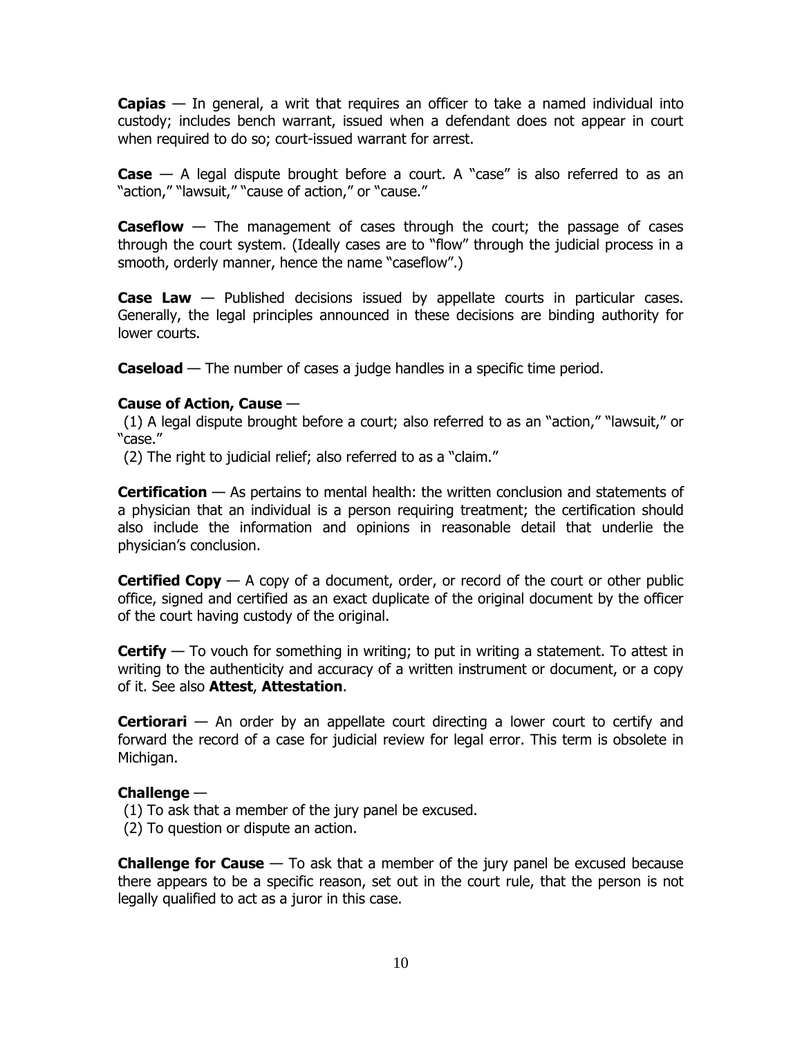**Capias** — In general, a writ that requires an officer to take a named individual into custody; includes bench warrant, issued when a defendant does not appear in court when required to do so; court-issued warrant for arrest.

**Case** — A legal dispute brought before a court. A "case" is also referred to as an "action," "lawsuit," "cause of action," or "cause."

**Caseflow** — The management of cases through the court; the passage of cases through the court system. (Ideally cases are to "flow" through the judicial process in a smooth, orderly manner, hence the name "caseflow".)

**Case Law** — Published decisions issued by appellate courts in particular cases. Generally, the legal principles announced in these decisions are binding authority for lower courts.

**Caseload** — The number of cases a judge handles in a specific time period.

**Cause of Action, Cause** —

(1) A legal dispute brought before a court; also referred to as an "action," "lawsuit," or "case."

(2) The right to judicial relief; also referred to as a "claim."

**Certification** — As pertains to mental health: the written conclusion and statements of a physician that an individual is a person requiring treatment; the certification should also include the information and opinions in reasonable detail that underlie the physician's conclusion.

**Certified Copy** — A copy of a document, order, or record of the court or other public office, signed and certified as an exact duplicate of the original document by the officer of the court having custody of the original.

**Certify** — To vouch for something in writing; to put in writing a statement. To attest in writing to the authenticity and accuracy of a written instrument or document, or a copy of it. See also **Attest**, **Attestation**.

**Certiorari** — An order by an appellate court directing a lower court to certify and forward the record of a case for judicial review for legal error. This term is obsolete in Michigan.

**Challenge** —

(1) To ask that a member of the jury panel be excused.

(2) To question or dispute an action.

**Challenge for Cause** — To ask that a member of the jury panel be excused because there appears to be a specific reason, set out in the court rule, that the person is not legally qualified to act as a juror in this case.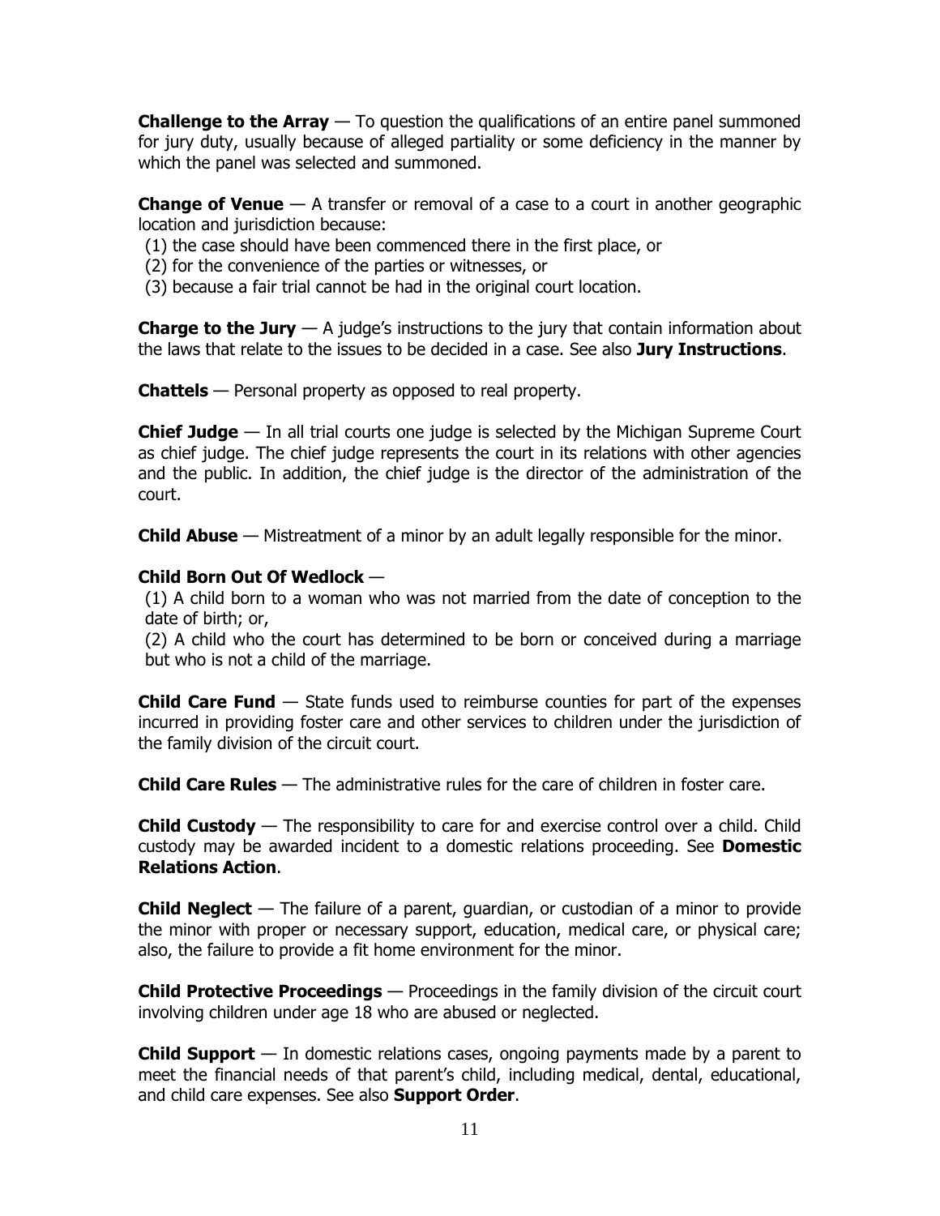**Challenge to the Array** — To question the qualifications of an entire panel summoned for jury duty, usually because of alleged partiality or some deficiency in the manner by which the panel was selected and summoned.

**Change of Venue** — A transfer or removal of a case to a court in another geographic location and jurisdiction because:
(1) the case should have been commenced there in the first place, or
(2) for the convenience of the parties or witnesses, or
(3) because a fair trial cannot be had in the original court location.

**Charge to the Jury** — A judge's instructions to the jury that contain information about the laws that relate to the issues to be decided in a case. See also **Jury Instructions**.

**Chattels** — Personal property as opposed to real property.

**Chief Judge** — In all trial courts one judge is selected by the Michigan Supreme Court as chief judge. The chief judge represents the court in its relations with other agencies and the public. In addition, the chief judge is the director of the administration of the court.

**Child Abuse** — Mistreatment of a minor by an adult legally responsible for the minor.

**Child Born Out Of Wedlock** —
(1) A child born to a woman who was not married from the date of conception to the date of birth; or,
(2) A child who the court has determined to be born or conceived during a marriage but who is not a child of the marriage.

**Child Care Fund** — State funds used to reimburse counties for part of the expenses incurred in providing foster care and other services to children under the jurisdiction of the family division of the circuit court.

**Child Care Rules** — The administrative rules for the care of children in foster care.

**Child Custody** — The responsibility to care for and exercise control over a child. Child custody may be awarded incident to a domestic relations proceeding. See **Domestic Relations Action**.

**Child Neglect** — The failure of a parent, guardian, or custodian of a minor to provide the minor with proper or necessary support, education, medical care, or physical care; also, the failure to provide a fit home environment for the minor.

**Child Protective Proceedings** — Proceedings in the family division of the circuit court involving children under age 18 who are abused or neglected.

**Child Support** — In domestic relations cases, ongoing payments made by a parent to meet the financial needs of that parent's child, including medical, dental, educational, and child care expenses. See also **Support Order**.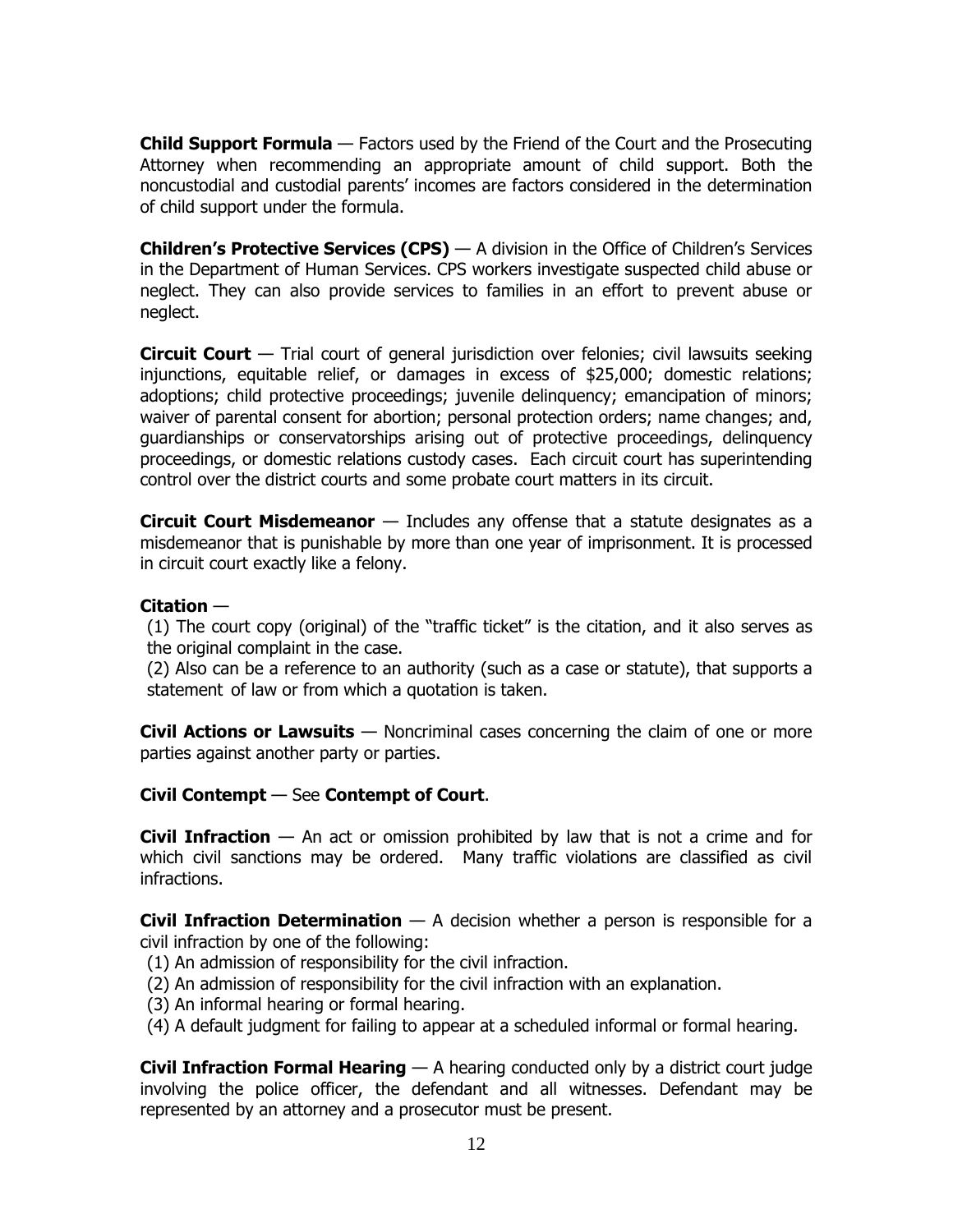**Child Support Formula** — Factors used by the Friend of the Court and the Prosecuting Attorney when recommending an appropriate amount of child support. Both the noncustodial and custodial parents' incomes are factors considered in the determination of child support under the formula.

**Children's Protective Services (CPS)** — A division in the Office of Children's Services in the Department of Human Services. CPS workers investigate suspected child abuse or neglect. They can also provide services to families in an effort to prevent abuse or neglect.

**Circuit Court** — Trial court of general jurisdiction over felonies; civil lawsuits seeking injunctions, equitable relief, or damages in excess of $25,000; domestic relations; adoptions; child protective proceedings; juvenile delinquency; emancipation of minors; waiver of parental consent for abortion; personal protection orders; name changes; and, guardianships or conservatorships arising out of protective proceedings, delinquency proceedings, or domestic relations custody cases. Each circuit court has superintending control over the district courts and some probate court matters in its circuit.

**Circuit Court Misdemeanor** — Includes any offense that a statute designates as a misdemeanor that is punishable by more than one year of imprisonment. It is processed in circuit court exactly like a felony.

**Citation** —

(1) The court copy (original) of the "traffic ticket" is the citation, and it also serves as the original complaint in the case.

(2) Also can be a reference to an authority (such as a case or statute), that supports a statement of law or from which a quotation is taken.

**Civil Actions or Lawsuits** — Noncriminal cases concerning the claim of one or more parties against another party or parties.

**Civil Contempt** — See **Contempt of Court**.

**Civil Infraction** — An act or omission prohibited by law that is not a crime and for which civil sanctions may be ordered. Many traffic violations are classified as civil infractions.

**Civil Infraction Determination** — A decision whether a person is responsible for a civil infraction by one of the following:

(1) An admission of responsibility for the civil infraction.
(2) An admission of responsibility for the civil infraction with an explanation.
(3) An informal hearing or formal hearing.
(4) A default judgment for failing to appear at a scheduled informal or formal hearing.

**Civil Infraction Formal Hearing** — A hearing conducted only by a district court judge involving the police officer, the defendant and all witnesses. Defendant may be represented by an attorney and a prosecutor must be present.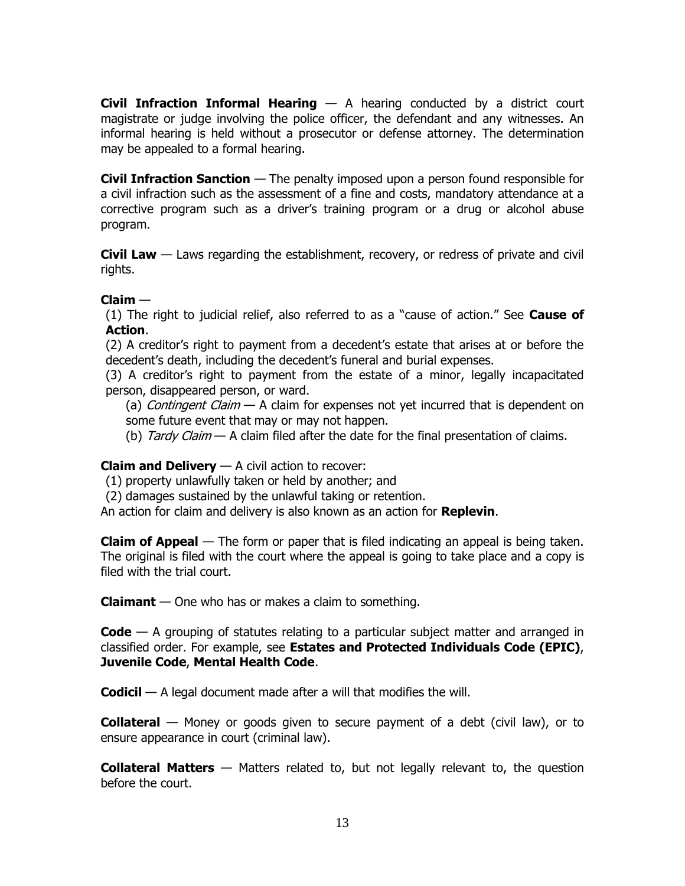**Civil Infraction Informal Hearing** — A hearing conducted by a district court magistrate or judge involving the police officer, the defendant and any witnesses. An informal hearing is held without a prosecutor or defense attorney. The determination may be appealed to a formal hearing.

**Civil Infraction Sanction** — The penalty imposed upon a person found responsible for a civil infraction such as the assessment of a fine and costs, mandatory attendance at a corrective program such as a driver's training program or a drug or alcohol abuse program.

**Civil Law** — Laws regarding the establishment, recovery, or redress of private and civil rights.

**Claim** —

(1) The right to judicial relief, also referred to as a "cause of action." See **Cause of Action**.

(2) A creditor's right to payment from a decedent's estate that arises at or before the decedent's death, including the decedent's funeral and burial expenses.

(3) A creditor's right to payment from the estate of a minor, legally incapacitated person, disappeared person, or ward.

- (a) *Contingent Claim* — A claim for expenses not yet incurred that is dependent on some future event that may or may not happen.
- (b) *Tardy Claim* — A claim filed after the date for the final presentation of claims.

**Claim and Delivery** — A civil action to recover:

(1) property unlawfully taken or held by another; and

(2) damages sustained by the unlawful taking or retention.

An action for claim and delivery is also known as an action for **Replevin**.

**Claim of Appeal** — The form or paper that is filed indicating an appeal is being taken. The original is filed with the court where the appeal is going to take place and a copy is filed with the trial court.

**Claimant** — One who has or makes a claim to something.

**Code** — A grouping of statutes relating to a particular subject matter and arranged in classified order. For example, see **Estates and Protected Individuals Code (EPIC)**, **Juvenile Code**, **Mental Health Code**.

**Codicil** — A legal document made after a will that modifies the will.

**Collateral** — Money or goods given to secure payment of a debt (civil law), or to ensure appearance in court (criminal law).

**Collateral Matters** — Matters related to, but not legally relevant to, the question before the court.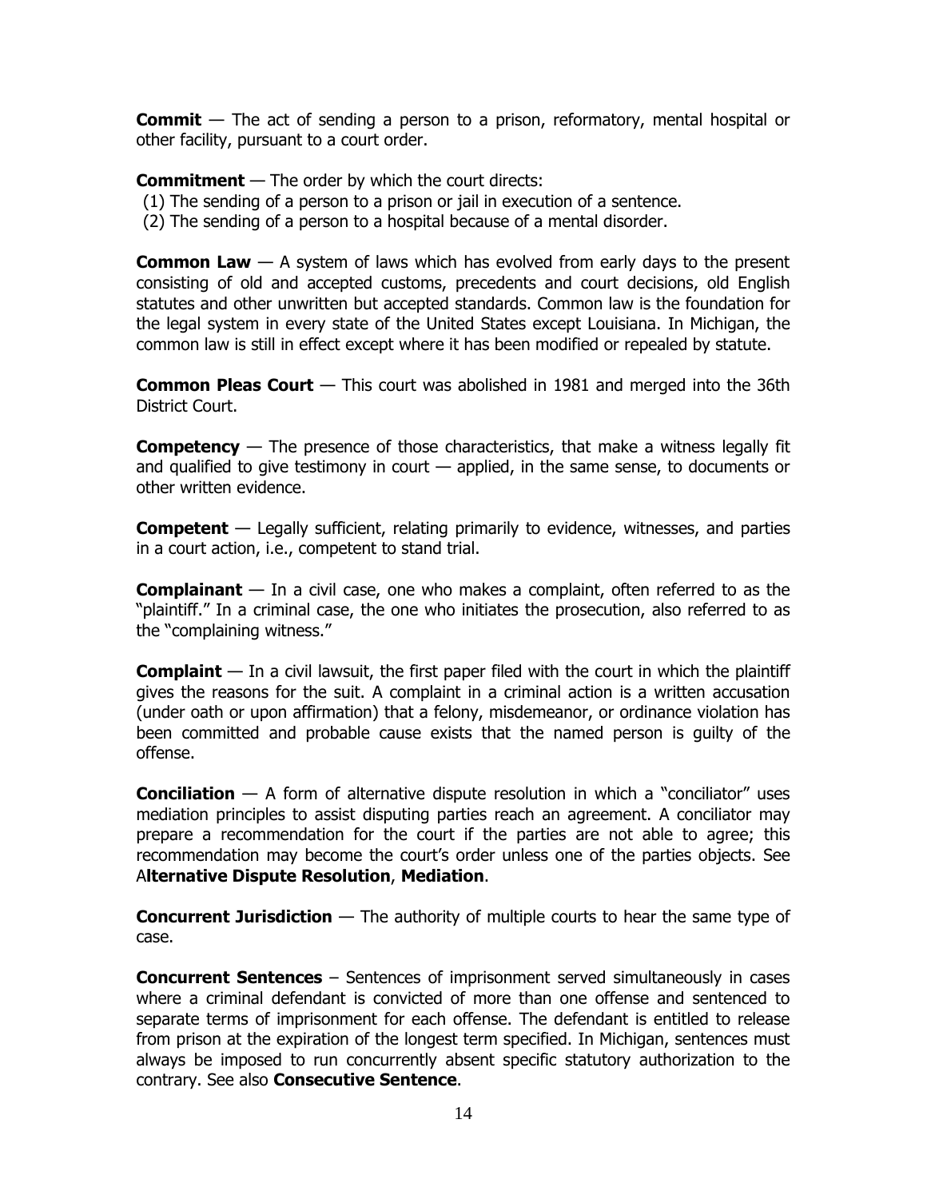**Commit** — The act of sending a person to a prison, reformatory, mental hospital or other facility, pursuant to a court order.

**Commitment** — The order by which the court directs:

(1) The sending of a person to a prison or jail in execution of a sentence.

(2) The sending of a person to a hospital because of a mental disorder.

**Common Law** — A system of laws which has evolved from early days to the present consisting of old and accepted customs, precedents and court decisions, old English statutes and other unwritten but accepted standards. Common law is the foundation for the legal system in every state of the United States except Louisiana. In Michigan, the common law is still in effect except where it has been modified or repealed by statute.

**Common Pleas Court** — This court was abolished in 1981 and merged into the 36th District Court.

**Competency** — The presence of those characteristics, that make a witness legally fit and qualified to give testimony in court — applied, in the same sense, to documents or other written evidence.

**Competent** — Legally sufficient, relating primarily to evidence, witnesses, and parties in a court action, i.e., competent to stand trial.

**Complainant** — In a civil case, one who makes a complaint, often referred to as the "plaintiff." In a criminal case, the one who initiates the prosecution, also referred to as the "complaining witness."

**Complaint** — In a civil lawsuit, the first paper filed with the court in which the plaintiff gives the reasons for the suit. A complaint in a criminal action is a written accusation (under oath or upon affirmation) that a felony, misdemeanor, or ordinance violation has been committed and probable cause exists that the named person is guilty of the offense.

**Conciliation** — A form of alternative dispute resolution in which a "conciliator" uses mediation principles to assist disputing parties reach an agreement. A conciliator may prepare a recommendation for the court if the parties are not able to agree; this recommendation may become the court's order unless one of the parties objects. See A**lternative Dispute Resolution**, **Mediation**.

**Concurrent Jurisdiction** — The authority of multiple courts to hear the same type of case.

**Concurrent Sentences** – Sentences of imprisonment served simultaneously in cases where a criminal defendant is convicted of more than one offense and sentenced to separate terms of imprisonment for each offense. The defendant is entitled to release from prison at the expiration of the longest term specified. In Michigan, sentences must always be imposed to run concurrently absent specific statutory authorization to the contrary. See also **Consecutive Sentence**.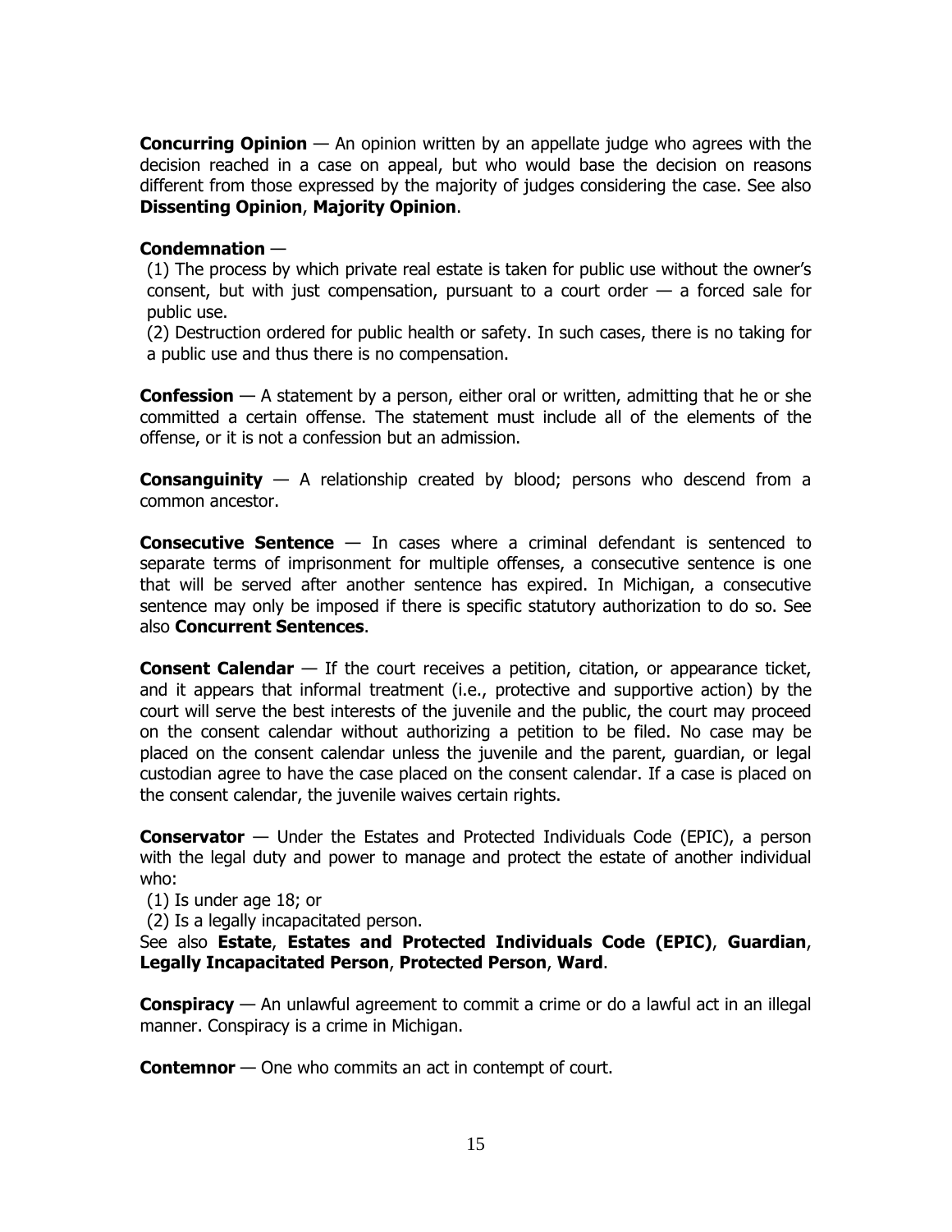**Concurring Opinion** — An opinion written by an appellate judge who agrees with the decision reached in a case on appeal, but who would base the decision on reasons different from those expressed by the majority of judges considering the case. See also **Dissenting Opinion**, **Majority Opinion**.

**Condemnation** —

(1) The process by which private real estate is taken for public use without the owner's consent, but with just compensation, pursuant to a court order — a forced sale for public use.

(2) Destruction ordered for public health or safety. In such cases, there is no taking for a public use and thus there is no compensation.

**Confession** — A statement by a person, either oral or written, admitting that he or she committed a certain offense. The statement must include all of the elements of the offense, or it is not a confession but an admission.

**Consanguinity** — A relationship created by blood; persons who descend from a common ancestor.

**Consecutive Sentence** — In cases where a criminal defendant is sentenced to separate terms of imprisonment for multiple offenses, a consecutive sentence is one that will be served after another sentence has expired. In Michigan, a consecutive sentence may only be imposed if there is specific statutory authorization to do so. See also **Concurrent Sentences**.

**Consent Calendar** — If the court receives a petition, citation, or appearance ticket, and it appears that informal treatment (i.e., protective and supportive action) by the court will serve the best interests of the juvenile and the public, the court may proceed on the consent calendar without authorizing a petition to be filed. No case may be placed on the consent calendar unless the juvenile and the parent, guardian, or legal custodian agree to have the case placed on the consent calendar. If a case is placed on the consent calendar, the juvenile waives certain rights.

**Conservator** — Under the Estates and Protected Individuals Code (EPIC), a person with the legal duty and power to manage and protect the estate of another individual who:

(1) Is under age 18; or

(2) Is a legally incapacitated person.

See also **Estate**, **Estates and Protected Individuals Code (EPIC)**, **Guardian**, **Legally Incapacitated Person**, **Protected Person**, **Ward**.

**Conspiracy** — An unlawful agreement to commit a crime or do a lawful act in an illegal manner. Conspiracy is a crime in Michigan.

**Contemnor** — One who commits an act in contempt of court.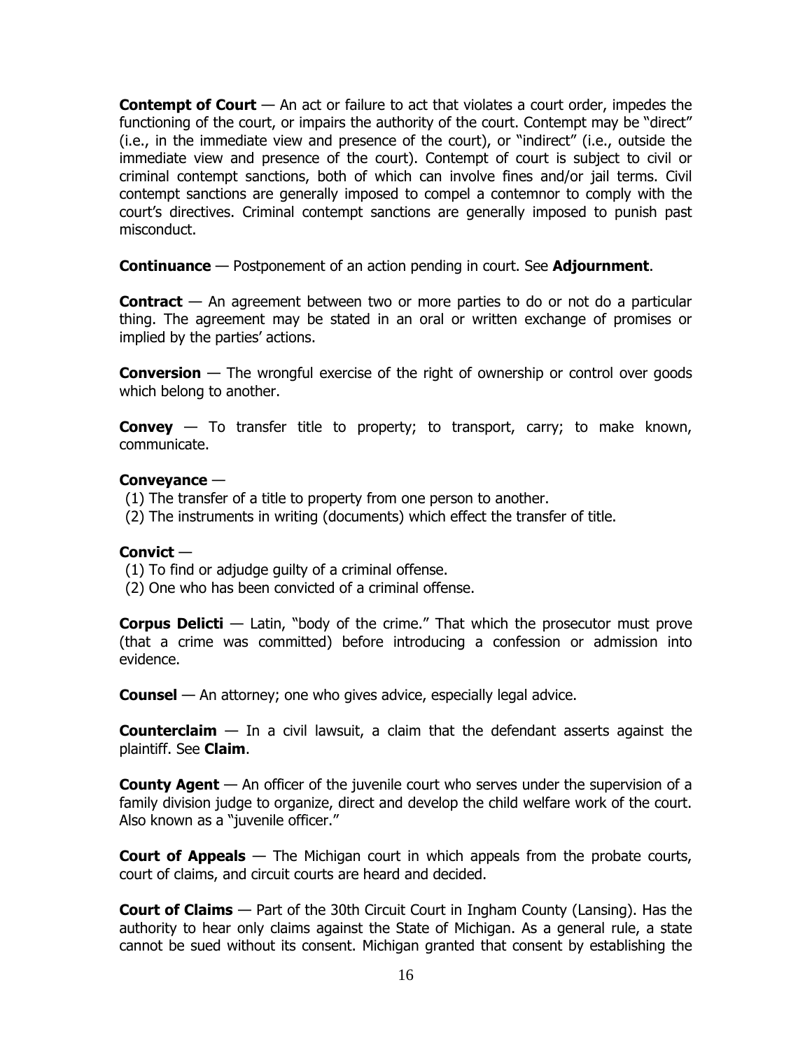**Contempt of Court** — An act or failure to act that violates a court order, impedes the functioning of the court, or impairs the authority of the court. Contempt may be "direct" (i.e., in the immediate view and presence of the court), or "indirect" (i.e., outside the immediate view and presence of the court). Contempt of court is subject to civil or criminal contempt sanctions, both of which can involve fines and/or jail terms. Civil contempt sanctions are generally imposed to compel a contemnor to comply with the court's directives. Criminal contempt sanctions are generally imposed to punish past misconduct.

**Continuance** — Postponement of an action pending in court. See **Adjournment**.

**Contract** — An agreement between two or more parties to do or not do a particular thing. The agreement may be stated in an oral or written exchange of promises or implied by the parties' actions.

**Conversion** — The wrongful exercise of the right of ownership or control over goods which belong to another.

**Convey** — To transfer title to property; to transport, carry; to make known, communicate.

**Conveyance** —

(1) The transfer of a title to property from one person to another.
(2) The instruments in writing (documents) which effect the transfer of title.

**Convict** —

(1) To find or adjudge guilty of a criminal offense.
(2) One who has been convicted of a criminal offense.

**Corpus Delicti** — Latin, "body of the crime." That which the prosecutor must prove (that a crime was committed) before introducing a confession or admission into evidence.

**Counsel** — An attorney; one who gives advice, especially legal advice.

**Counterclaim** — In a civil lawsuit, a claim that the defendant asserts against the plaintiff. See **Claim**.

**County Agent** — An officer of the juvenile court who serves under the supervision of a family division judge to organize, direct and develop the child welfare work of the court. Also known as a "juvenile officer."

**Court of Appeals** — The Michigan court in which appeals from the probate courts, court of claims, and circuit courts are heard and decided.

**Court of Claims** — Part of the 30th Circuit Court in Ingham County (Lansing). Has the authority to hear only claims against the State of Michigan. As a general rule, a state cannot be sued without its consent. Michigan granted that consent by establishing the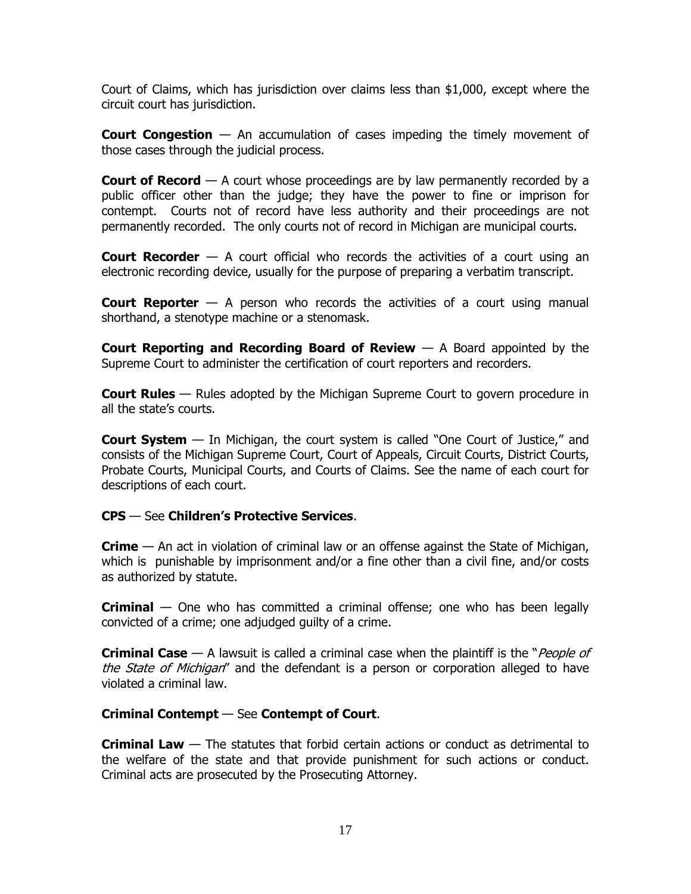Court of Claims, which has jurisdiction over claims less than $1,000, except where the circuit court has jurisdiction.

**Court Congestion** — An accumulation of cases impeding the timely movement of those cases through the judicial process.

**Court of Record** — A court whose proceedings are by law permanently recorded by a public officer other than the judge; they have the power to fine or imprison for contempt. Courts not of record have less authority and their proceedings are not permanently recorded. The only courts not of record in Michigan are municipal courts.

**Court Recorder** — A court official who records the activities of a court using an electronic recording device, usually for the purpose of preparing a verbatim transcript.

**Court Reporter** — A person who records the activities of a court using manual shorthand, a stenotype machine or a stenomask.

**Court Reporting and Recording Board of Review** — A Board appointed by the Supreme Court to administer the certification of court reporters and recorders.

**Court Rules** — Rules adopted by the Michigan Supreme Court to govern procedure in all the state's courts.

**Court System** — In Michigan, the court system is called "One Court of Justice," and consists of the Michigan Supreme Court, Court of Appeals, Circuit Courts, District Courts, Probate Courts, Municipal Courts, and Courts of Claims. See the name of each court for descriptions of each court.

**CPS** — See **Children's Protective Services**.

**Crime** — An act in violation of criminal law or an offense against the State of Michigan, which is punishable by imprisonment and/or a fine other than a civil fine, and/or costs as authorized by statute.

**Criminal** — One who has committed a criminal offense; one who has been legally convicted of a crime; one adjudged guilty of a crime.

**Criminal Case** — A lawsuit is called a criminal case when the plaintiff is the "*People of the State of Michigan*" and the defendant is a person or corporation alleged to have violated a criminal law.

**Criminal Contempt** — See **Contempt of Court**.

**Criminal Law** — The statutes that forbid certain actions or conduct as detrimental to the welfare of the state and that provide punishment for such actions or conduct. Criminal acts are prosecuted by the Prosecuting Attorney.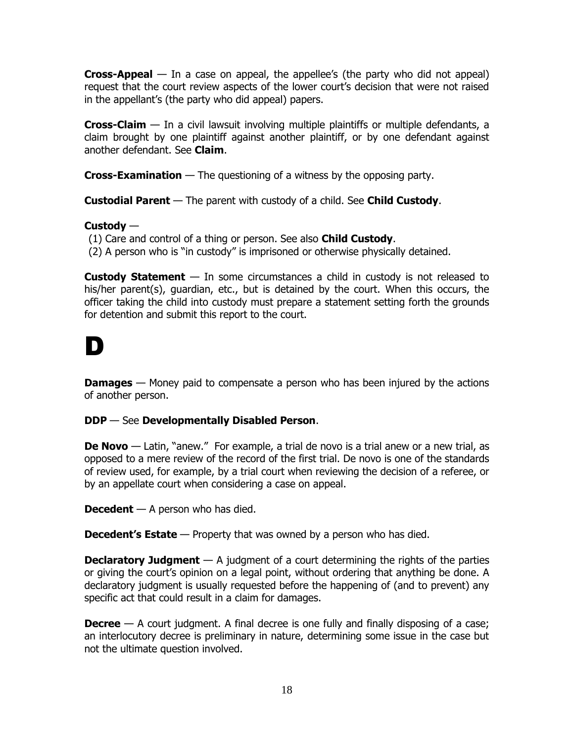**Cross-Appeal** — In a case on appeal, the appellee's (the party who did not appeal) request that the court review aspects of the lower court's decision that were not raised in the appellant's (the party who did appeal) papers.

**Cross-Claim** — In a civil lawsuit involving multiple plaintiffs or multiple defendants, a claim brought by one plaintiff against another plaintiff, or by one defendant against another defendant. See **Claim**.

**Cross-Examination** — The questioning of a witness by the opposing party.

**Custodial Parent** — The parent with custody of a child. See **Child Custody**.

**Custody** —

(1) Care and control of a thing or person. See also **Child Custody**.

(2) A person who is "in custody" is imprisoned or otherwise physically detained.

**Custody Statement** — In some circumstances a child in custody is not released to his/her parent(s), guardian, etc., but is detained by the court. When this occurs, the officer taking the child into custody must prepare a statement setting forth the grounds for detention and submit this report to the court.

# D

**Damages** — Money paid to compensate a person who has been injured by the actions of another person.

**DDP** — See **Developmentally Disabled Person**.

**De Novo** — Latin, "anew." For example, a trial de novo is a trial anew or a new trial, as opposed to a mere review of the record of the first trial. De novo is one of the standards of review used, for example, by a trial court when reviewing the decision of a referee, or by an appellate court when considering a case on appeal.

**Decedent** — A person who has died.

**Decedent's Estate** — Property that was owned by a person who has died.

**Declaratory Judgment** — A judgment of a court determining the rights of the parties or giving the court's opinion on a legal point, without ordering that anything be done. A declaratory judgment is usually requested before the happening of (and to prevent) any specific act that could result in a claim for damages.

**Decree** — A court judgment. A final decree is one fully and finally disposing of a case; an interlocutory decree is preliminary in nature, determining some issue in the case but not the ultimate question involved.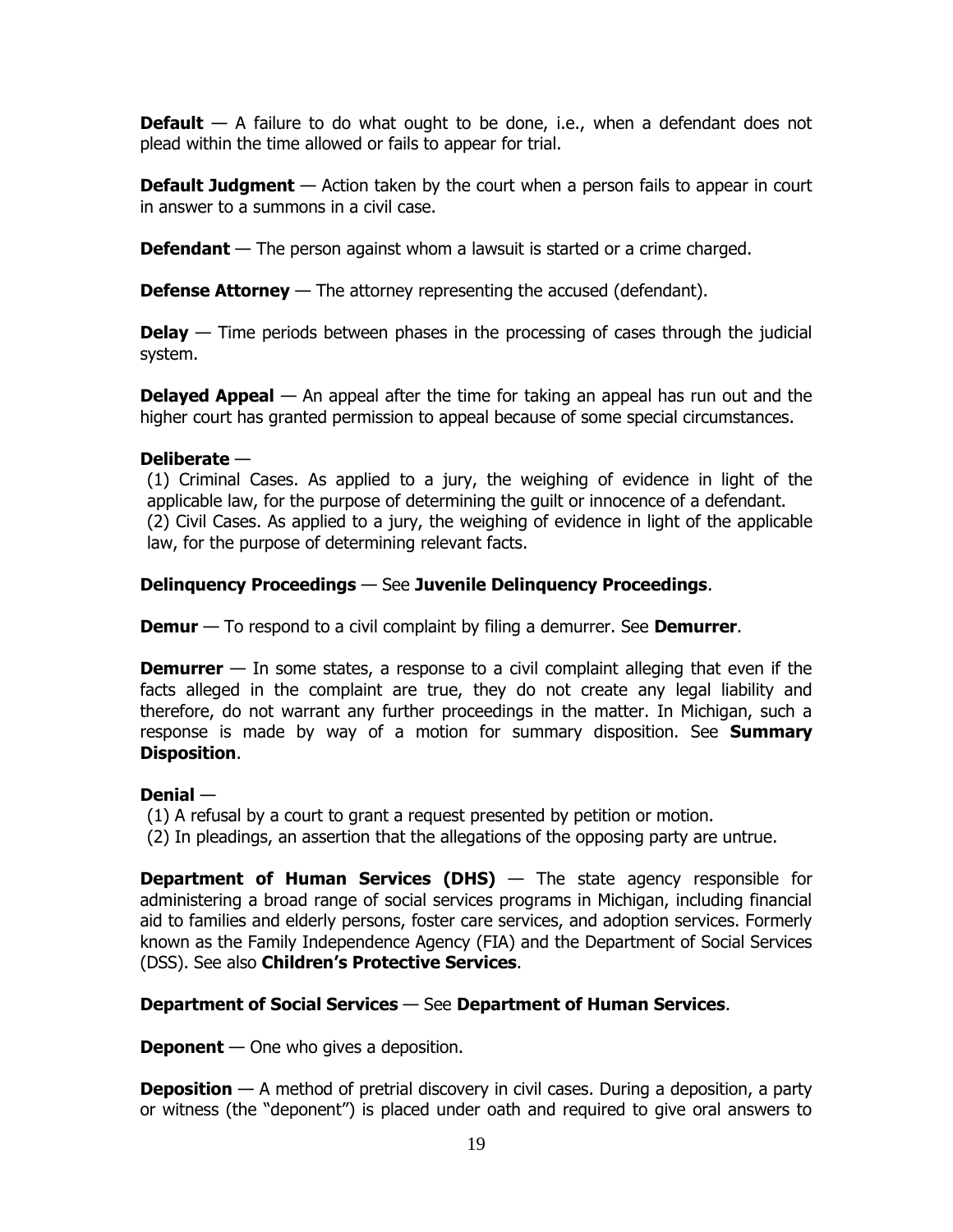**Default** — A failure to do what ought to be done, i.e., when a defendant does not plead within the time allowed or fails to appear for trial.

**Default Judgment** — Action taken by the court when a person fails to appear in court in answer to a summons in a civil case.

**Defendant** — The person against whom a lawsuit is started or a crime charged.

**Defense Attorney** — The attorney representing the accused (defendant).

**Delay** — Time periods between phases in the processing of cases through the judicial system.

**Delayed Appeal** — An appeal after the time for taking an appeal has run out and the higher court has granted permission to appeal because of some special circumstances.

**Deliberate** —

(1) Criminal Cases. As applied to a jury, the weighing of evidence in light of the applicable law, for the purpose of determining the guilt or innocence of a defendant.
(2) Civil Cases. As applied to a jury, the weighing of evidence in light of the applicable law, for the purpose of determining relevant facts.

**Delinquency Proceedings** — See **Juvenile Delinquency Proceedings**.

**Demur** — To respond to a civil complaint by filing a demurrer. See **Demurrer**.

**Demurrer** — In some states, a response to a civil complaint alleging that even if the facts alleged in the complaint are true, they do not create any legal liability and therefore, do not warrant any further proceedings in the matter. In Michigan, such a response is made by way of a motion for summary disposition. See **Summary Disposition**.

**Denial** —

(1) A refusal by a court to grant a request presented by petition or motion.
(2) In pleadings, an assertion that the allegations of the opposing party are untrue.

**Department of Human Services (DHS)** — The state agency responsible for administering a broad range of social services programs in Michigan, including financial aid to families and elderly persons, foster care services, and adoption services. Formerly known as the Family Independence Agency (FIA) and the Department of Social Services (DSS). See also **Children's Protective Services**.

**Department of Social Services** — See **Department of Human Services**.

**Deponent** — One who gives a deposition.

**Deposition** — A method of pretrial discovery in civil cases. During a deposition, a party or witness (the "deponent") is placed under oath and required to give oral answers to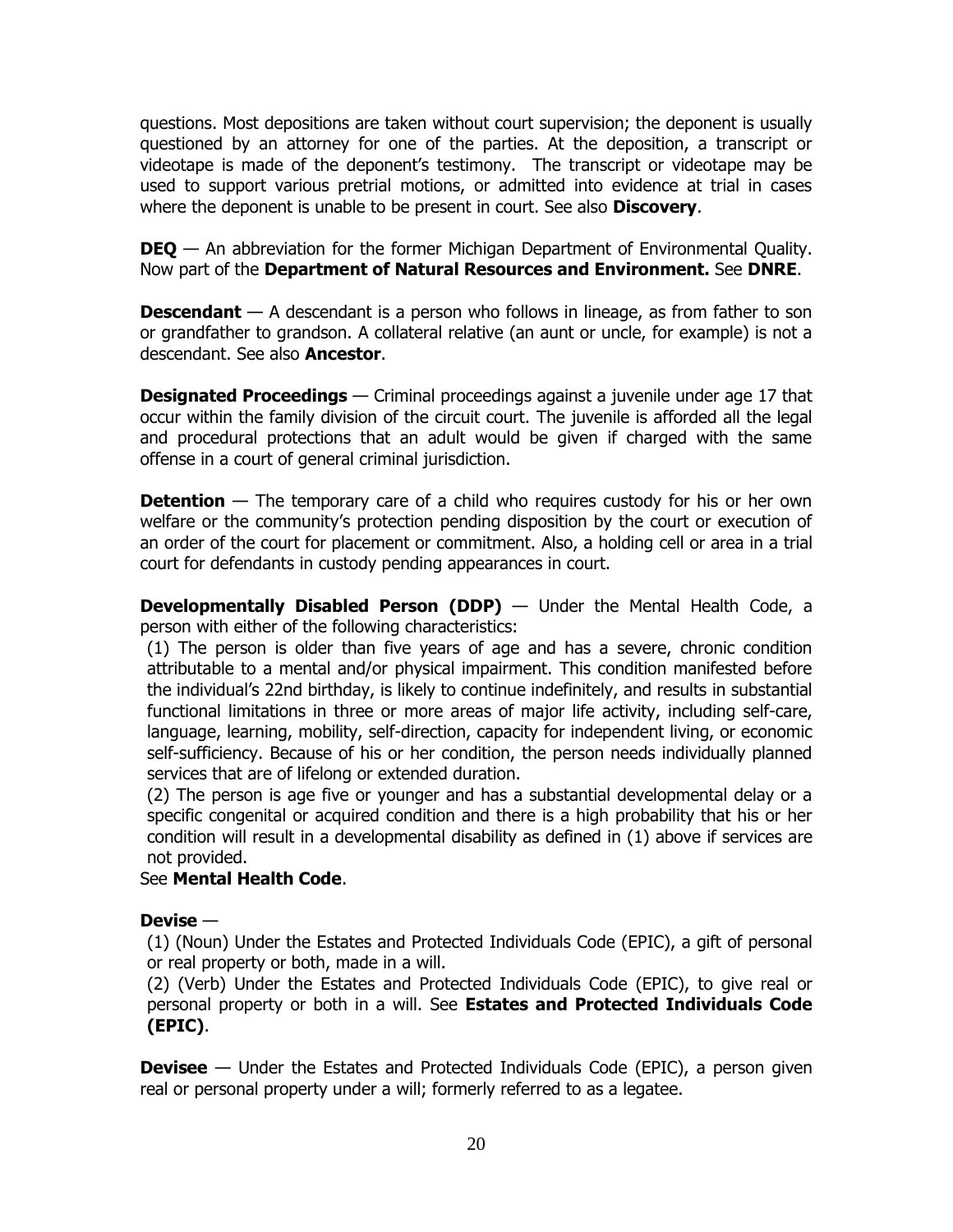questions. Most depositions are taken without court supervision; the deponent is usually questioned by an attorney for one of the parties. At the deposition, a transcript or videotape is made of the deponent's testimony. The transcript or videotape may be used to support various pretrial motions, or admitted into evidence at trial in cases where the deponent is unable to be present in court. See also **Discovery**.

**DEQ** — An abbreviation for the former Michigan Department of Environmental Quality. Now part of the **Department of Natural Resources and Environment.** See **DNRE**.

**Descendant** — A descendant is a person who follows in lineage, as from father to son or grandfather to grandson. A collateral relative (an aunt or uncle, for example) is not a descendant. See also **Ancestor**.

**Designated Proceedings** — Criminal proceedings against a juvenile under age 17 that occur within the family division of the circuit court. The juvenile is afforded all the legal and procedural protections that an adult would be given if charged with the same offense in a court of general criminal jurisdiction.

**Detention** — The temporary care of a child who requires custody for his or her own welfare or the community's protection pending disposition by the court or execution of an order of the court for placement or commitment. Also, a holding cell or area in a trial court for defendants in custody pending appearances in court.

**Developmentally Disabled Person (DDP)** — Under the Mental Health Code, a person with either of the following characteristics:

(1) The person is older than five years of age and has a severe, chronic condition attributable to a mental and/or physical impairment. This condition manifested before the individual's 22nd birthday, is likely to continue indefinitely, and results in substantial functional limitations in three or more areas of major life activity, including self-care, language, learning, mobility, self-direction, capacity for independent living, or economic self-sufficiency. Because of his or her condition, the person needs individually planned services that are of lifelong or extended duration.

(2) The person is age five or younger and has a substantial developmental delay or a specific congenital or acquired condition and there is a high probability that his or her condition will result in a developmental disability as defined in (1) above if services are not provided.

See **Mental Health Code**.

**Devise** —

(1) (Noun) Under the Estates and Protected Individuals Code (EPIC), a gift of personal or real property or both, made in a will.

(2) (Verb) Under the Estates and Protected Individuals Code (EPIC), to give real or personal property or both in a will. See **Estates and Protected Individuals Code (EPIC)**.

**Devisee** — Under the Estates and Protected Individuals Code (EPIC), a person given real or personal property under a will; formerly referred to as a legatee.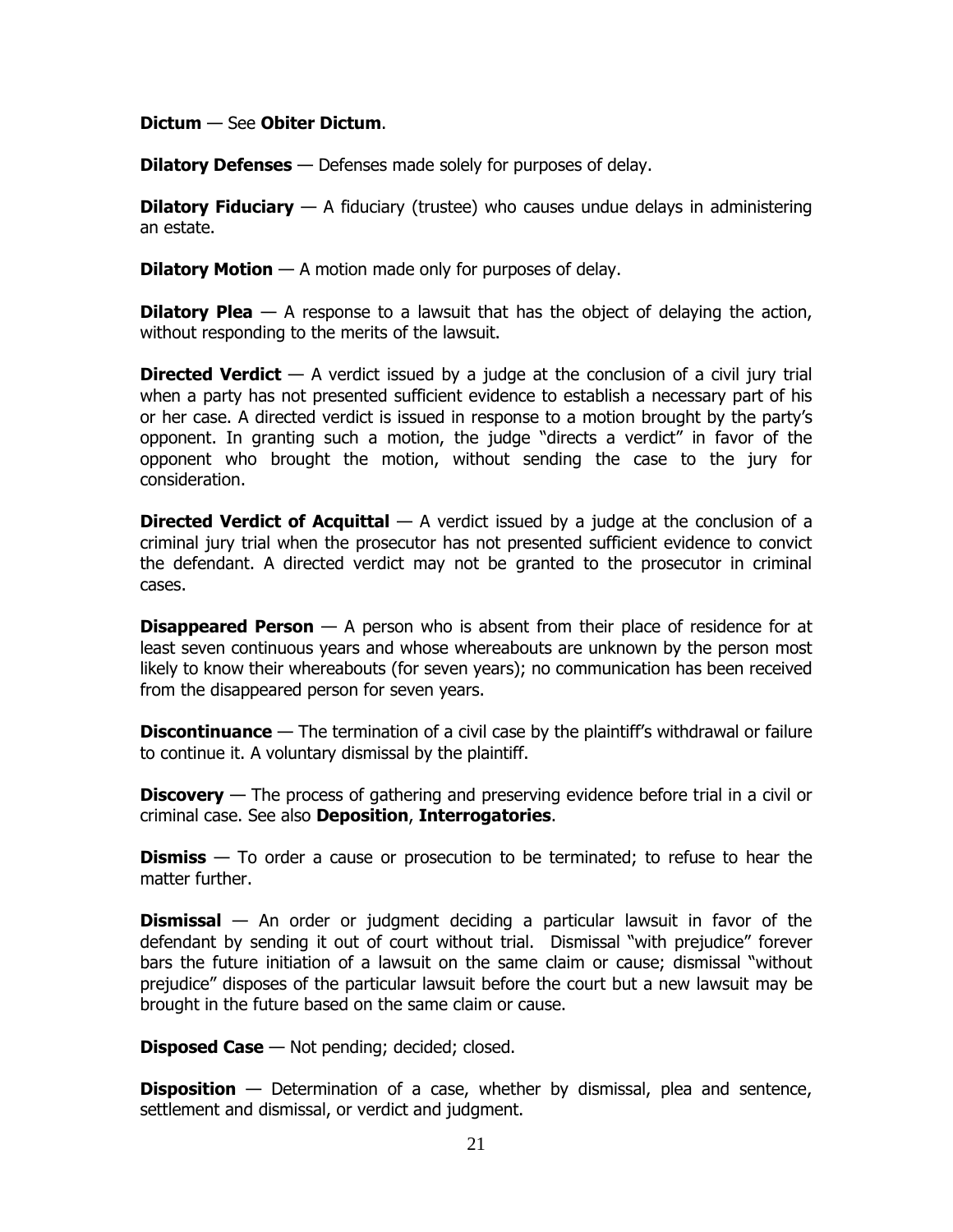**Dictum** — See **Obiter Dictum**.

**Dilatory Defenses** — Defenses made solely for purposes of delay.

**Dilatory Fiduciary** — A fiduciary (trustee) who causes undue delays in administering an estate.

**Dilatory Motion** — A motion made only for purposes of delay.

**Dilatory Plea** — A response to a lawsuit that has the object of delaying the action, without responding to the merits of the lawsuit.

**Directed Verdict** — A verdict issued by a judge at the conclusion of a civil jury trial when a party has not presented sufficient evidence to establish a necessary part of his or her case. A directed verdict is issued in response to a motion brought by the party's opponent. In granting such a motion, the judge "directs a verdict" in favor of the opponent who brought the motion, without sending the case to the jury for consideration.

**Directed Verdict of Acquittal** — A verdict issued by a judge at the conclusion of a criminal jury trial when the prosecutor has not presented sufficient evidence to convict the defendant. A directed verdict may not be granted to the prosecutor in criminal cases.

**Disappeared Person** — A person who is absent from their place of residence for at least seven continuous years and whose whereabouts are unknown by the person most likely to know their whereabouts (for seven years); no communication has been received from the disappeared person for seven years.

**Discontinuance** — The termination of a civil case by the plaintiff's withdrawal or failure to continue it. A voluntary dismissal by the plaintiff.

**Discovery** — The process of gathering and preserving evidence before trial in a civil or criminal case. See also **Deposition**, **Interrogatories**.

**Dismiss** — To order a cause or prosecution to be terminated; to refuse to hear the matter further.

**Dismissal** — An order or judgment deciding a particular lawsuit in favor of the defendant by sending it out of court without trial. Dismissal "with prejudice" forever bars the future initiation of a lawsuit on the same claim or cause; dismissal "without prejudice" disposes of the particular lawsuit before the court but a new lawsuit may be brought in the future based on the same claim or cause.

**Disposed Case** — Not pending; decided; closed.

**Disposition** — Determination of a case, whether by dismissal, plea and sentence, settlement and dismissal, or verdict and judgment.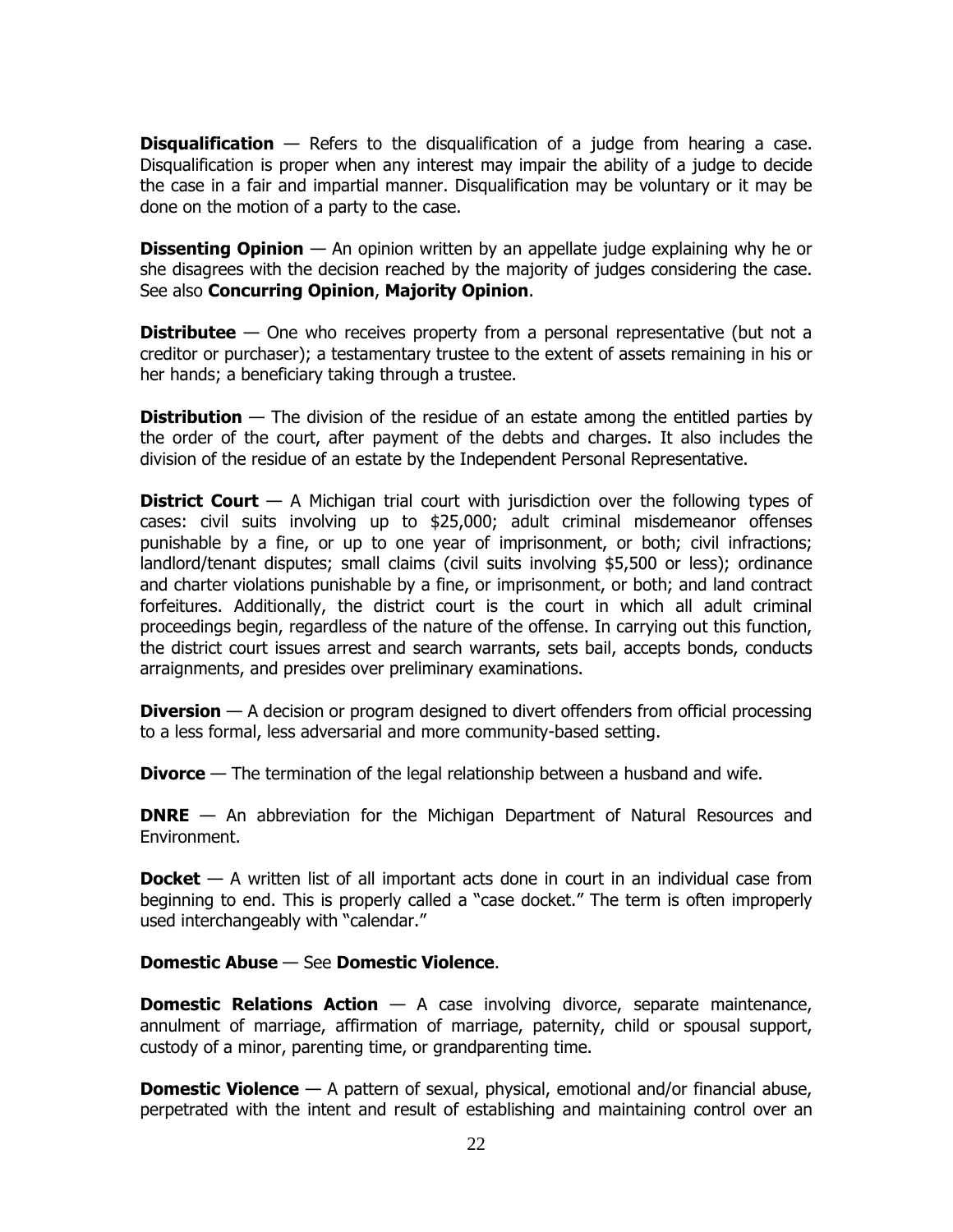**Disqualification** — Refers to the disqualification of a judge from hearing a case. Disqualification is proper when any interest may impair the ability of a judge to decide the case in a fair and impartial manner. Disqualification may be voluntary or it may be done on the motion of a party to the case.

**Dissenting Opinion** — An opinion written by an appellate judge explaining why he or she disagrees with the decision reached by the majority of judges considering the case. See also **Concurring Opinion**, **Majority Opinion**.

**Distributee** — One who receives property from a personal representative (but not a creditor or purchaser); a testamentary trustee to the extent of assets remaining in his or her hands; a beneficiary taking through a trustee.

**Distribution** — The division of the residue of an estate among the entitled parties by the order of the court, after payment of the debts and charges. It also includes the division of the residue of an estate by the Independent Personal Representative.

**District Court** — A Michigan trial court with jurisdiction over the following types of cases: civil suits involving up to $25,000; adult criminal misdemeanor offenses punishable by a fine, or up to one year of imprisonment, or both; civil infractions; landlord/tenant disputes; small claims (civil suits involving $5,500 or less); ordinance and charter violations punishable by a fine, or imprisonment, or both; and land contract forfeitures. Additionally, the district court is the court in which all adult criminal proceedings begin, regardless of the nature of the offense. In carrying out this function, the district court issues arrest and search warrants, sets bail, accepts bonds, conducts arraignments, and presides over preliminary examinations.

**Diversion** — A decision or program designed to divert offenders from official processing to a less formal, less adversarial and more community-based setting.

**Divorce** — The termination of the legal relationship between a husband and wife.

**DNRE** — An abbreviation for the Michigan Department of Natural Resources and Environment.

**Docket** — A written list of all important acts done in court in an individual case from beginning to end. This is properly called a "case docket." The term is often improperly used interchangeably with "calendar."

**Domestic Abuse** — See **Domestic Violence**.

**Domestic Relations Action** — A case involving divorce, separate maintenance, annulment of marriage, affirmation of marriage, paternity, child or spousal support, custody of a minor, parenting time, or grandparenting time.

**Domestic Violence** — A pattern of sexual, physical, emotional and/or financial abuse, perpetrated with the intent and result of establishing and maintaining control over an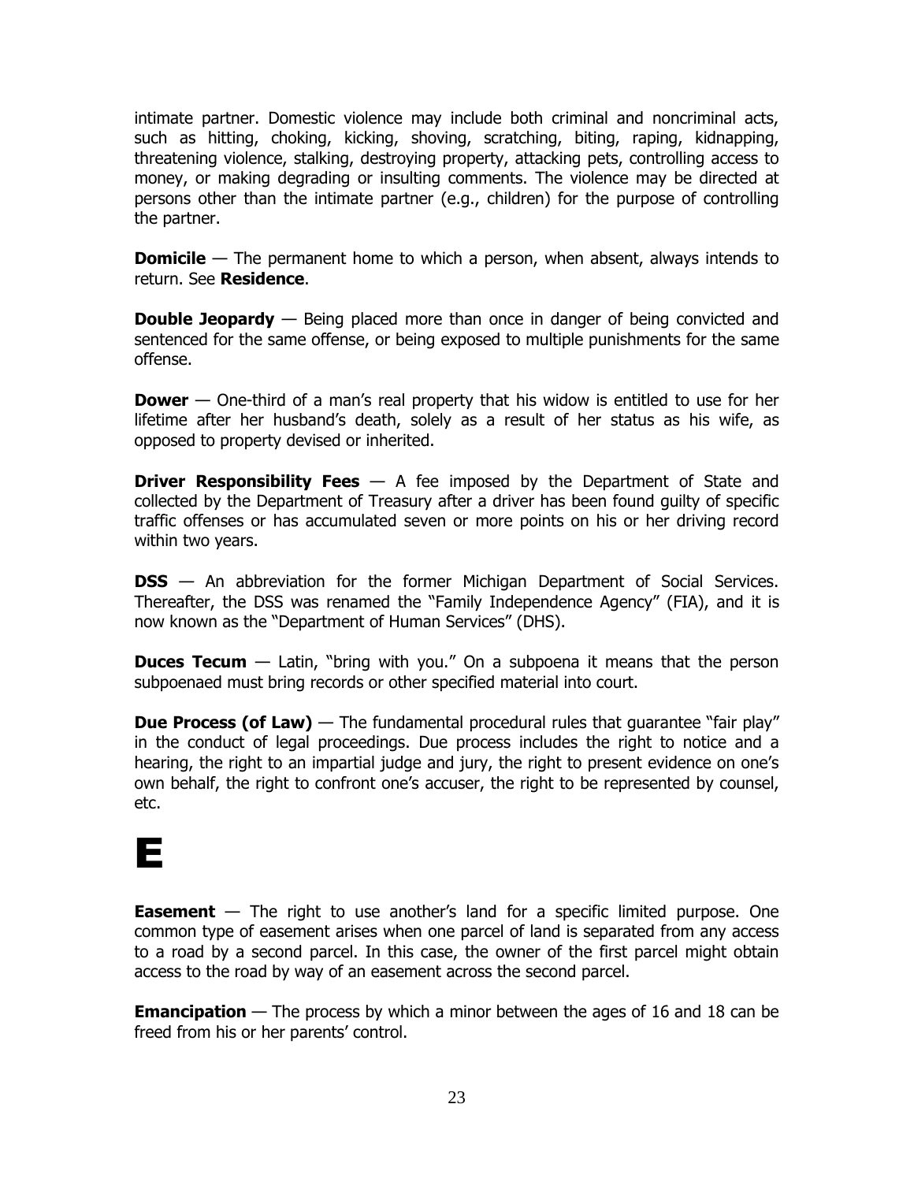intimate partner. Domestic violence may include both criminal and noncriminal acts, such as hitting, choking, kicking, shoving, scratching, biting, raping, kidnapping, threatening violence, stalking, destroying property, attacking pets, controlling access to money, or making degrading or insulting comments. The violence may be directed at persons other than the intimate partner (e.g., children) for the purpose of controlling the partner.

**Domicile** — The permanent home to which a person, when absent, always intends to return. See **Residence**.

**Double Jeopardy** — Being placed more than once in danger of being convicted and sentenced for the same offense, or being exposed to multiple punishments for the same offense.

**Dower** — One-third of a man's real property that his widow is entitled to use for her lifetime after her husband's death, solely as a result of her status as his wife, as opposed to property devised or inherited.

**Driver Responsibility Fees** — A fee imposed by the Department of State and collected by the Department of Treasury after a driver has been found guilty of specific traffic offenses or has accumulated seven or more points on his or her driving record within two years.

**DSS** — An abbreviation for the former Michigan Department of Social Services. Thereafter, the DSS was renamed the "Family Independence Agency" (FIA), and it is now known as the "Department of Human Services" (DHS).

**Duces Tecum** — Latin, "bring with you." On a subpoena it means that the person subpoenaed must bring records or other specified material into court.

**Due Process (of Law)** — The fundamental procedural rules that guarantee "fair play" in the conduct of legal proceedings. Due process includes the right to notice and a hearing, the right to an impartial judge and jury, the right to present evidence on one's own behalf, the right to confront one's accuser, the right to be represented by counsel, etc.

# E

**Easement** — The right to use another's land for a specific limited purpose. One common type of easement arises when one parcel of land is separated from any access to a road by a second parcel. In this case, the owner of the first parcel might obtain access to the road by way of an easement across the second parcel.

**Emancipation** — The process by which a minor between the ages of 16 and 18 can be freed from his or her parents' control.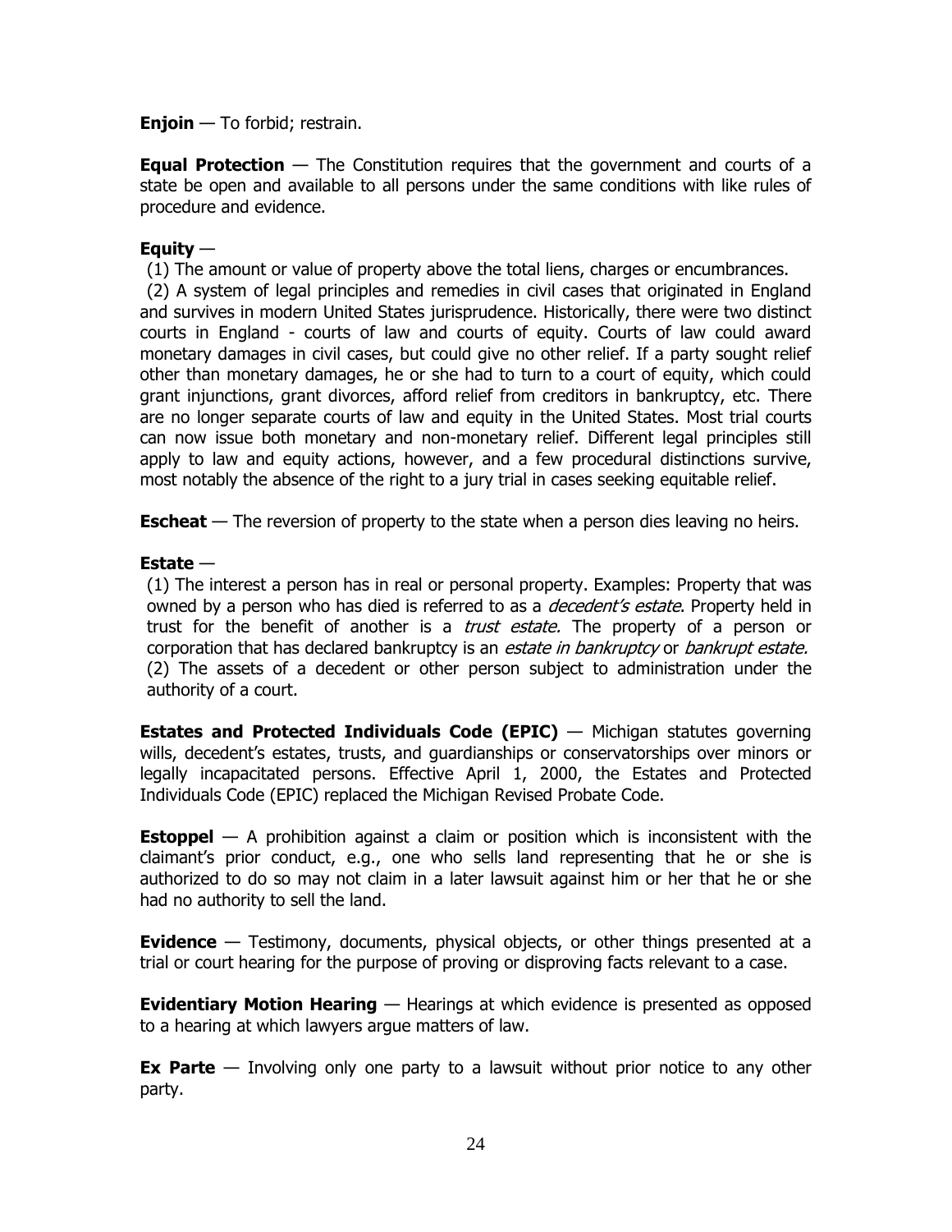**Enjoin** — To forbid; restrain.

**Equal Protection** — The Constitution requires that the government and courts of a state be open and available to all persons under the same conditions with like rules of procedure and evidence.

**Equity** —

(1) The amount or value of property above the total liens, charges or encumbrances.

(2) A system of legal principles and remedies in civil cases that originated in England and survives in modern United States jurisprudence. Historically, there were two distinct courts in England - courts of law and courts of equity. Courts of law could award monetary damages in civil cases, but could give no other relief. If a party sought relief other than monetary damages, he or she had to turn to a court of equity, which could grant injunctions, grant divorces, afford relief from creditors in bankruptcy, etc. There are no longer separate courts of law and equity in the United States. Most trial courts can now issue both monetary and non-monetary relief. Different legal principles still apply to law and equity actions, however, and a few procedural distinctions survive, most notably the absence of the right to a jury trial in cases seeking equitable relief.

**Escheat** — The reversion of property to the state when a person dies leaving no heirs.

**Estate** —

(1) The interest a person has in real or personal property. Examples: Property that was owned by a person who has died is referred to as a *decedent's estate*. Property held in trust for the benefit of another is a *trust estate.* The property of a person or corporation that has declared bankruptcy is an *estate in bankruptcy* or *bankrupt estate.*

(2) The assets of a decedent or other person subject to administration under the authority of a court.

**Estates and Protected Individuals Code (EPIC)** — Michigan statutes governing wills, decedent's estates, trusts, and guardianships or conservatorships over minors or legally incapacitated persons. Effective April 1, 2000, the Estates and Protected Individuals Code (EPIC) replaced the Michigan Revised Probate Code.

**Estoppel** — A prohibition against a claim or position which is inconsistent with the claimant's prior conduct, e.g., one who sells land representing that he or she is authorized to do so may not claim in a later lawsuit against him or her that he or she had no authority to sell the land.

**Evidence** — Testimony, documents, physical objects, or other things presented at a trial or court hearing for the purpose of proving or disproving facts relevant to a case.

**Evidentiary Motion Hearing** — Hearings at which evidence is presented as opposed to a hearing at which lawyers argue matters of law.

**Ex Parte** — Involving only one party to a lawsuit without prior notice to any other party.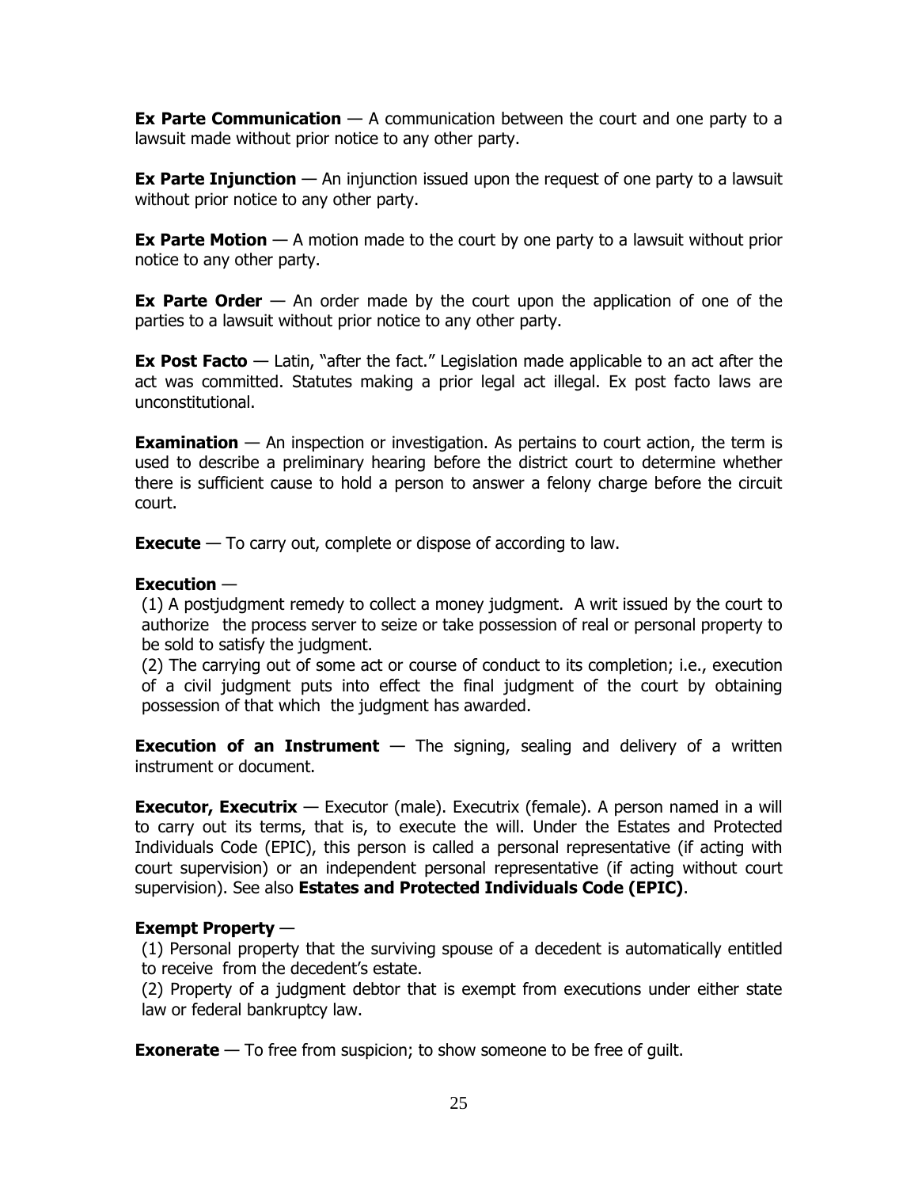**Ex Parte Communication** — A communication between the court and one party to a lawsuit made without prior notice to any other party.

**Ex Parte Injunction** — An injunction issued upon the request of one party to a lawsuit without prior notice to any other party.

**Ex Parte Motion** — A motion made to the court by one party to a lawsuit without prior notice to any other party.

**Ex Parte Order** — An order made by the court upon the application of one of the parties to a lawsuit without prior notice to any other party.

**Ex Post Facto** — Latin, "after the fact." Legislation made applicable to an act after the act was committed. Statutes making a prior legal act illegal. Ex post facto laws are unconstitutional.

**Examination** — An inspection or investigation. As pertains to court action, the term is used to describe a preliminary hearing before the district court to determine whether there is sufficient cause to hold a person to answer a felony charge before the circuit court.

**Execute** — To carry out, complete or dispose of according to law.

**Execution** —

(1) A postjudgment remedy to collect a money judgment. A writ issued by the court to authorize the process server to seize or take possession of real or personal property to be sold to satisfy the judgment.

(2) The carrying out of some act or course of conduct to its completion; i.e., execution of a civil judgment puts into effect the final judgment of the court by obtaining possession of that which the judgment has awarded.

**Execution of an Instrument** — The signing, sealing and delivery of a written instrument or document.

**Executor, Executrix** — Executor (male). Executrix (female). A person named in a will to carry out its terms, that is, to execute the will. Under the Estates and Protected Individuals Code (EPIC), this person is called a personal representative (if acting with court supervision) or an independent personal representative (if acting without court supervision). See also **Estates and Protected Individuals Code (EPIC)**.

**Exempt Property** —

(1) Personal property that the surviving spouse of a decedent is automatically entitled to receive from the decedent's estate.

(2) Property of a judgment debtor that is exempt from executions under either state law or federal bankruptcy law.

**Exonerate** — To free from suspicion; to show someone to be free of guilt.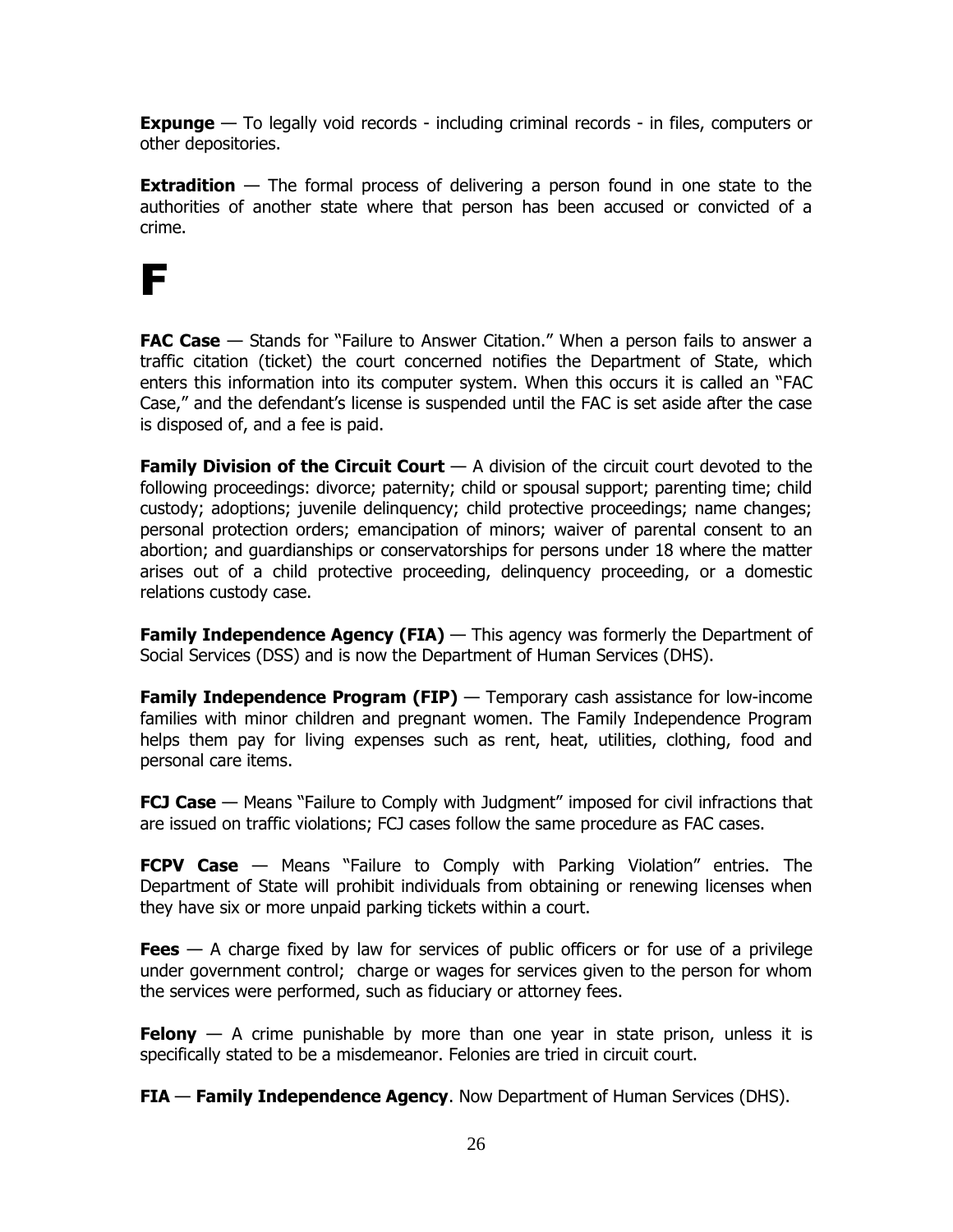**Expunge** — To legally void records - including criminal records - in files, computers or other depositories.

**Extradition** — The formal process of delivering a person found in one state to the authorities of another state where that person has been accused or convicted of a crime.

# F

**FAC Case** — Stands for "Failure to Answer Citation." When a person fails to answer a traffic citation (ticket) the court concerned notifies the Department of State, which enters this information into its computer system. When this occurs it is called an "FAC Case," and the defendant's license is suspended until the FAC is set aside after the case is disposed of, and a fee is paid.

**Family Division of the Circuit Court** — A division of the circuit court devoted to the following proceedings: divorce; paternity; child or spousal support; parenting time; child custody; adoptions; juvenile delinquency; child protective proceedings; name changes; personal protection orders; emancipation of minors; waiver of parental consent to an abortion; and guardianships or conservatorships for persons under 18 where the matter arises out of a child protective proceeding, delinquency proceeding, or a domestic relations custody case.

**Family Independence Agency (FIA)** — This agency was formerly the Department of Social Services (DSS) and is now the Department of Human Services (DHS).

**Family Independence Program (FIP)** — Temporary cash assistance for low-income families with minor children and pregnant women. The Family Independence Program helps them pay for living expenses such as rent, heat, utilities, clothing, food and personal care items.

**FCJ Case** — Means "Failure to Comply with Judgment" imposed for civil infractions that are issued on traffic violations; FCJ cases follow the same procedure as FAC cases.

**FCPV Case** — Means "Failure to Comply with Parking Violation" entries. The Department of State will prohibit individuals from obtaining or renewing licenses when they have six or more unpaid parking tickets within a court.

**Fees** — A charge fixed by law for services of public officers or for use of a privilege under government control; charge or wages for services given to the person for whom the services were performed, such as fiduciary or attorney fees.

**Felony** — A crime punishable by more than one year in state prison, unless it is specifically stated to be a misdemeanor. Felonies are tried in circuit court.

**FIA** — **Family Independence Agency**. Now Department of Human Services (DHS).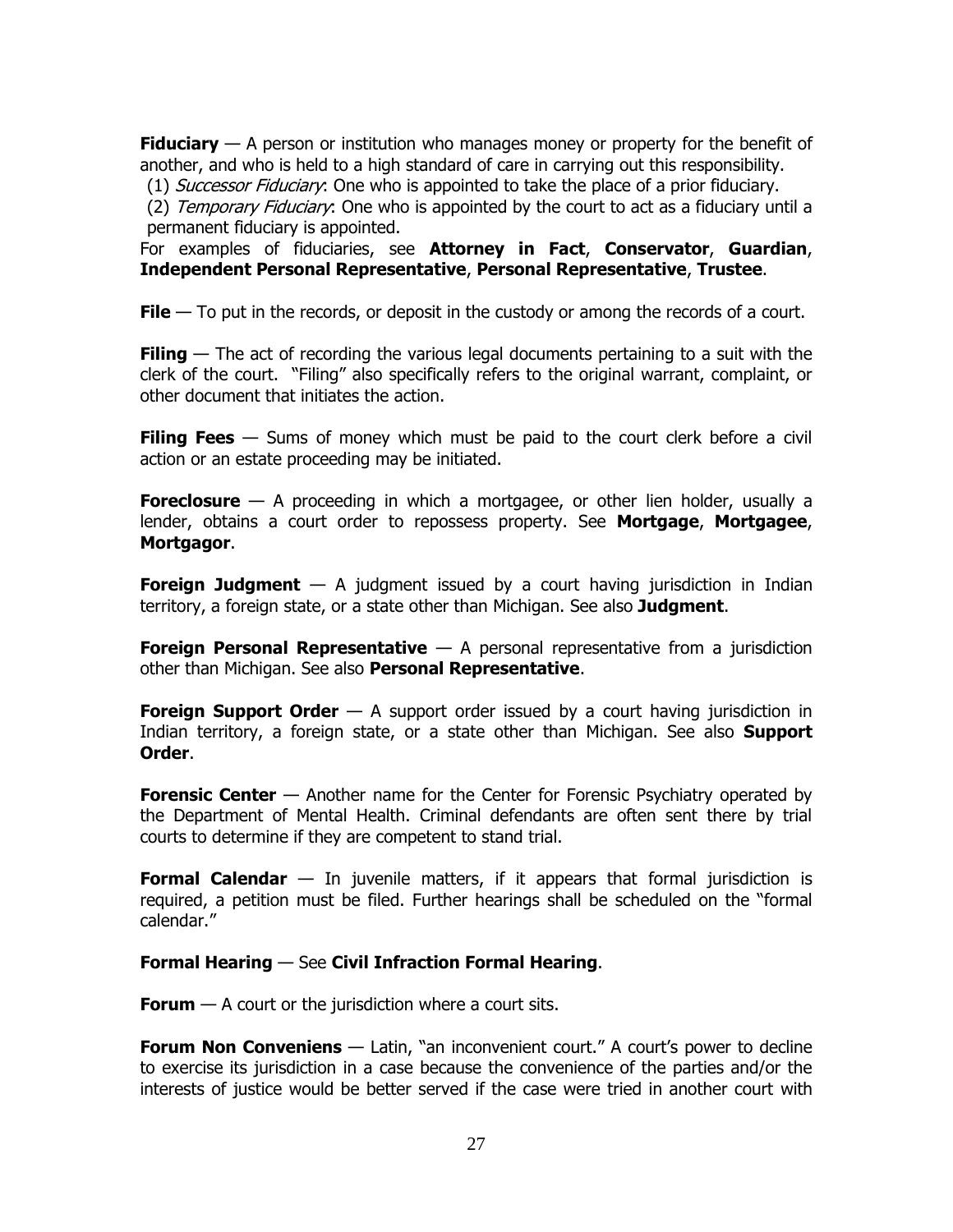**Fiduciary** — A person or institution who manages money or property for the benefit of another, and who is held to a high standard of care in carrying out this responsibility.

(1) *Successor Fiduciary*: One who is appointed to take the place of a prior fiduciary.

(2) *Temporary Fiduciary*: One who is appointed by the court to act as a fiduciary until a permanent fiduciary is appointed.

For examples of fiduciaries, see **Attorney in Fact**, **Conservator**, **Guardian**, **Independent Personal Representative**, **Personal Representative**, **Trustee**.

**File** — To put in the records, or deposit in the custody or among the records of a court.

**Filing** — The act of recording the various legal documents pertaining to a suit with the clerk of the court. "Filing" also specifically refers to the original warrant, complaint, or other document that initiates the action.

**Filing Fees** — Sums of money which must be paid to the court clerk before a civil action or an estate proceeding may be initiated.

**Foreclosure** — A proceeding in which a mortgagee, or other lien holder, usually a lender, obtains a court order to repossess property. See **Mortgage**, **Mortgagee**, **Mortgagor**.

**Foreign Judgment** — A judgment issued by a court having jurisdiction in Indian territory, a foreign state, or a state other than Michigan. See also **Judgment**.

**Foreign Personal Representative** — A personal representative from a jurisdiction other than Michigan. See also **Personal Representative**.

**Foreign Support Order** — A support order issued by a court having jurisdiction in Indian territory, a foreign state, or a state other than Michigan. See also **Support Order**.

**Forensic Center** — Another name for the Center for Forensic Psychiatry operated by the Department of Mental Health. Criminal defendants are often sent there by trial courts to determine if they are competent to stand trial.

**Formal Calendar** — In juvenile matters, if it appears that formal jurisdiction is required, a petition must be filed. Further hearings shall be scheduled on the "formal calendar."

**Formal Hearing** — See **Civil Infraction Formal Hearing**.

**Forum** — A court or the jurisdiction where a court sits.

**Forum Non Conveniens** — Latin, "an inconvenient court." A court's power to decline to exercise its jurisdiction in a case because the convenience of the parties and/or the interests of justice would be better served if the case were tried in another court with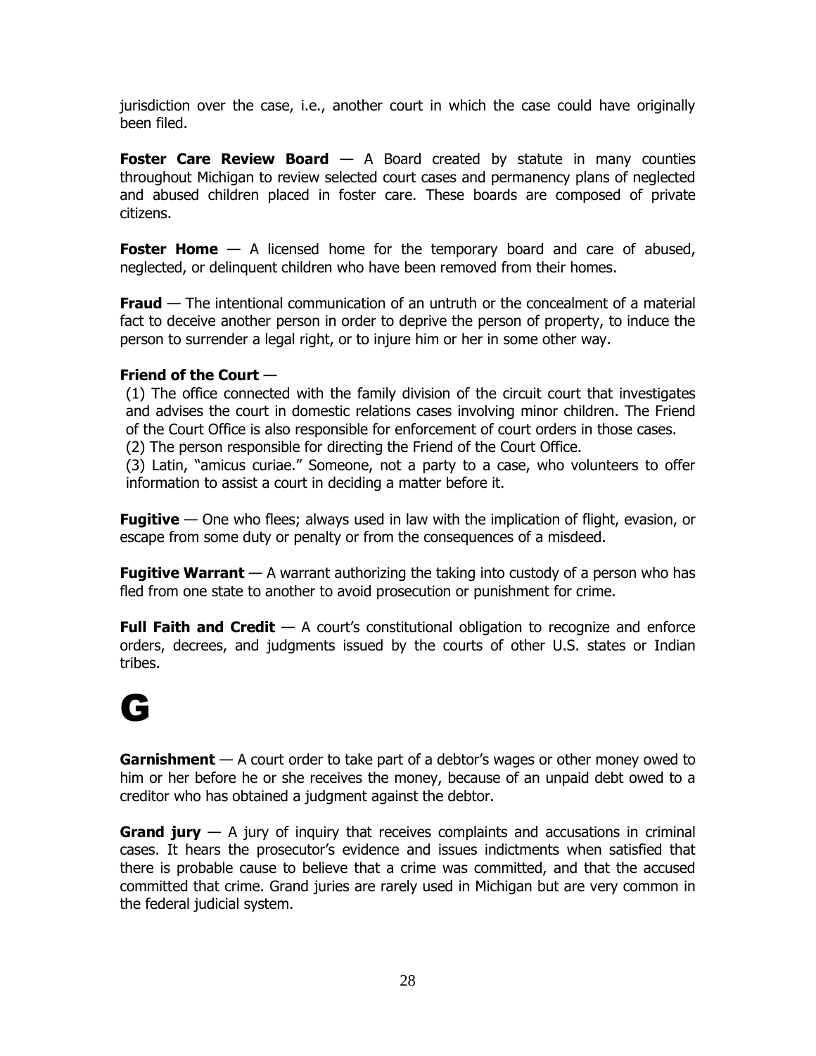jurisdiction over the case, i.e., another court in which the case could have originally been filed.

**Foster Care Review Board** — A Board created by statute in many counties throughout Michigan to review selected court cases and permanency plans of neglected and abused children placed in foster care. These boards are composed of private citizens.

**Foster Home** — A licensed home for the temporary board and care of abused, neglected, or delinquent children who have been removed from their homes.

**Fraud** — The intentional communication of an untruth or the concealment of a material fact to deceive another person in order to deprive the person of property, to induce the person to surrender a legal right, or to injure him or her in some other way.

**Friend of the Court** —

(1) The office connected with the family division of the circuit court that investigates and advises the court in domestic relations cases involving minor children. The Friend of the Court Office is also responsible for enforcement of court orders in those cases.

(2) The person responsible for directing the Friend of the Court Office.

(3) Latin, "amicus curiae." Someone, not a party to a case, who volunteers to offer information to assist a court in deciding a matter before it.

**Fugitive** — One who flees; always used in law with the implication of flight, evasion, or escape from some duty or penalty or from the consequences of a misdeed.

**Fugitive Warrant** — A warrant authorizing the taking into custody of a person who has fled from one state to another to avoid prosecution or punishment for crime.

**Full Faith and Credit** — A court's constitutional obligation to recognize and enforce orders, decrees, and judgments issued by the courts of other U.S. states or Indian tribes.

# G

**Garnishment** — A court order to take part of a debtor's wages or other money owed to him or her before he or she receives the money, because of an unpaid debt owed to a creditor who has obtained a judgment against the debtor.

**Grand jury** — A jury of inquiry that receives complaints and accusations in criminal cases. It hears the prosecutor's evidence and issues indictments when satisfied that there is probable cause to believe that a crime was committed, and that the accused committed that crime. Grand juries are rarely used in Michigan but are very common in the federal judicial system.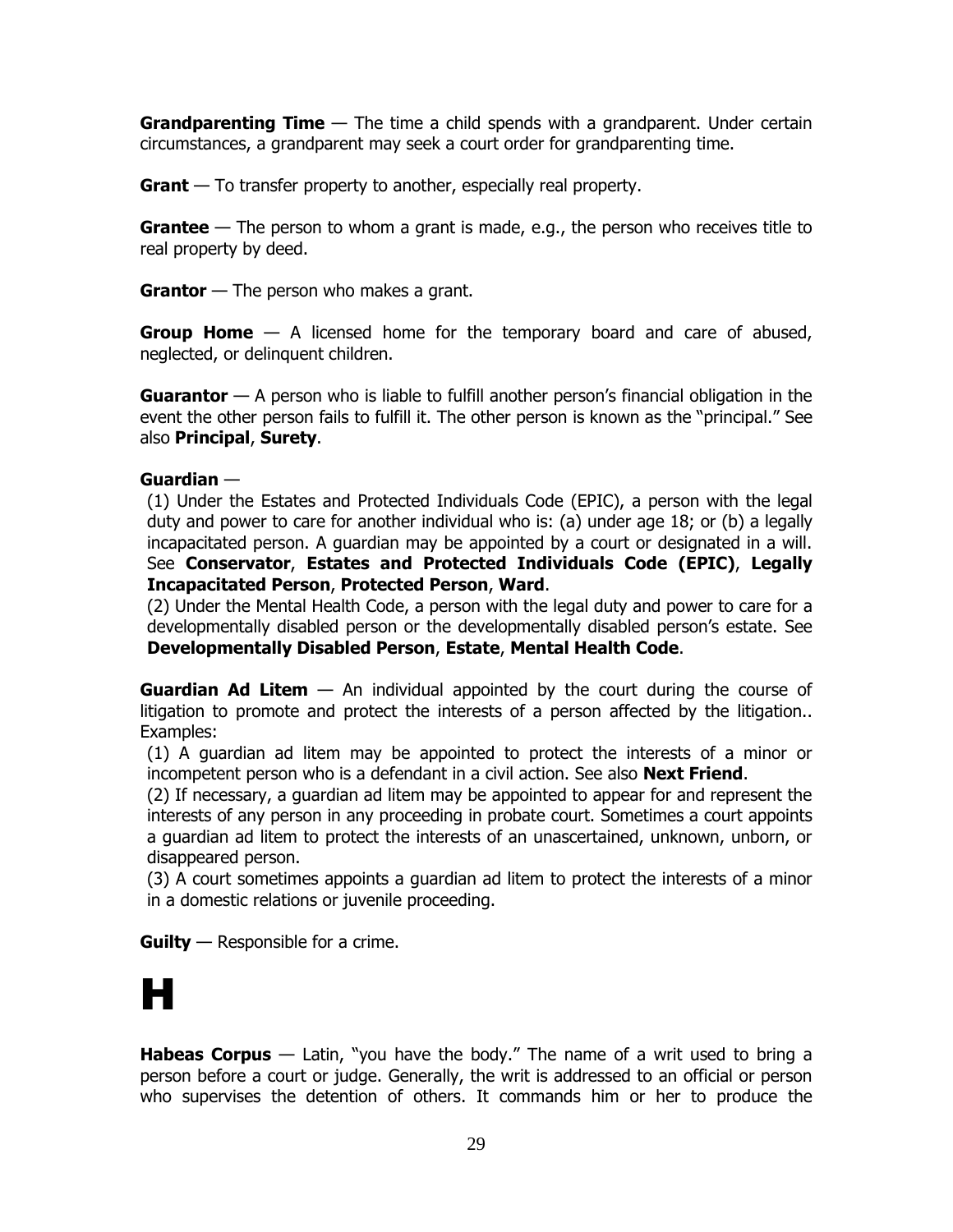**Grandparenting Time** — The time a child spends with a grandparent. Under certain circumstances, a grandparent may seek a court order for grandparenting time.

**Grant** — To transfer property to another, especially real property.

**Grantee** — The person to whom a grant is made, e.g., the person who receives title to real property by deed.

**Grantor** — The person who makes a grant.

**Group Home** — A licensed home for the temporary board and care of abused, neglected, or delinquent children.

**Guarantor** — A person who is liable to fulfill another person's financial obligation in the event the other person fails to fulfill it. The other person is known as the "principal." See also **Principal**, **Surety**.

**Guardian** —

(1) Under the Estates and Protected Individuals Code (EPIC), a person with the legal duty and power to care for another individual who is: (a) under age 18; or (b) a legally incapacitated person. A guardian may be appointed by a court or designated in a will. See **Conservator**, **Estates and Protected Individuals Code (EPIC)**, **Legally Incapacitated Person**, **Protected Person**, **Ward**.

(2) Under the Mental Health Code, a person with the legal duty and power to care for a developmentally disabled person or the developmentally disabled person's estate. See **Developmentally Disabled Person**, **Estate**, **Mental Health Code**.

**Guardian Ad Litem** — An individual appointed by the court during the course of litigation to promote and protect the interests of a person affected by the litigation.. Examples:

(1) A guardian ad litem may be appointed to protect the interests of a minor or incompetent person who is a defendant in a civil action. See also **Next Friend**.

(2) If necessary, a guardian ad litem may be appointed to appear for and represent the interests of any person in any proceeding in probate court. Sometimes a court appoints a guardian ad litem to protect the interests of an unascertained, unknown, unborn, or disappeared person.

(3) A court sometimes appoints a guardian ad litem to protect the interests of a minor in a domestic relations or juvenile proceeding.

**Guilty** — Responsible for a crime.

# H

**Habeas Corpus** — Latin, "you have the body." The name of a writ used to bring a person before a court or judge. Generally, the writ is addressed to an official or person who supervises the detention of others. It commands him or her to produce the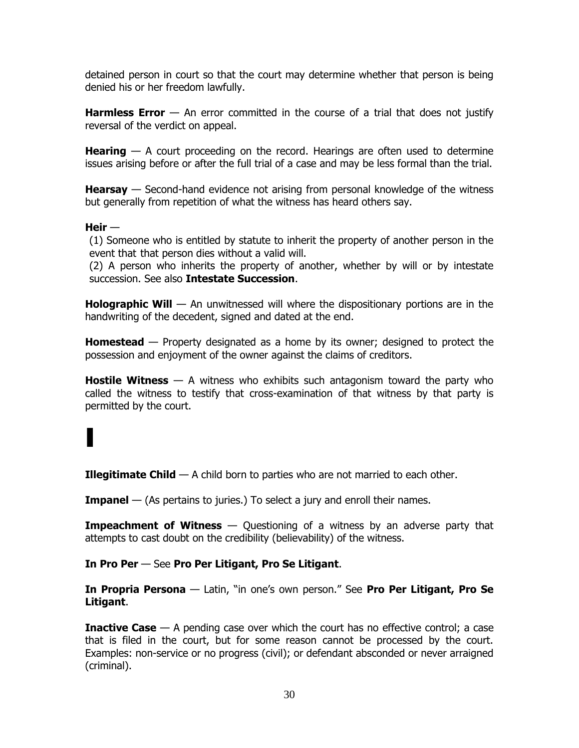detained person in court so that the court may determine whether that person is being denied his or her freedom lawfully.

**Harmless Error** — An error committed in the course of a trial that does not justify reversal of the verdict on appeal.

**Hearing** — A court proceeding on the record. Hearings are often used to determine issues arising before or after the full trial of a case and may be less formal than the trial.

**Hearsay** — Second-hand evidence not arising from personal knowledge of the witness but generally from repetition of what the witness has heard others say.

**Heir** —

(1) Someone who is entitled by statute to inherit the property of another person in the event that that person dies without a valid will.

(2) A person who inherits the property of another, whether by will or by intestate succession. See also **Intestate Succession**.

**Holographic Will** — An unwitnessed will where the dispositionary portions are in the handwriting of the decedent, signed and dated at the end.

**Homestead** — Property designated as a home by its owner; designed to protect the possession and enjoyment of the owner against the claims of creditors.

**Hostile Witness** — A witness who exhibits such antagonism toward the party who called the witness to testify that cross-examination of that witness by that party is permitted by the court.

# I

**Illegitimate Child** — A child born to parties who are not married to each other.

**Impanel** — (As pertains to juries.) To select a jury and enroll their names.

**Impeachment of Witness** — Questioning of a witness by an adverse party that attempts to cast doubt on the credibility (believability) of the witness.

**In Pro Per** — See **Pro Per Litigant, Pro Se Litigant**.

**In Propria Persona** — Latin, "in one's own person." See **Pro Per Litigant, Pro Se Litigant**.

**Inactive Case** — A pending case over which the court has no effective control; a case that is filed in the court, but for some reason cannot be processed by the court. Examples: non-service or no progress (civil); or defendant absconded or never arraigned (criminal).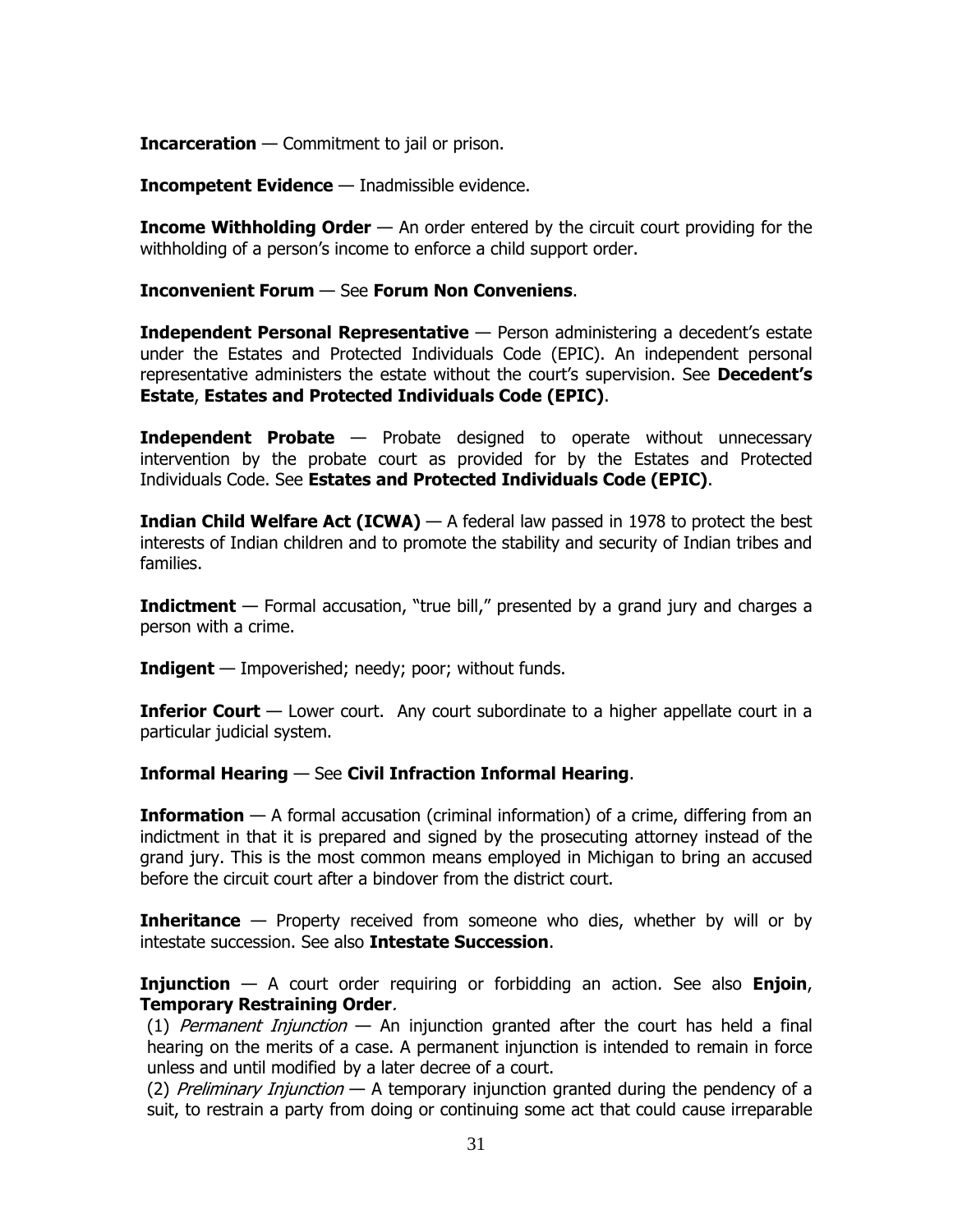**Incarceration** — Commitment to jail or prison.

**Incompetent Evidence** — Inadmissible evidence.

**Income Withholding Order** — An order entered by the circuit court providing for the withholding of a person's income to enforce a child support order.

**Inconvenient Forum** — See **Forum Non Conveniens**.

**Independent Personal Representative** — Person administering a decedent's estate under the Estates and Protected Individuals Code (EPIC). An independent personal representative administers the estate without the court's supervision. See **Decedent's Estate**, **Estates and Protected Individuals Code (EPIC)**.

**Independent Probate** — Probate designed to operate without unnecessary intervention by the probate court as provided for by the Estates and Protected Individuals Code. See **Estates and Protected Individuals Code (EPIC)**.

**Indian Child Welfare Act (ICWA)** — A federal law passed in 1978 to protect the best interests of Indian children and to promote the stability and security of Indian tribes and families.

**Indictment** — Formal accusation, "true bill," presented by a grand jury and charges a person with a crime.

**Indigent** — Impoverished; needy; poor; without funds.

**Inferior Court** — Lower court. Any court subordinate to a higher appellate court in a particular judicial system.

**Informal Hearing** — See **Civil Infraction Informal Hearing**.

**Information** — A formal accusation (criminal information) of a crime, differing from an indictment in that it is prepared and signed by the prosecuting attorney instead of the grand jury. This is the most common means employed in Michigan to bring an accused before the circuit court after a bindover from the district court.

**Inheritance** — Property received from someone who dies, whether by will or by intestate succession. See also **Intestate Succession**.

**Injunction** — A court order requiring or forbidding an action. See also **Enjoin**, **Temporary Restraining Order**.

(1) *Permanent Injunction* — An injunction granted after the court has held a final hearing on the merits of a case. A permanent injunction is intended to remain in force unless and until modified by a later decree of a court.

(2) *Preliminary Injunction* — A temporary injunction granted during the pendency of a suit, to restrain a party from doing or continuing some act that could cause irreparable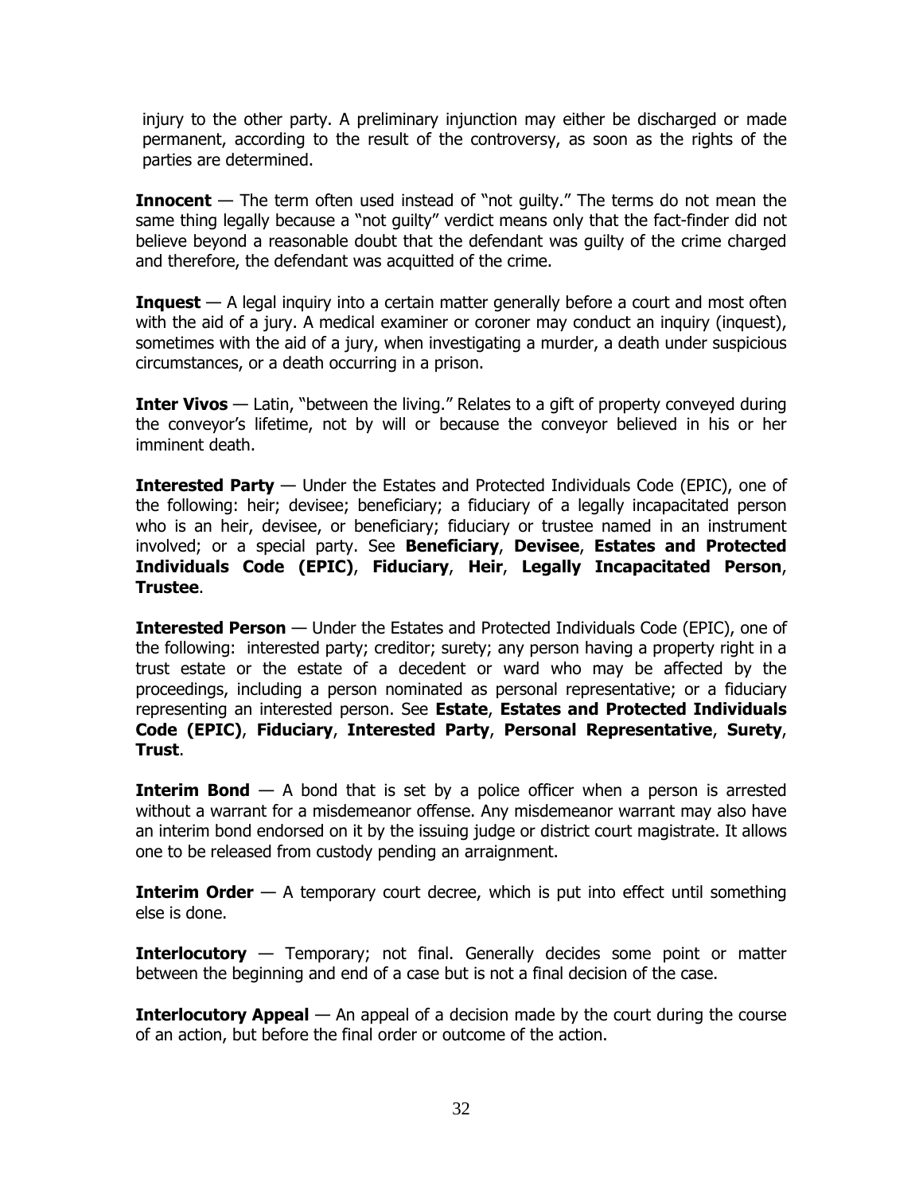injury to the other party. A preliminary injunction may either be discharged or made permanent, according to the result of the controversy, as soon as the rights of the parties are determined.

**Innocent** — The term often used instead of "not guilty." The terms do not mean the same thing legally because a "not guilty" verdict means only that the fact-finder did not believe beyond a reasonable doubt that the defendant was guilty of the crime charged and therefore, the defendant was acquitted of the crime.

**Inquest** — A legal inquiry into a certain matter generally before a court and most often with the aid of a jury. A medical examiner or coroner may conduct an inquiry (inquest), sometimes with the aid of a jury, when investigating a murder, a death under suspicious circumstances, or a death occurring in a prison.

**Inter Vivos** — Latin, "between the living." Relates to a gift of property conveyed during the conveyor's lifetime, not by will or because the conveyor believed in his or her imminent death.

**Interested Party** — Under the Estates and Protected Individuals Code (EPIC), one of the following: heir; devisee; beneficiary; a fiduciary of a legally incapacitated person who is an heir, devisee, or beneficiary; fiduciary or trustee named in an instrument involved; or a special party. See **Beneficiary**, **Devisee**, **Estates and Protected Individuals Code (EPIC)**, **Fiduciary**, **Heir**, **Legally Incapacitated Person**, **Trustee**.

**Interested Person** — Under the Estates and Protected Individuals Code (EPIC), one of the following: interested party; creditor; surety; any person having a property right in a trust estate or the estate of a decedent or ward who may be affected by the proceedings, including a person nominated as personal representative; or a fiduciary representing an interested person. See **Estate**, **Estates and Protected Individuals Code (EPIC)**, **Fiduciary**, **Interested Party**, **Personal Representative**, **Surety**, **Trust**.

**Interim Bond** — A bond that is set by a police officer when a person is arrested without a warrant for a misdemeanor offense. Any misdemeanor warrant may also have an interim bond endorsed on it by the issuing judge or district court magistrate. It allows one to be released from custody pending an arraignment.

**Interim Order** — A temporary court decree, which is put into effect until something else is done.

**Interlocutory** — Temporary; not final. Generally decides some point or matter between the beginning and end of a case but is not a final decision of the case.

**Interlocutory Appeal** — An appeal of a decision made by the court during the course of an action, but before the final order or outcome of the action.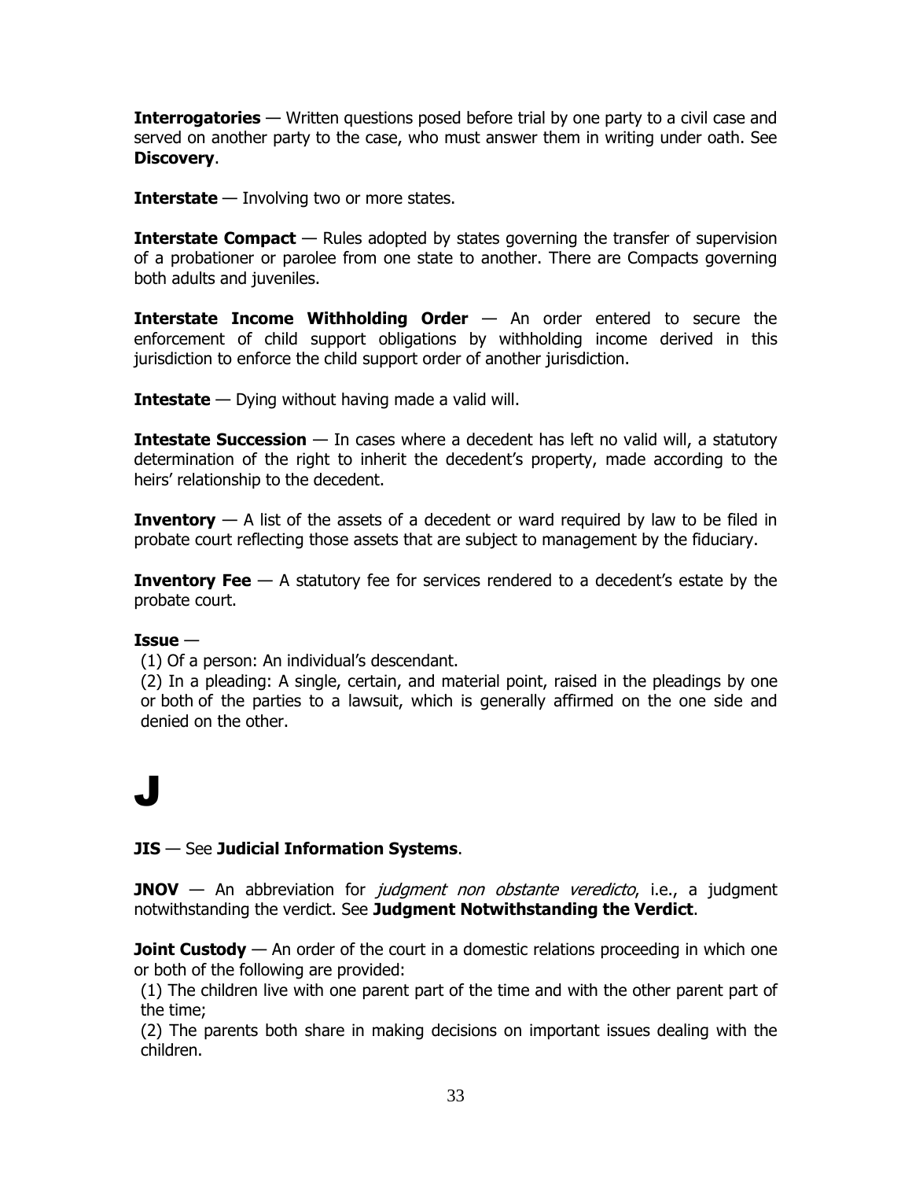**Interrogatories** — Written questions posed before trial by one party to a civil case and served on another party to the case, who must answer them in writing under oath. See **Discovery**.

**Interstate** — Involving two or more states.

**Interstate Compact** — Rules adopted by states governing the transfer of supervision of a probationer or parolee from one state to another. There are Compacts governing both adults and juveniles.

**Interstate Income Withholding Order** — An order entered to secure the enforcement of child support obligations by withholding income derived in this jurisdiction to enforce the child support order of another jurisdiction.

**Intestate** — Dying without having made a valid will.

**Intestate Succession** — In cases where a decedent has left no valid will, a statutory determination of the right to inherit the decedent's property, made according to the heirs' relationship to the decedent.

**Inventory** — A list of the assets of a decedent or ward required by law to be filed in probate court reflecting those assets that are subject to management by the fiduciary.

**Inventory Fee** — A statutory fee for services rendered to a decedent's estate by the probate court.

**Issue** —

(1) Of a person: An individual's descendant.

(2) In a pleading: A single, certain, and material point, raised in the pleadings by one or both of the parties to a lawsuit, which is generally affirmed on the one side and denied on the other.

# J

**JIS** — See **Judicial Information Systems**.

**JNOV** — An abbreviation for *judgment non obstante veredicto*, i.e., a judgment notwithstanding the verdict. See **Judgment Notwithstanding the Verdict**.

**Joint Custody** — An order of the court in a domestic relations proceeding in which one or both of the following are provided:

(1) The children live with one parent part of the time and with the other parent part of the time;

(2) The parents both share in making decisions on important issues dealing with the children.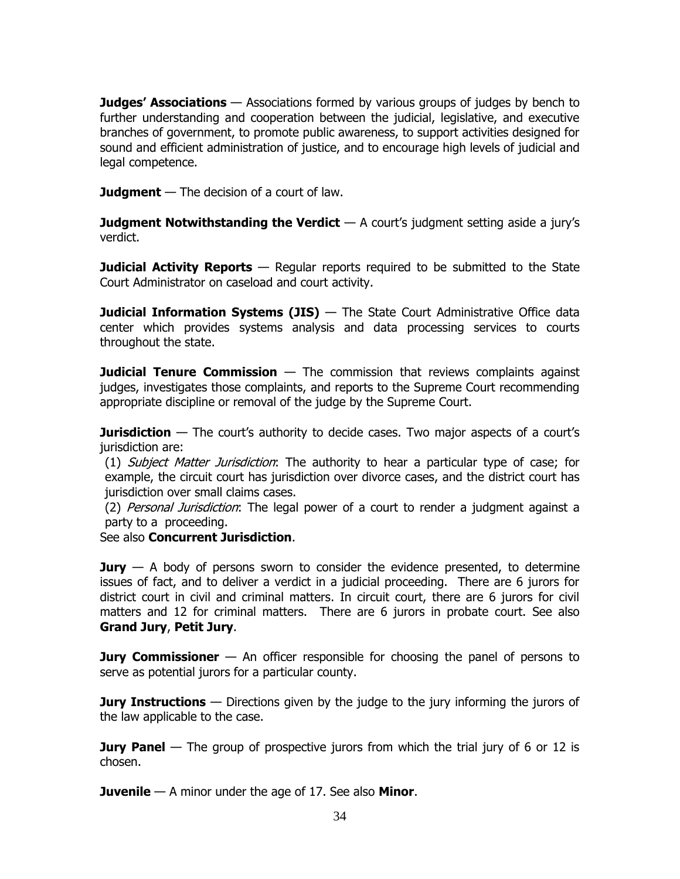**Judges' Associations** — Associations formed by various groups of judges by bench to further understanding and cooperation between the judicial, legislative, and executive branches of government, to promote public awareness, to support activities designed for sound and efficient administration of justice, and to encourage high levels of judicial and legal competence.

**Judgment** — The decision of a court of law.

**Judgment Notwithstanding the Verdict** — A court's judgment setting aside a jury's verdict.

**Judicial Activity Reports** — Regular reports required to be submitted to the State Court Administrator on caseload and court activity.

**Judicial Information Systems (JIS)** — The State Court Administrative Office data center which provides systems analysis and data processing services to courts throughout the state.

**Judicial Tenure Commission** — The commission that reviews complaints against judges, investigates those complaints, and reports to the Supreme Court recommending appropriate discipline or removal of the judge by the Supreme Court.

**Jurisdiction** — The court's authority to decide cases. Two major aspects of a court's jurisdiction are:

(1) *Subject Matter Jurisdiction*: The authority to hear a particular type of case; for example, the circuit court has jurisdiction over divorce cases, and the district court has jurisdiction over small claims cases.

(2) *Personal Jurisdiction*: The legal power of a court to render a judgment against a party to a proceeding.

See also **Concurrent Jurisdiction**.

**Jury** — A body of persons sworn to consider the evidence presented, to determine issues of fact, and to deliver a verdict in a judicial proceeding. There are 6 jurors for district court in civil and criminal matters. In circuit court, there are 6 jurors for civil matters and 12 for criminal matters. There are 6 jurors in probate court. See also **Grand Jury**, **Petit Jury**.

**Jury Commissioner** — An officer responsible for choosing the panel of persons to serve as potential jurors for a particular county.

**Jury Instructions** — Directions given by the judge to the jury informing the jurors of the law applicable to the case.

**Jury Panel** — The group of prospective jurors from which the trial jury of 6 or 12 is chosen.

**Juvenile** — A minor under the age of 17. See also **Minor**.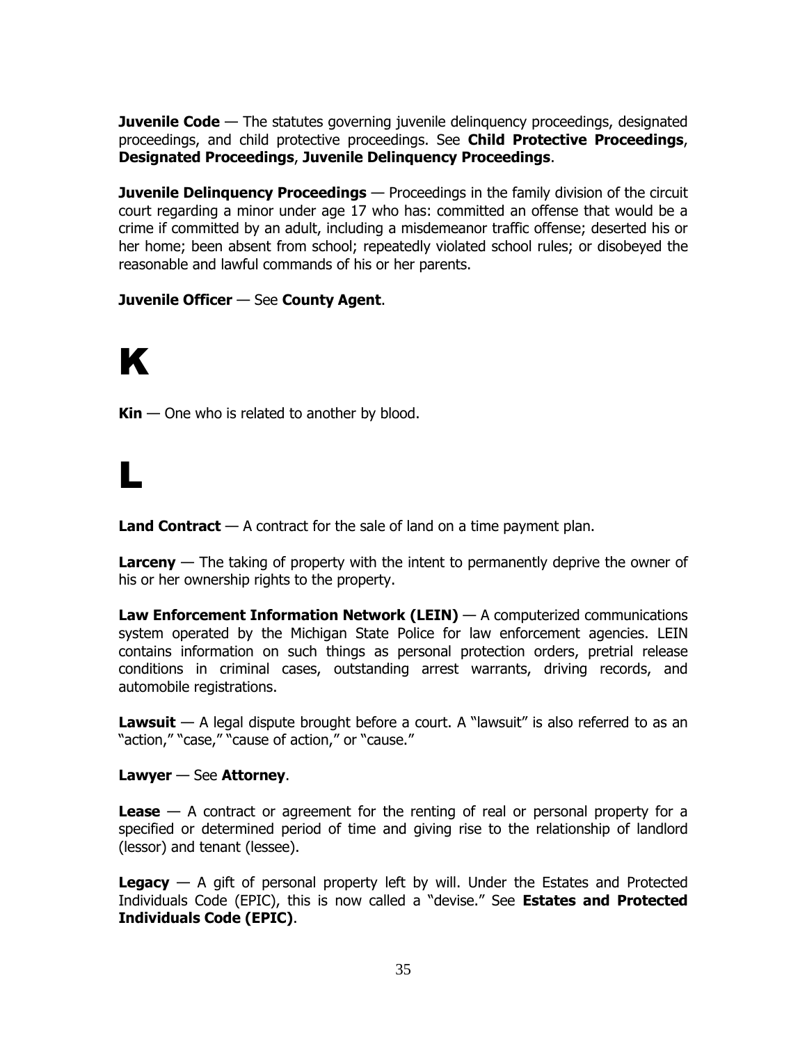**Juvenile Code** — The statutes governing juvenile delinquency proceedings, designated proceedings, and child protective proceedings. See **Child Protective Proceedings**, **Designated Proceedings**, **Juvenile Delinquency Proceedings**.

**Juvenile Delinquency Proceedings** — Proceedings in the family division of the circuit court regarding a minor under age 17 who has: committed an offense that would be a crime if committed by an adult, including a misdemeanor traffic offense; deserted his or her home; been absent from school; repeatedly violated school rules; or disobeyed the reasonable and lawful commands of his or her parents.

**Juvenile Officer** — See **County Agent**.

# K

**Kin** — One who is related to another by blood.

# L

**Land Contract** — A contract for the sale of land on a time payment plan.

**Larceny** — The taking of property with the intent to permanently deprive the owner of his or her ownership rights to the property.

**Law Enforcement Information Network (LEIN)** — A computerized communications system operated by the Michigan State Police for law enforcement agencies. LEIN contains information on such things as personal protection orders, pretrial release conditions in criminal cases, outstanding arrest warrants, driving records, and automobile registrations.

**Lawsuit** — A legal dispute brought before a court. A "lawsuit" is also referred to as an "action," "case," "cause of action," or "cause."

**Lawyer** — See **Attorney**.

**Lease** — A contract or agreement for the renting of real or personal property for a specified or determined period of time and giving rise to the relationship of landlord (lessor) and tenant (lessee).

**Legacy** — A gift of personal property left by will. Under the Estates and Protected Individuals Code (EPIC), this is now called a "devise." See **Estates and Protected Individuals Code (EPIC)**.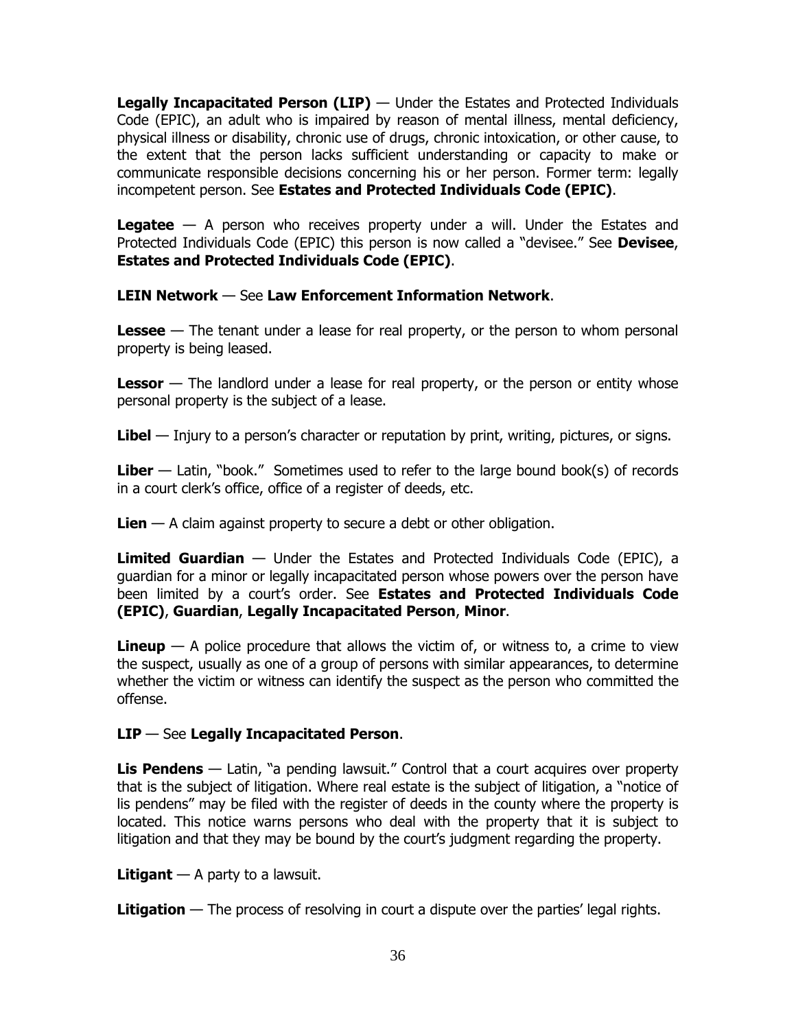**Legally Incapacitated Person (LIP)** — Under the Estates and Protected Individuals Code (EPIC), an adult who is impaired by reason of mental illness, mental deficiency, physical illness or disability, chronic use of drugs, chronic intoxication, or other cause, to the extent that the person lacks sufficient understanding or capacity to make or communicate responsible decisions concerning his or her person. Former term: legally incompetent person. See **Estates and Protected Individuals Code (EPIC)**.

**Legatee** — A person who receives property under a will. Under the Estates and Protected Individuals Code (EPIC) this person is now called a "devisee." See **Devisee**, **Estates and Protected Individuals Code (EPIC)**.

**LEIN Network** — See **Law Enforcement Information Network**.

**Lessee** — The tenant under a lease for real property, or the person to whom personal property is being leased.

**Lessor** — The landlord under a lease for real property, or the person or entity whose personal property is the subject of a lease.

**Libel** — Injury to a person's character or reputation by print, writing, pictures, or signs.

**Liber** — Latin, "book." Sometimes used to refer to the large bound book(s) of records in a court clerk's office, office of a register of deeds, etc.

**Lien** — A claim against property to secure a debt or other obligation.

**Limited Guardian** — Under the Estates and Protected Individuals Code (EPIC), a guardian for a minor or legally incapacitated person whose powers over the person have been limited by a court's order. See **Estates and Protected Individuals Code (EPIC)**, **Guardian**, **Legally Incapacitated Person**, **Minor**.

**Lineup** — A police procedure that allows the victim of, or witness to, a crime to view the suspect, usually as one of a group of persons with similar appearances, to determine whether the victim or witness can identify the suspect as the person who committed the offense.

**LIP** — See **Legally Incapacitated Person**.

**Lis Pendens** — Latin, "a pending lawsuit." Control that a court acquires over property that is the subject of litigation. Where real estate is the subject of litigation, a "notice of lis pendens" may be filed with the register of deeds in the county where the property is located. This notice warns persons who deal with the property that it is subject to litigation and that they may be bound by the court's judgment regarding the property.

**Litigant** — A party to a lawsuit.

**Litigation** — The process of resolving in court a dispute over the parties' legal rights.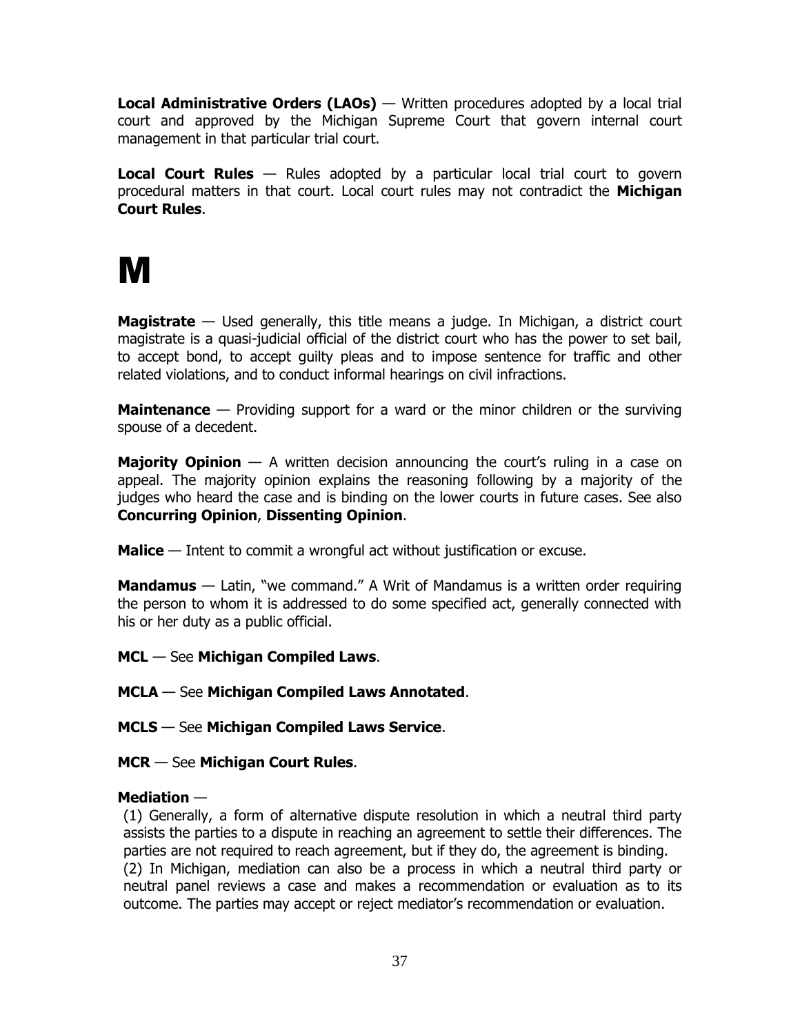**Local Administrative Orders (LAOs)** — Written procedures adopted by a local trial court and approved by the Michigan Supreme Court that govern internal court management in that particular trial court.

**Local Court Rules** — Rules adopted by a particular local trial court to govern procedural matters in that court. Local court rules may not contradict the **Michigan Court Rules**.

# M

**Magistrate** — Used generally, this title means a judge. In Michigan, a district court magistrate is a quasi-judicial official of the district court who has the power to set bail, to accept bond, to accept guilty pleas and to impose sentence for traffic and other related violations, and to conduct informal hearings on civil infractions.

**Maintenance** — Providing support for a ward or the minor children or the surviving spouse of a decedent.

**Majority Opinion** — A written decision announcing the court's ruling in a case on appeal. The majority opinion explains the reasoning following by a majority of the judges who heard the case and is binding on the lower courts in future cases. See also **Concurring Opinion**, **Dissenting Opinion**.

**Malice** — Intent to commit a wrongful act without justification or excuse.

**Mandamus** — Latin, "we command." A Writ of Mandamus is a written order requiring the person to whom it is addressed to do some specified act, generally connected with his or her duty as a public official.

**MCL** — See **Michigan Compiled Laws**.

**MCLA** — See **Michigan Compiled Laws Annotated**.

**MCLS** — See **Michigan Compiled Laws Service**.

**MCR** — See **Michigan Court Rules**.

**Mediation** —

(1) Generally, a form of alternative dispute resolution in which a neutral third party assists the parties to a dispute in reaching an agreement to settle their differences. The parties are not required to reach agreement, but if they do, the agreement is binding.

(2) In Michigan, mediation can also be a process in which a neutral third party or neutral panel reviews a case and makes a recommendation or evaluation as to its outcome. The parties may accept or reject mediator's recommendation or evaluation.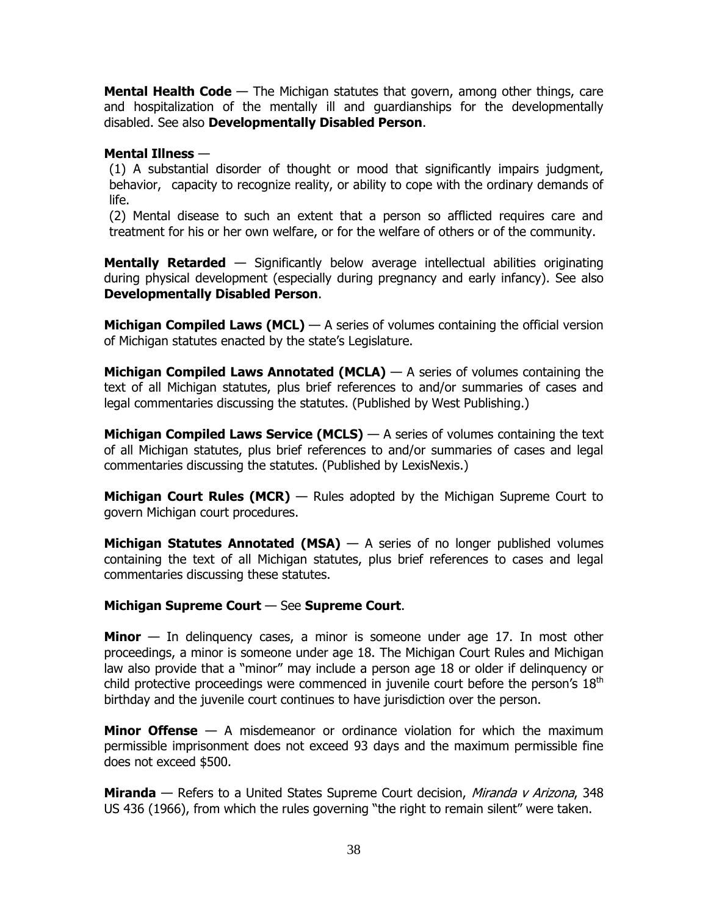**Mental Health Code** — The Michigan statutes that govern, among other things, care and hospitalization of the mentally ill and guardianships for the developmentally disabled. See also **Developmentally Disabled Person**.

**Mental Illness** —

(1) A substantial disorder of thought or mood that significantly impairs judgment, behavior, capacity to recognize reality, or ability to cope with the ordinary demands of life.

(2) Mental disease to such an extent that a person so afflicted requires care and treatment for his or her own welfare, or for the welfare of others or of the community.

**Mentally Retarded** — Significantly below average intellectual abilities originating during physical development (especially during pregnancy and early infancy). See also **Developmentally Disabled Person**.

**Michigan Compiled Laws (MCL)** — A series of volumes containing the official version of Michigan statutes enacted by the state's Legislature.

**Michigan Compiled Laws Annotated (MCLA)** — A series of volumes containing the text of all Michigan statutes, plus brief references to and/or summaries of cases and legal commentaries discussing the statutes. (Published by West Publishing.)

**Michigan Compiled Laws Service (MCLS)** — A series of volumes containing the text of all Michigan statutes, plus brief references to and/or summaries of cases and legal commentaries discussing the statutes. (Published by LexisNexis.)

**Michigan Court Rules (MCR)** — Rules adopted by the Michigan Supreme Court to govern Michigan court procedures.

**Michigan Statutes Annotated (MSA)** — A series of no longer published volumes containing the text of all Michigan statutes, plus brief references to cases and legal commentaries discussing these statutes.

**Michigan Supreme Court** — See **Supreme Court**.

**Minor** — In delinquency cases, a minor is someone under age 17. In most other proceedings, a minor is someone under age 18. The Michigan Court Rules and Michigan law also provide that a "minor" may include a person age 18 or older if delinquency or child protective proceedings were commenced in juvenile court before the person's 18th birthday and the juvenile court continues to have jurisdiction over the person.

**Minor Offense** — A misdemeanor or ordinance violation for which the maximum permissible imprisonment does not exceed 93 days and the maximum permissible fine does not exceed $500.

**Miranda** — Refers to a United States Supreme Court decision, *Miranda v Arizona*, 348 US 436 (1966), from which the rules governing "the right to remain silent" were taken.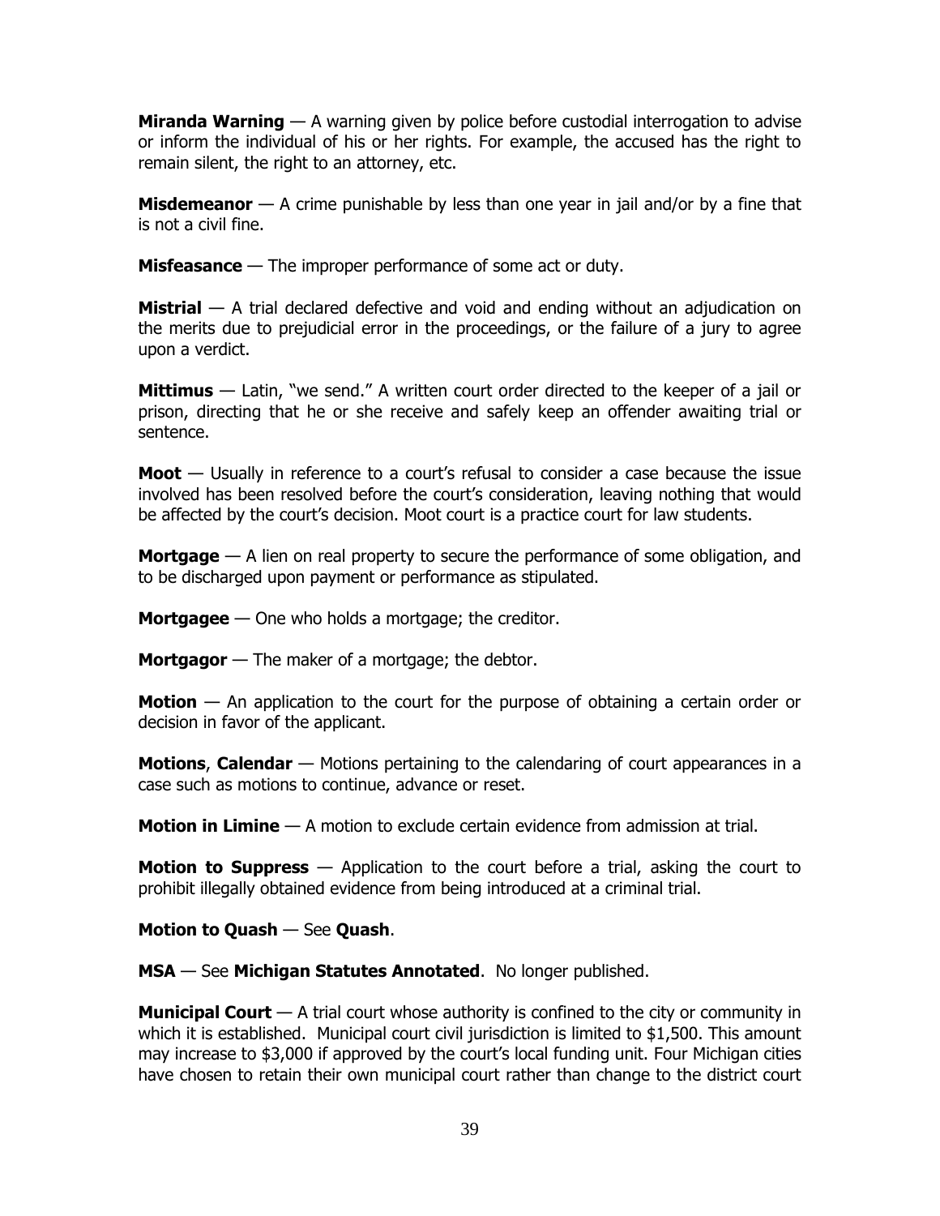**Miranda Warning** — A warning given by police before custodial interrogation to advise or inform the individual of his or her rights. For example, the accused has the right to remain silent, the right to an attorney, etc.

**Misdemeanor** — A crime punishable by less than one year in jail and/or by a fine that is not a civil fine.

**Misfeasance** — The improper performance of some act or duty.

**Mistrial** — A trial declared defective and void and ending without an adjudication on the merits due to prejudicial error in the proceedings, or the failure of a jury to agree upon a verdict.

**Mittimus** — Latin, "we send." A written court order directed to the keeper of a jail or prison, directing that he or she receive and safely keep an offender awaiting trial or sentence.

**Moot** — Usually in reference to a court's refusal to consider a case because the issue involved has been resolved before the court's consideration, leaving nothing that would be affected by the court's decision. Moot court is a practice court for law students.

**Mortgage** — A lien on real property to secure the performance of some obligation, and to be discharged upon payment or performance as stipulated.

**Mortgagee** — One who holds a mortgage; the creditor.

**Mortgagor** — The maker of a mortgage; the debtor.

**Motion** — An application to the court for the purpose of obtaining a certain order or decision in favor of the applicant.

**Motions**, **Calendar** — Motions pertaining to the calendaring of court appearances in a case such as motions to continue, advance or reset.

**Motion in Limine** — A motion to exclude certain evidence from admission at trial.

**Motion to Suppress** — Application to the court before a trial, asking the court to prohibit illegally obtained evidence from being introduced at a criminal trial.

**Motion to Quash** — See **Quash**.

**MSA** — See **Michigan Statutes Annotated**. No longer published.

**Municipal Court** — A trial court whose authority is confined to the city or community in which it is established. Municipal court civil jurisdiction is limited to $1,500. This amount may increase to $3,000 if approved by the court's local funding unit. Four Michigan cities have chosen to retain their own municipal court rather than change to the district court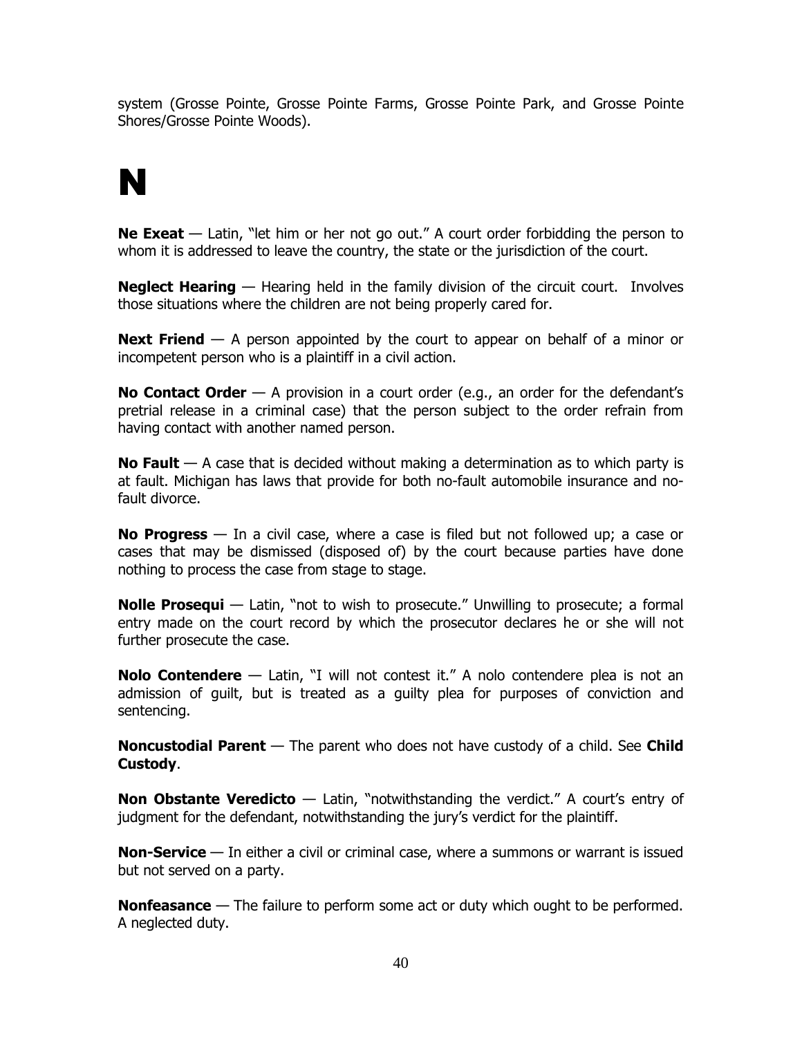system (Grosse Pointe, Grosse Pointe Farms, Grosse Pointe Park, and Grosse Pointe Shores/Grosse Pointe Woods).

# N

**Ne Exeat** — Latin, "let him or her not go out." A court order forbidding the person to whom it is addressed to leave the country, the state or the jurisdiction of the court.

**Neglect Hearing** — Hearing held in the family division of the circuit court. Involves those situations where the children are not being properly cared for.

**Next Friend** — A person appointed by the court to appear on behalf of a minor or incompetent person who is a plaintiff in a civil action.

**No Contact Order** — A provision in a court order (e.g., an order for the defendant's pretrial release in a criminal case) that the person subject to the order refrain from having contact with another named person.

**No Fault** — A case that is decided without making a determination as to which party is at fault. Michigan has laws that provide for both no-fault automobile insurance and no-fault divorce.

**No Progress** — In a civil case, where a case is filed but not followed up; a case or cases that may be dismissed (disposed of) by the court because parties have done nothing to process the case from stage to stage.

**Nolle Prosequi** — Latin, "not to wish to prosecute." Unwilling to prosecute; a formal entry made on the court record by which the prosecutor declares he or she will not further prosecute the case.

**Nolo Contendere** — Latin, "I will not contest it." A nolo contendere plea is not an admission of guilt, but is treated as a guilty plea for purposes of conviction and sentencing.

**Noncustodial Parent** — The parent who does not have custody of a child. See **Child Custody**.

**Non Obstante Veredicto** — Latin, "notwithstanding the verdict." A court's entry of judgment for the defendant, notwithstanding the jury's verdict for the plaintiff.

**Non-Service** — In either a civil or criminal case, where a summons or warrant is issued but not served on a party.

**Nonfeasance** — The failure to perform some act or duty which ought to be performed. A neglected duty.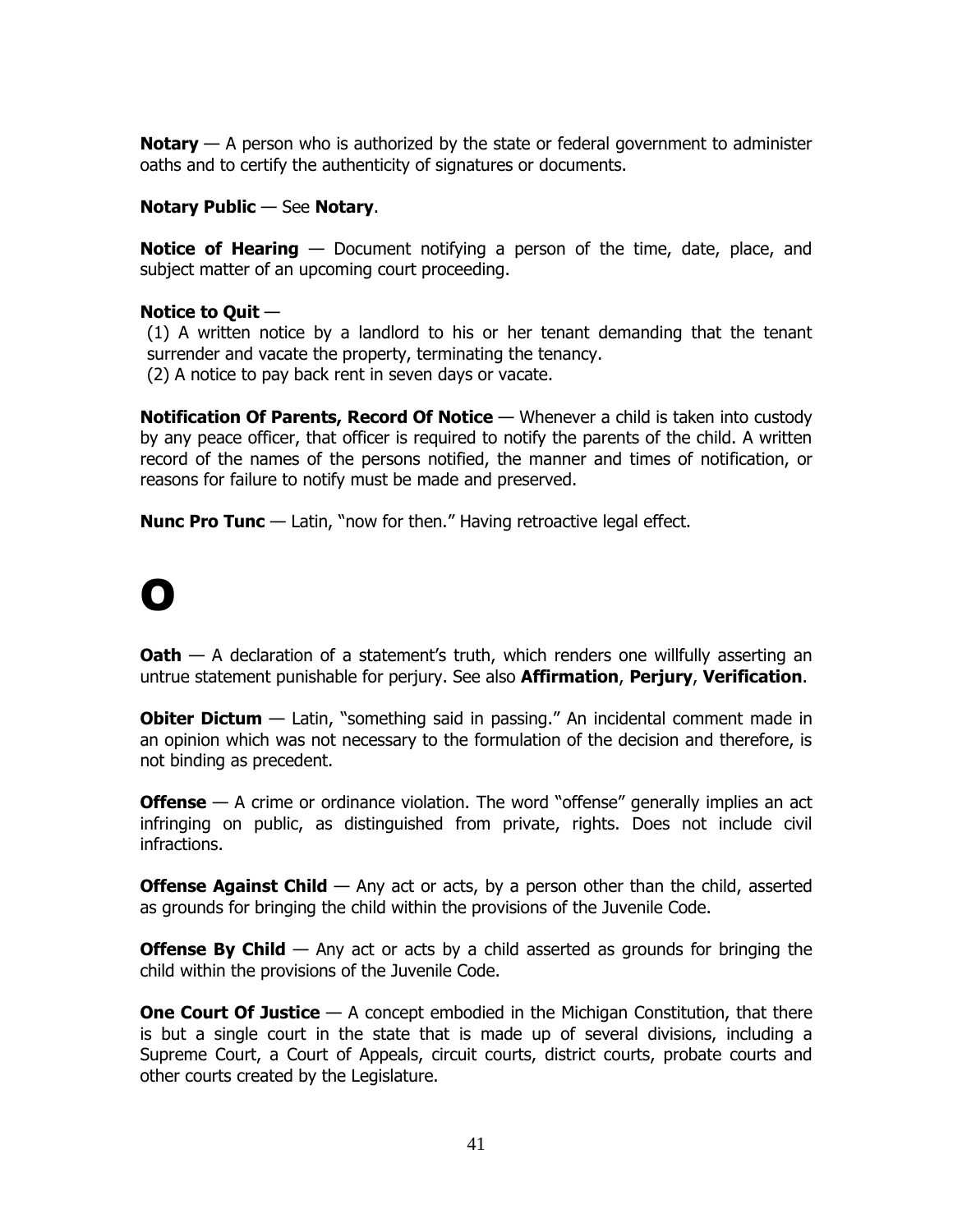**Notary** — A person who is authorized by the state or federal government to administer oaths and to certify the authenticity of signatures or documents.

**Notary Public** — See **Notary**.

**Notice of Hearing** — Document notifying a person of the time, date, place, and subject matter of an upcoming court proceeding.

**Notice to Quit** —

(1) A written notice by a landlord to his or her tenant demanding that the tenant surrender and vacate the property, terminating the tenancy.

(2) A notice to pay back rent in seven days or vacate.

**Notification Of Parents, Record Of Notice** — Whenever a child is taken into custody by any peace officer, that officer is required to notify the parents of the child. A written record of the names of the persons notified, the manner and times of notification, or reasons for failure to notify must be made and preserved.

**Nunc Pro Tunc** — Latin, "now for then." Having retroactive legal effect.

# O

**Oath** — A declaration of a statement's truth, which renders one willfully asserting an untrue statement punishable for perjury. See also **Affirmation**, **Perjury**, **Verification**.

**Obiter Dictum** — Latin, "something said in passing." An incidental comment made in an opinion which was not necessary to the formulation of the decision and therefore, is not binding as precedent.

**Offense** — A crime or ordinance violation. The word "offense" generally implies an act infringing on public, as distinguished from private, rights. Does not include civil infractions.

**Offense Against Child** — Any act or acts, by a person other than the child, asserted as grounds for bringing the child within the provisions of the Juvenile Code.

**Offense By Child** — Any act or acts by a child asserted as grounds for bringing the child within the provisions of the Juvenile Code.

**One Court Of Justice** — A concept embodied in the Michigan Constitution, that there is but a single court in the state that is made up of several divisions, including a Supreme Court, a Court of Appeals, circuit courts, district courts, probate courts and other courts created by the Legislature.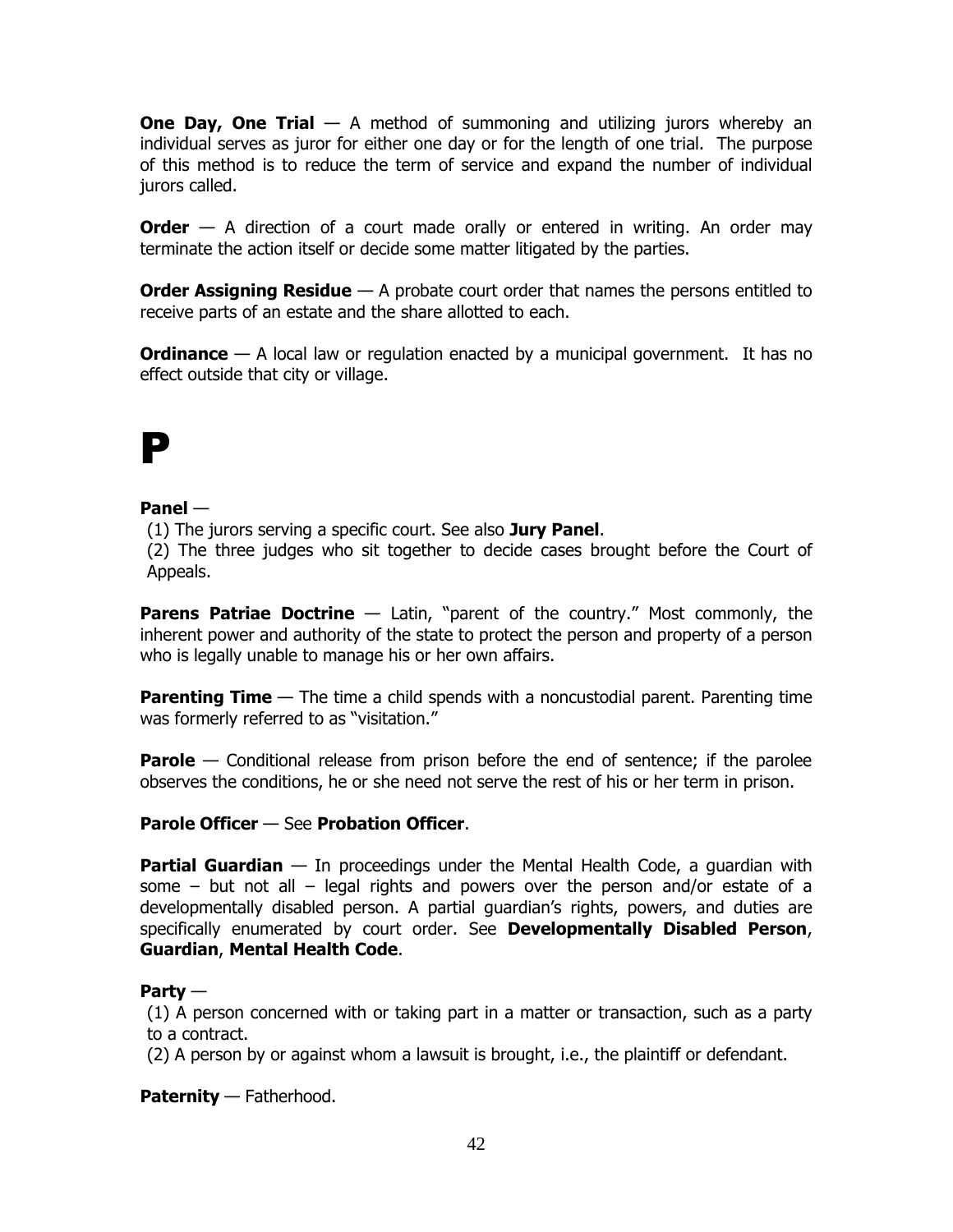**One Day, One Trial** — A method of summoning and utilizing jurors whereby an individual serves as juror for either one day or for the length of one trial. The purpose of this method is to reduce the term of service and expand the number of individual jurors called.

**Order** — A direction of a court made orally or entered in writing. An order may terminate the action itself or decide some matter litigated by the parties.

**Order Assigning Residue** — A probate court order that names the persons entitled to receive parts of an estate and the share allotted to each.

**Ordinance** — A local law or regulation enacted by a municipal government. It has no effect outside that city or village.

# P

**Panel** —

(1) The jurors serving a specific court. See also **Jury Panel**.

(2) The three judges who sit together to decide cases brought before the Court of Appeals.

**Parens Patriae Doctrine** — Latin, "parent of the country." Most commonly, the inherent power and authority of the state to protect the person and property of a person who is legally unable to manage his or her own affairs.

**Parenting Time** — The time a child spends with a noncustodial parent. Parenting time was formerly referred to as "visitation."

**Parole** — Conditional release from prison before the end of sentence; if the parolee observes the conditions, he or she need not serve the rest of his or her term in prison.

**Parole Officer** — See **Probation Officer**.

**Partial Guardian** — In proceedings under the Mental Health Code, a guardian with some – but not all – legal rights and powers over the person and/or estate of a developmentally disabled person. A partial guardian's rights, powers, and duties are specifically enumerated by court order. See **Developmentally Disabled Person**, **Guardian**, **Mental Health Code**.

**Party** —

(1) A person concerned with or taking part in a matter or transaction, such as a party to a contract.

(2) A person by or against whom a lawsuit is brought, i.e., the plaintiff or defendant.

**Paternity** — Fatherhood.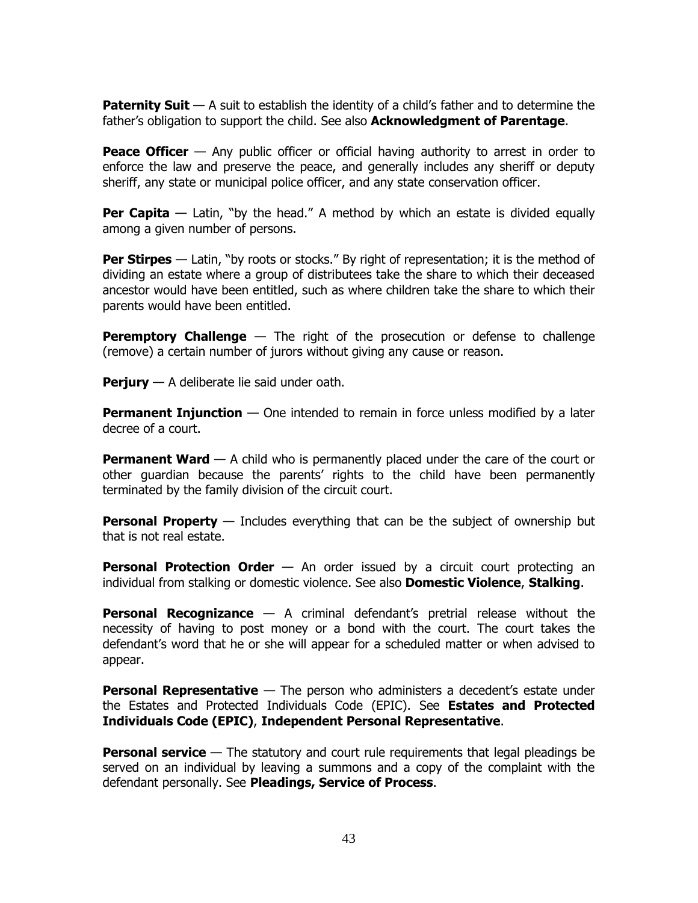**Paternity Suit** — A suit to establish the identity of a child's father and to determine the father's obligation to support the child. See also **Acknowledgment of Parentage**.

**Peace Officer** — Any public officer or official having authority to arrest in order to enforce the law and preserve the peace, and generally includes any sheriff or deputy sheriff, any state or municipal police officer, and any state conservation officer.

**Per Capita** — Latin, "by the head." A method by which an estate is divided equally among a given number of persons.

**Per Stirpes** — Latin, "by roots or stocks." By right of representation; it is the method of dividing an estate where a group of distributees take the share to which their deceased ancestor would have been entitled, such as where children take the share to which their parents would have been entitled.

**Peremptory Challenge** — The right of the prosecution or defense to challenge (remove) a certain number of jurors without giving any cause or reason.

**Perjury** — A deliberate lie said under oath.

**Permanent Injunction** — One intended to remain in force unless modified by a later decree of a court.

**Permanent Ward** — A child who is permanently placed under the care of the court or other guardian because the parents' rights to the child have been permanently terminated by the family division of the circuit court.

**Personal Property** — Includes everything that can be the subject of ownership but that is not real estate.

**Personal Protection Order** — An order issued by a circuit court protecting an individual from stalking or domestic violence. See also **Domestic Violence**, **Stalking**.

**Personal Recognizance** — A criminal defendant's pretrial release without the necessity of having to post money or a bond with the court. The court takes the defendant's word that he or she will appear for a scheduled matter or when advised to appear.

**Personal Representative** — The person who administers a decedent's estate under the Estates and Protected Individuals Code (EPIC). See **Estates and Protected Individuals Code (EPIC)**, **Independent Personal Representative**.

**Personal service** — The statutory and court rule requirements that legal pleadings be served on an individual by leaving a summons and a copy of the complaint with the defendant personally. See **Pleadings, Service of Process**.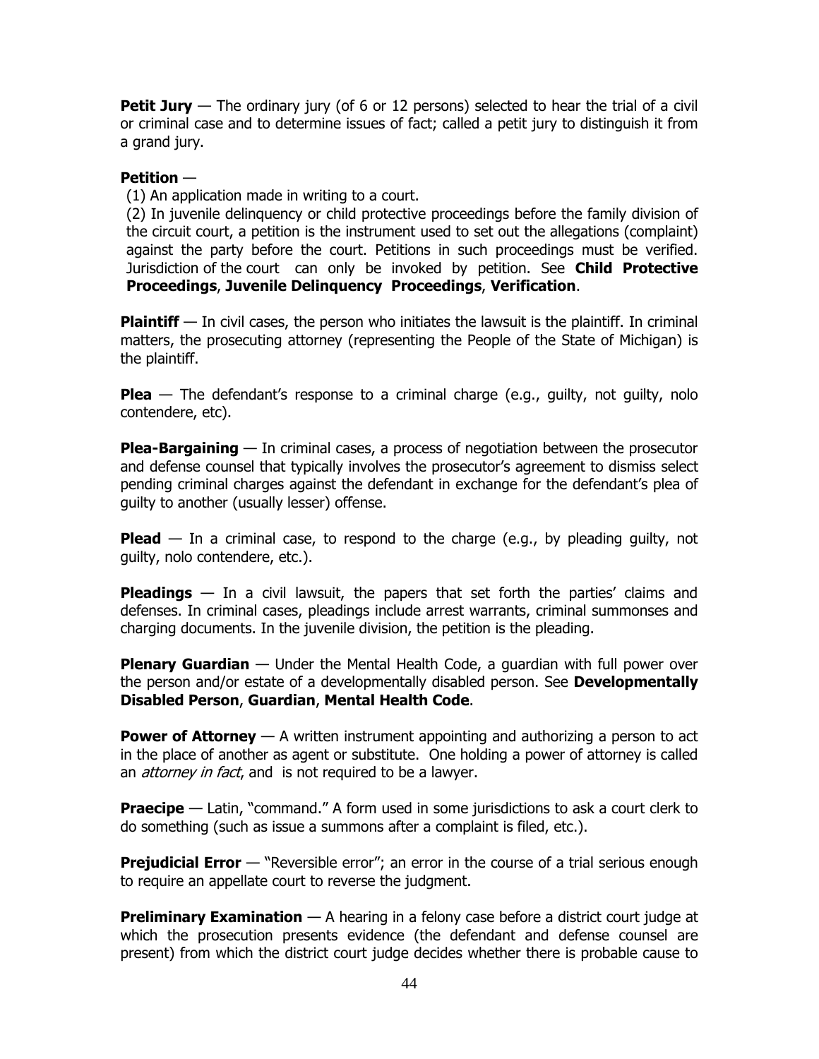**Petit Jury** — The ordinary jury (of 6 or 12 persons) selected to hear the trial of a civil or criminal case and to determine issues of fact; called a petit jury to distinguish it from a grand jury.

**Petition** —

(1) An application made in writing to a court.

(2) In juvenile delinquency or child protective proceedings before the family division of the circuit court, a petition is the instrument used to set out the allegations (complaint) against the party before the court. Petitions in such proceedings must be verified. Jurisdiction of the court can only be invoked by petition. See **Child Protective Proceedings**, **Juvenile Delinquency Proceedings**, **Verification**.

**Plaintiff** — In civil cases, the person who initiates the lawsuit is the plaintiff. In criminal matters, the prosecuting attorney (representing the People of the State of Michigan) is the plaintiff.

**Plea** — The defendant's response to a criminal charge (e.g., guilty, not guilty, nolo contendere, etc).

**Plea-Bargaining** — In criminal cases, a process of negotiation between the prosecutor and defense counsel that typically involves the prosecutor's agreement to dismiss select pending criminal charges against the defendant in exchange for the defendant's plea of guilty to another (usually lesser) offense.

**Plead** — In a criminal case, to respond to the charge (e.g., by pleading guilty, not guilty, nolo contendere, etc.).

**Pleadings** — In a civil lawsuit, the papers that set forth the parties' claims and defenses. In criminal cases, pleadings include arrest warrants, criminal summonses and charging documents. In the juvenile division, the petition is the pleading.

**Plenary Guardian** — Under the Mental Health Code, a guardian with full power over the person and/or estate of a developmentally disabled person. See **Developmentally Disabled Person**, **Guardian**, **Mental Health Code**.

**Power of Attorney** — A written instrument appointing and authorizing a person to act in the place of another as agent or substitute. One holding a power of attorney is called an *attorney in fact*, and is not required to be a lawyer.

**Praecipe** — Latin, "command." A form used in some jurisdictions to ask a court clerk to do something (such as issue a summons after a complaint is filed, etc.).

**Prejudicial Error** — "Reversible error"; an error in the course of a trial serious enough to require an appellate court to reverse the judgment.

**Preliminary Examination** — A hearing in a felony case before a district court judge at which the prosecution presents evidence (the defendant and defense counsel are present) from which the district court judge decides whether there is probable cause to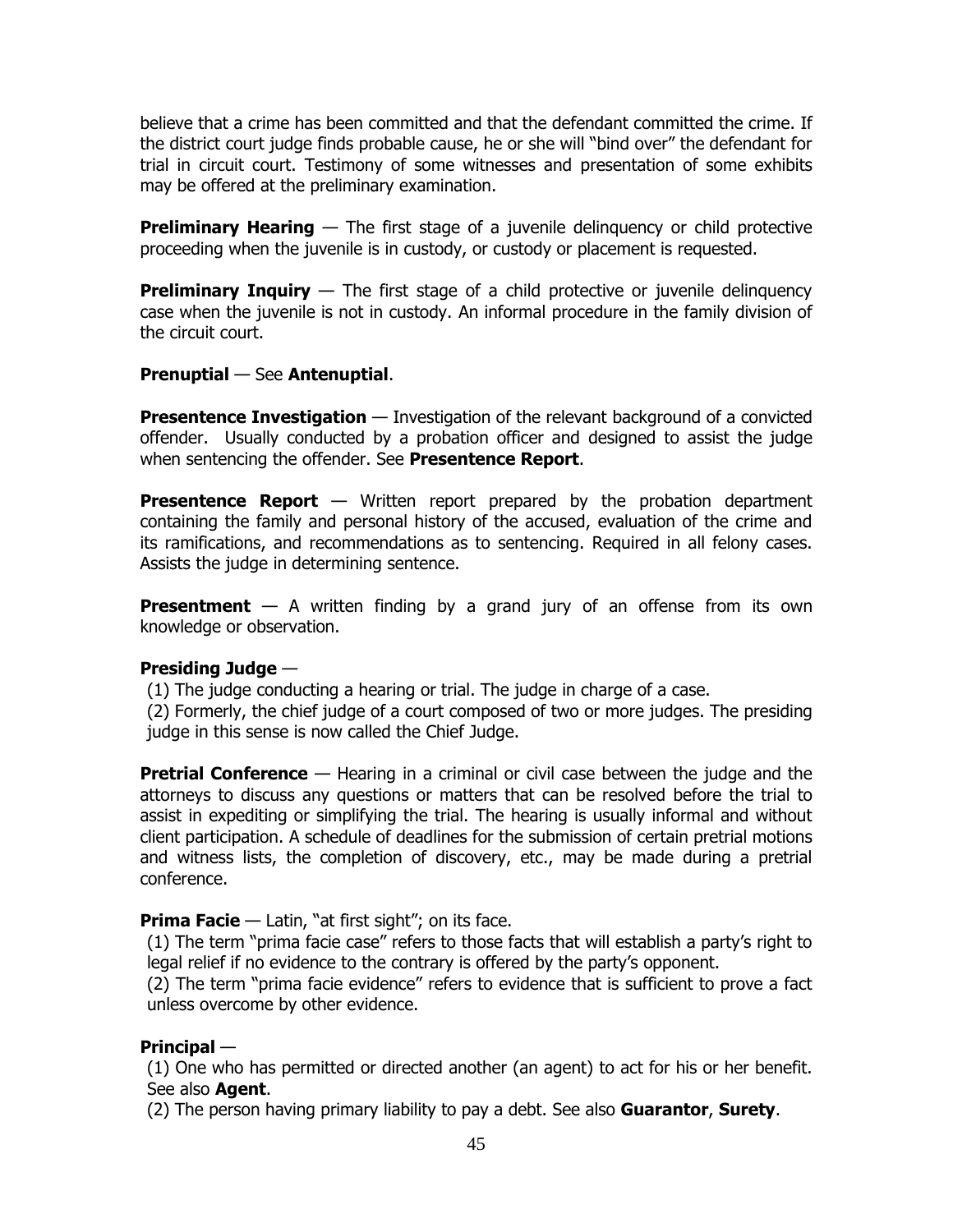believe that a crime has been committed and that the defendant committed the crime. If the district court judge finds probable cause, he or she will "bind over" the defendant for trial in circuit court. Testimony of some witnesses and presentation of some exhibits may be offered at the preliminary examination.

**Preliminary Hearing** — The first stage of a juvenile delinquency or child protective proceeding when the juvenile is in custody, or custody or placement is requested.

**Preliminary Inquiry** — The first stage of a child protective or juvenile delinquency case when the juvenile is not in custody. An informal procedure in the family division of the circuit court.

**Prenuptial** — See **Antenuptial**.

**Presentence Investigation** — Investigation of the relevant background of a convicted offender. Usually conducted by a probation officer and designed to assist the judge when sentencing the offender. See **Presentence Report**.

**Presentence Report** — Written report prepared by the probation department containing the family and personal history of the accused, evaluation of the crime and its ramifications, and recommendations as to sentencing. Required in all felony cases. Assists the judge in determining sentence.

**Presentment** — A written finding by a grand jury of an offense from its own knowledge or observation.

**Presiding Judge** —

(1) The judge conducting a hearing or trial. The judge in charge of a case.

(2) Formerly, the chief judge of a court composed of two or more judges. The presiding judge in this sense is now called the Chief Judge.

**Pretrial Conference** — Hearing in a criminal or civil case between the judge and the attorneys to discuss any questions or matters that can be resolved before the trial to assist in expediting or simplifying the trial. The hearing is usually informal and without client participation. A schedule of deadlines for the submission of certain pretrial motions and witness lists, the completion of discovery, etc., may be made during a pretrial conference.

**Prima Facie** — Latin, "at first sight"; on its face.

(1) The term "prima facie case" refers to those facts that will establish a party's right to legal relief if no evidence to the contrary is offered by the party's opponent.

(2) The term "prima facie evidence" refers to evidence that is sufficient to prove a fact unless overcome by other evidence.

**Principal** —

(1) One who has permitted or directed another (an agent) to act for his or her benefit. See also **Agent**.

(2) The person having primary liability to pay a debt. See also **Guarantor**, **Surety**.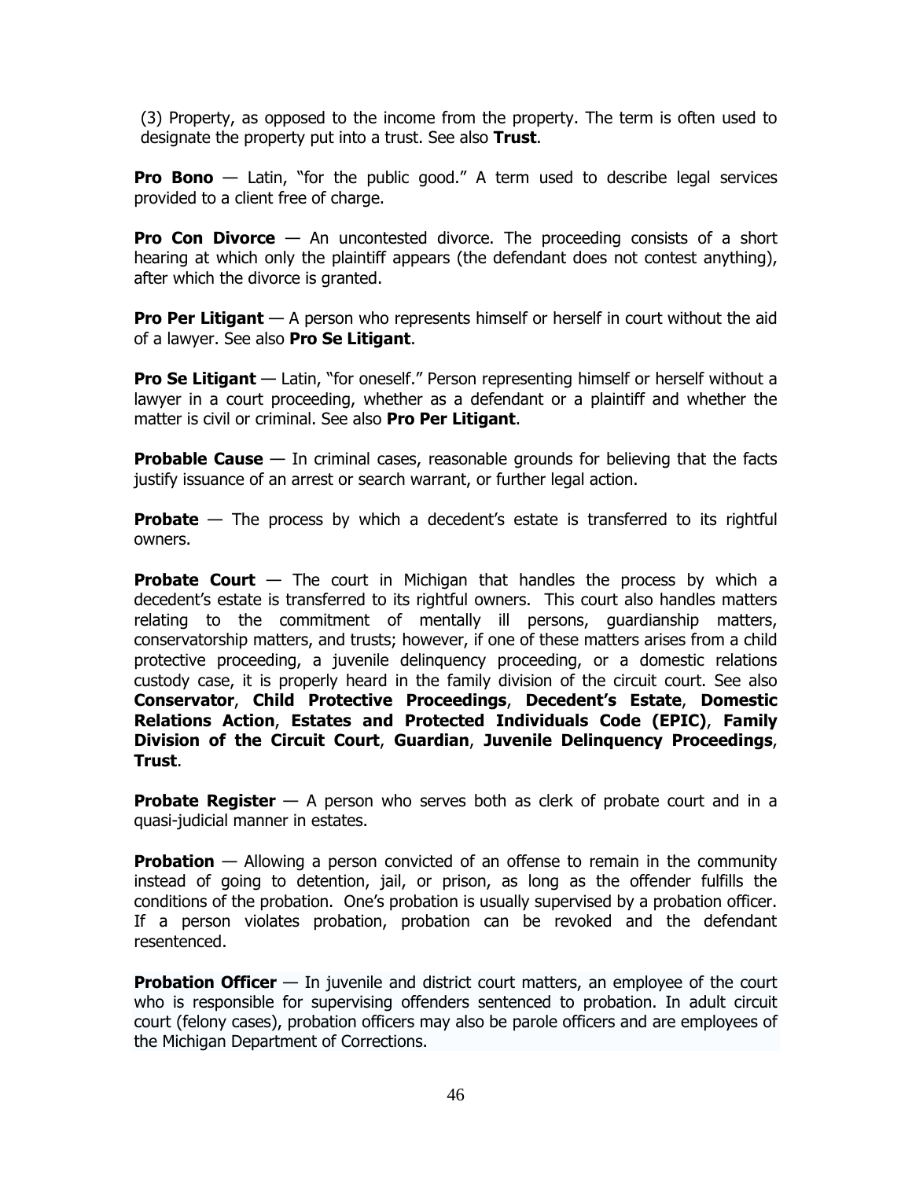(3) Property, as opposed to the income from the property. The term is often used to designate the property put into a trust. See also **Trust**.

**Pro Bono** — Latin, "for the public good." A term used to describe legal services provided to a client free of charge.

**Pro Con Divorce** — An uncontested divorce. The proceeding consists of a short hearing at which only the plaintiff appears (the defendant does not contest anything), after which the divorce is granted.

**Pro Per Litigant** — A person who represents himself or herself in court without the aid of a lawyer. See also **Pro Se Litigant**.

**Pro Se Litigant** — Latin, "for oneself." Person representing himself or herself without a lawyer in a court proceeding, whether as a defendant or a plaintiff and whether the matter is civil or criminal. See also **Pro Per Litigant**.

**Probable Cause** — In criminal cases, reasonable grounds for believing that the facts justify issuance of an arrest or search warrant, or further legal action.

**Probate** — The process by which a decedent's estate is transferred to its rightful owners.

**Probate Court** — The court in Michigan that handles the process by which a decedent's estate is transferred to its rightful owners. This court also handles matters relating to the commitment of mentally ill persons, guardianship matters, conservatorship matters, and trusts; however, if one of these matters arises from a child protective proceeding, a juvenile delinquency proceeding, or a domestic relations custody case, it is properly heard in the family division of the circuit court. See also **Conservator**, **Child Protective Proceedings**, **Decedent's Estate**, **Domestic Relations Action**, **Estates and Protected Individuals Code (EPIC)**, **Family Division of the Circuit Court**, **Guardian**, **Juvenile Delinquency Proceedings**, **Trust**.

**Probate Register** — A person who serves both as clerk of probate court and in a quasi-judicial manner in estates.

**Probation** — Allowing a person convicted of an offense to remain in the community instead of going to detention, jail, or prison, as long as the offender fulfills the conditions of the probation. One's probation is usually supervised by a probation officer. If a person violates probation, probation can be revoked and the defendant resentenced.

**Probation Officer** — In juvenile and district court matters, an employee of the court who is responsible for supervising offenders sentenced to probation. In adult circuit court (felony cases), probation officers may also be parole officers and are employees of the Michigan Department of Corrections.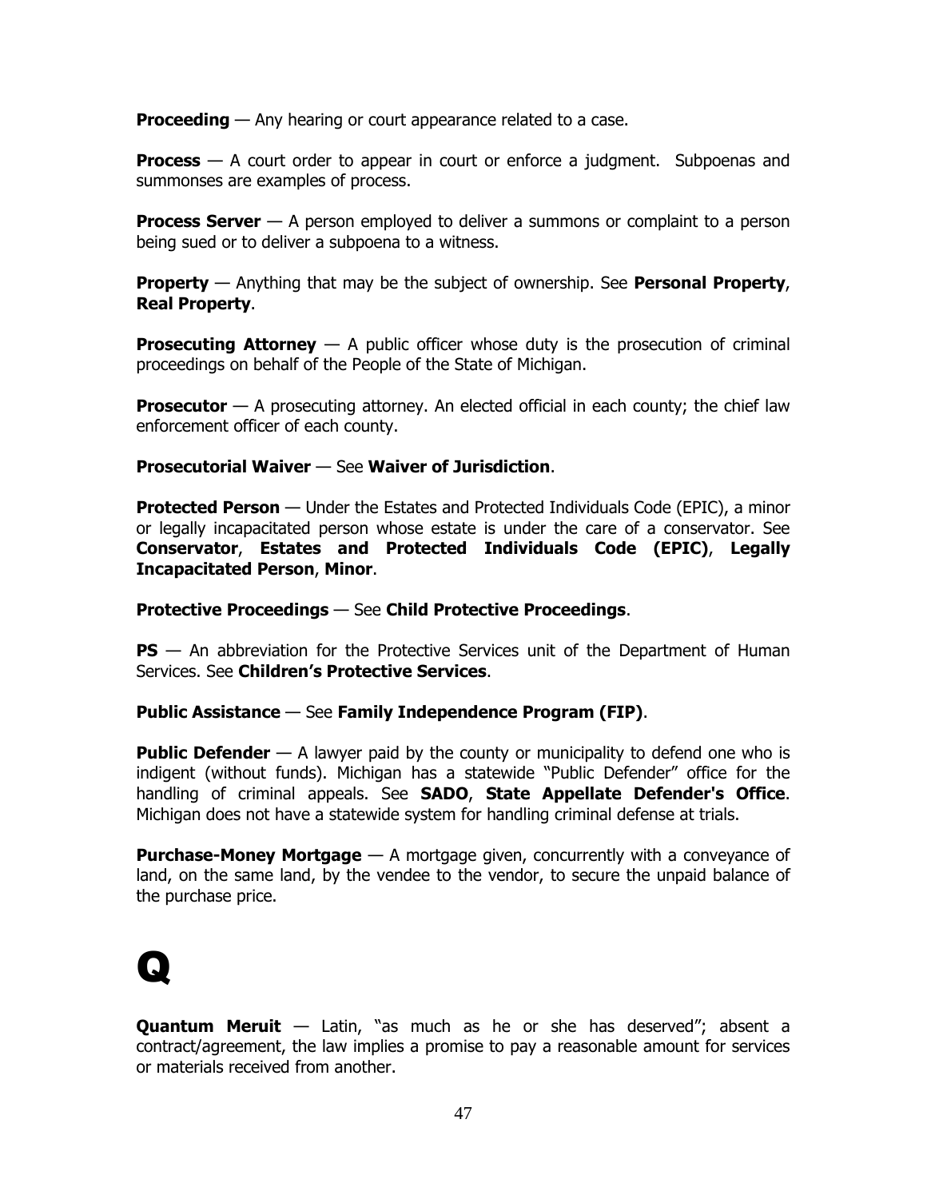**Proceeding** — Any hearing or court appearance related to a case.

**Process** — A court order to appear in court or enforce a judgment. Subpoenas and summonses are examples of process.

**Process Server** — A person employed to deliver a summons or complaint to a person being sued or to deliver a subpoena to a witness.

**Property** — Anything that may be the subject of ownership. See **Personal Property**, **Real Property**.

**Prosecuting Attorney** — A public officer whose duty is the prosecution of criminal proceedings on behalf of the People of the State of Michigan.

**Prosecutor** — A prosecuting attorney. An elected official in each county; the chief law enforcement officer of each county.

**Prosecutorial Waiver** — See **Waiver of Jurisdiction**.

**Protected Person** — Under the Estates and Protected Individuals Code (EPIC), a minor or legally incapacitated person whose estate is under the care of a conservator. See **Conservator**, **Estates and Protected Individuals Code (EPIC)**, **Legally Incapacitated Person**, **Minor**.

**Protective Proceedings** — See **Child Protective Proceedings**.

**PS** — An abbreviation for the Protective Services unit of the Department of Human Services. See **Children's Protective Services**.

**Public Assistance** — See **Family Independence Program (FIP)**.

**Public Defender** — A lawyer paid by the county or municipality to defend one who is indigent (without funds). Michigan has a statewide "Public Defender" office for the handling of criminal appeals. See **SADO**, **State Appellate Defender's Office**. Michigan does not have a statewide system for handling criminal defense at trials.

**Purchase-Money Mortgage** — A mortgage given, concurrently with a conveyance of land, on the same land, by the vendee to the vendor, to secure the unpaid balance of the purchase price.

# Q

**Quantum Meruit** — Latin, "as much as he or she has deserved"; absent a contract/agreement, the law implies a promise to pay a reasonable amount for services or materials received from another.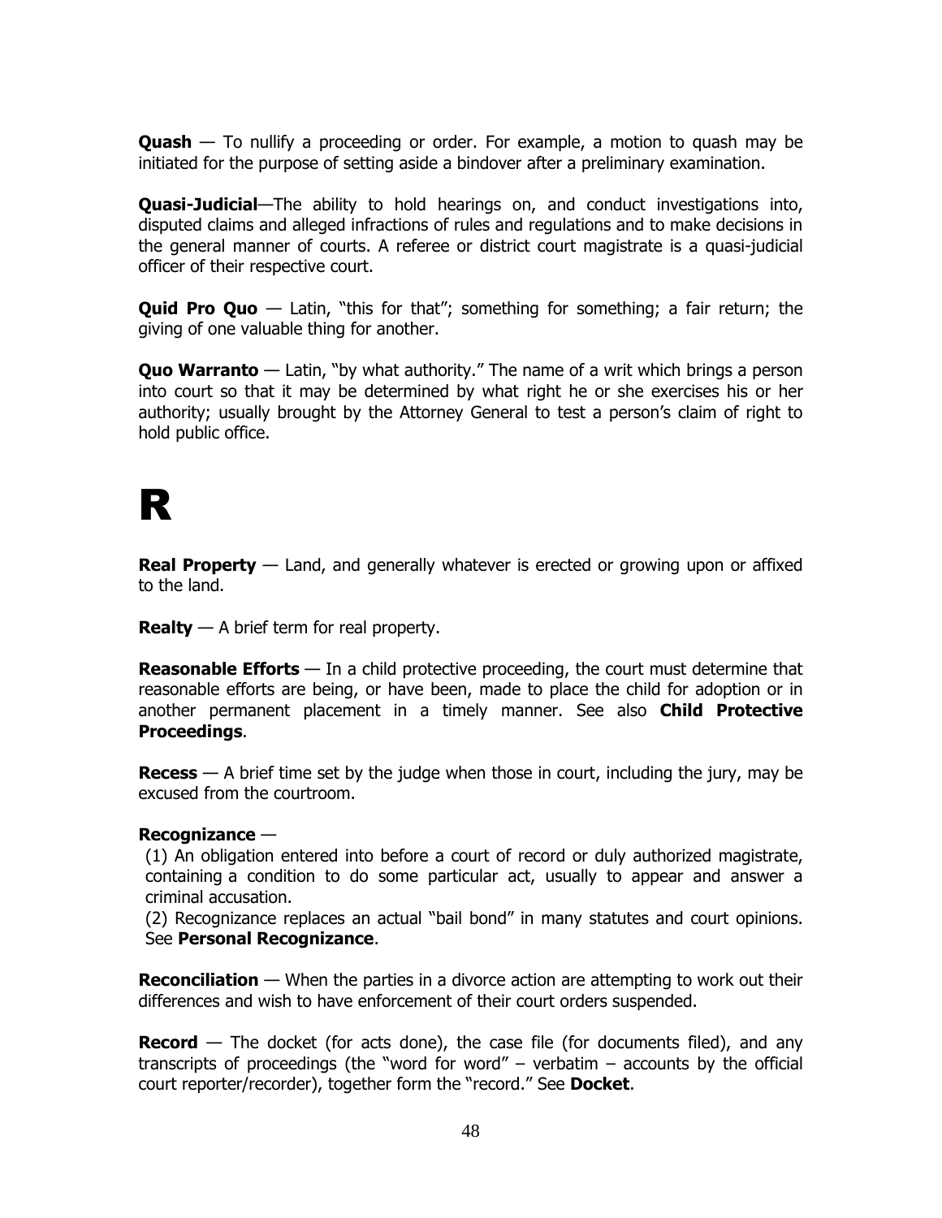**Quash** — To nullify a proceeding or order. For example, a motion to quash may be initiated for the purpose of setting aside a bindover after a preliminary examination.

**Quasi-Judicial**—The ability to hold hearings on, and conduct investigations into, disputed claims and alleged infractions of rules and regulations and to make decisions in the general manner of courts. A referee or district court magistrate is a quasi-judicial officer of their respective court.

**Quid Pro Quo** — Latin, "this for that"; something for something; a fair return; the giving of one valuable thing for another.

**Quo Warranto** — Latin, "by what authority." The name of a writ which brings a person into court so that it may be determined by what right he or she exercises his or her authority; usually brought by the Attorney General to test a person's claim of right to hold public office.

# R

**Real Property** — Land, and generally whatever is erected or growing upon or affixed to the land.

**Realty** — A brief term for real property.

**Reasonable Efforts** — In a child protective proceeding, the court must determine that reasonable efforts are being, or have been, made to place the child for adoption or in another permanent placement in a timely manner. See also **Child Protective Proceedings**.

**Recess** — A brief time set by the judge when those in court, including the jury, may be excused from the courtroom.

**Recognizance** —

(1) An obligation entered into before a court of record or duly authorized magistrate, containing a condition to do some particular act, usually to appear and answer a criminal accusation.

(2) Recognizance replaces an actual "bail bond" in many statutes and court opinions. See **Personal Recognizance**.

**Reconciliation** — When the parties in a divorce action are attempting to work out their differences and wish to have enforcement of their court orders suspended.

**Record** — The docket (for acts done), the case file (for documents filed), and any transcripts of proceedings (the "word for word" – verbatim – accounts by the official court reporter/recorder), together form the "record." See **Docket**.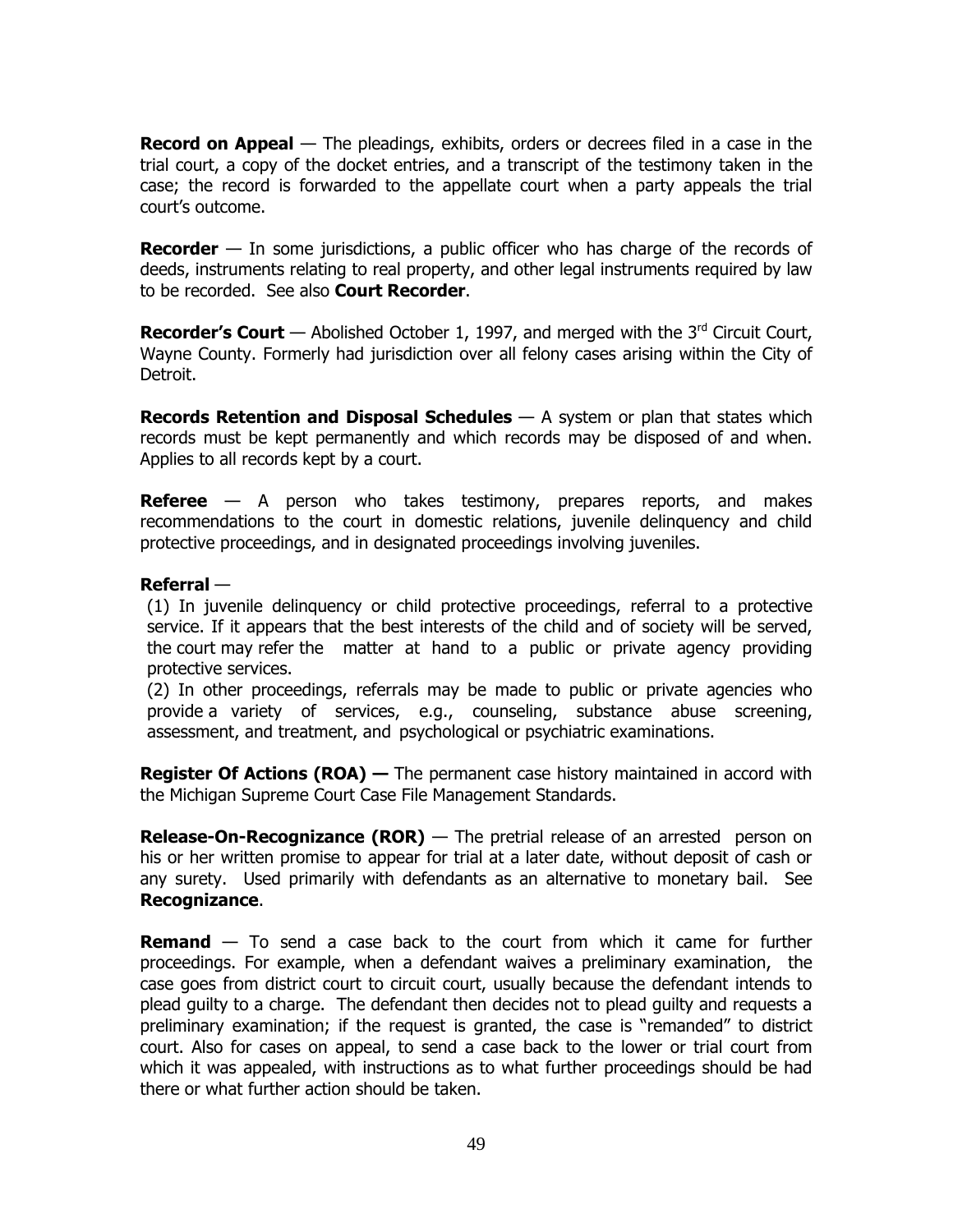**Record on Appeal** — The pleadings, exhibits, orders or decrees filed in a case in the trial court, a copy of the docket entries, and a transcript of the testimony taken in the case; the record is forwarded to the appellate court when a party appeals the trial court's outcome.

**Recorder** — In some jurisdictions, a public officer who has charge of the records of deeds, instruments relating to real property, and other legal instruments required by law to be recorded. See also **Court Recorder**.

**Recorder's Court** — Abolished October 1, 1997, and merged with the 3rd Circuit Court, Wayne County. Formerly had jurisdiction over all felony cases arising within the City of Detroit.

**Records Retention and Disposal Schedules** — A system or plan that states which records must be kept permanently and which records may be disposed of and when. Applies to all records kept by a court.

**Referee** — A person who takes testimony, prepares reports, and makes recommendations to the court in domestic relations, juvenile delinquency and child protective proceedings, and in designated proceedings involving juveniles.

**Referral** —

(1) In juvenile delinquency or child protective proceedings, referral to a protective service. If it appears that the best interests of the child and of society will be served, the court may refer the matter at hand to a public or private agency providing protective services.

(2) In other proceedings, referrals may be made to public or private agencies who provide a variety of services, e.g., counseling, substance abuse screening, assessment, and treatment, and psychological or psychiatric examinations.

**Register Of Actions (ROA) —** The permanent case history maintained in accord with the Michigan Supreme Court Case File Management Standards.

**Release-On-Recognizance (ROR)** — The pretrial release of an arrested person on his or her written promise to appear for trial at a later date, without deposit of cash or any surety. Used primarily with defendants as an alternative to monetary bail. See **Recognizance**.

**Remand** — To send a case back to the court from which it came for further proceedings. For example, when a defendant waives a preliminary examination, the case goes from district court to circuit court, usually because the defendant intends to plead guilty to a charge. The defendant then decides not to plead guilty and requests a preliminary examination; if the request is granted, the case is "remanded" to district court. Also for cases on appeal, to send a case back to the lower or trial court from which it was appealed, with instructions as to what further proceedings should be had there or what further action should be taken.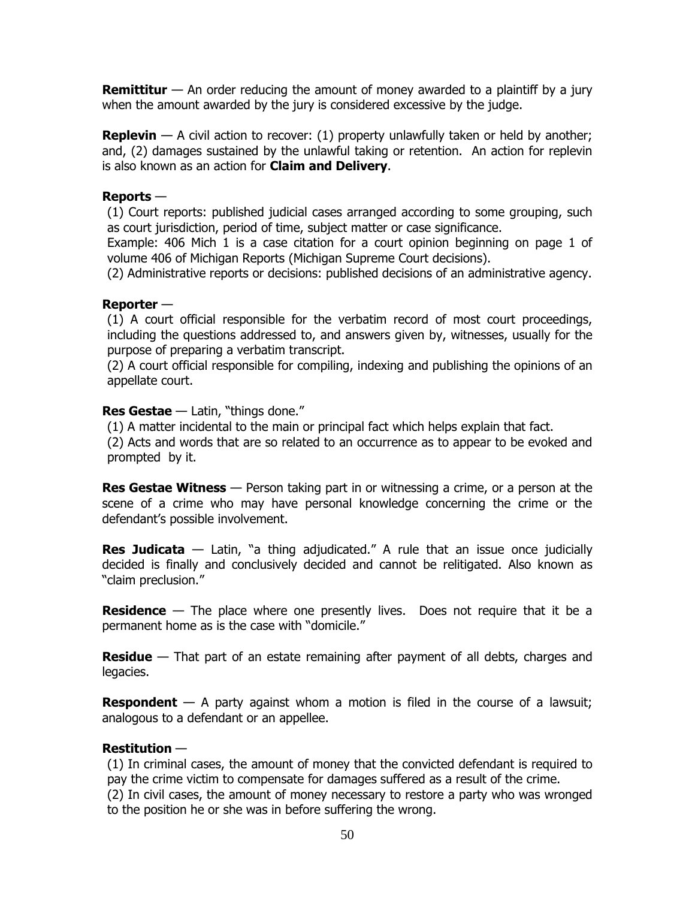**Remittitur** — An order reducing the amount of money awarded to a plaintiff by a jury when the amount awarded by the jury is considered excessive by the judge.

**Replevin** — A civil action to recover: (1) property unlawfully taken or held by another; and, (2) damages sustained by the unlawful taking or retention. An action for replevin is also known as an action for **Claim and Delivery**.

**Reports** —

(1) Court reports: published judicial cases arranged according to some grouping, such as court jurisdiction, period of time, subject matter or case significance.
Example: 406 Mich 1 is a case citation for a court opinion beginning on page 1 of volume 406 of Michigan Reports (Michigan Supreme Court decisions).

(2) Administrative reports or decisions: published decisions of an administrative agency.

**Reporter** —

(1) A court official responsible for the verbatim record of most court proceedings, including the questions addressed to, and answers given by, witnesses, usually for the purpose of preparing a verbatim transcript.

(2) A court official responsible for compiling, indexing and publishing the opinions of an appellate court.

**Res Gestae** — Latin, "things done."

(1) A matter incidental to the main or principal fact which helps explain that fact.

(2) Acts and words that are so related to an occurrence as to appear to be evoked and prompted by it.

**Res Gestae Witness** — Person taking part in or witnessing a crime, or a person at the scene of a crime who may have personal knowledge concerning the crime or the defendant's possible involvement.

**Res Judicata** — Latin, "a thing adjudicated." A rule that an issue once judicially decided is finally and conclusively decided and cannot be relitigated. Also known as "claim preclusion."

**Residence** — The place where one presently lives. Does not require that it be a permanent home as is the case with "domicile."

**Residue** — That part of an estate remaining after payment of all debts, charges and legacies.

**Respondent** — A party against whom a motion is filed in the course of a lawsuit; analogous to a defendant or an appellee.

**Restitution** —

(1) In criminal cases, the amount of money that the convicted defendant is required to pay the crime victim to compensate for damages suffered as a result of the crime.

(2) In civil cases, the amount of money necessary to restore a party who was wronged to the position he or she was in before suffering the wrong.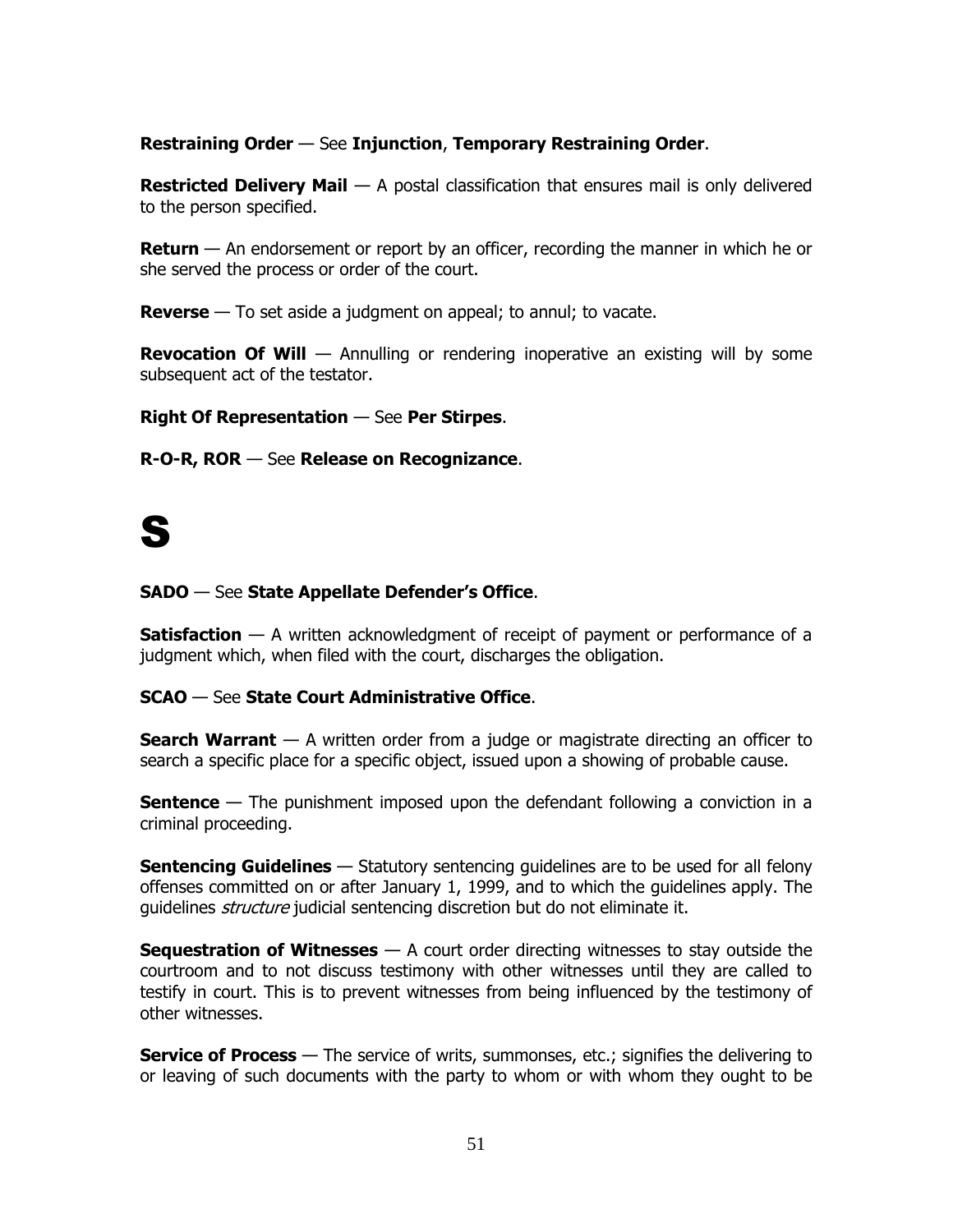**Restraining Order** — See **Injunction**, **Temporary Restraining Order**.

**Restricted Delivery Mail** — A postal classification that ensures mail is only delivered to the person specified.

**Return** — An endorsement or report by an officer, recording the manner in which he or she served the process or order of the court.

**Reverse** — To set aside a judgment on appeal; to annul; to vacate.

**Revocation Of Will** — Annulling or rendering inoperative an existing will by some subsequent act of the testator.

**Right Of Representation** — See **Per Stirpes**.

**R-O-R, ROR** — See **Release on Recognizance**.

# S

**SADO** — See **State Appellate Defender's Office**.

**Satisfaction** — A written acknowledgment of receipt of payment or performance of a judgment which, when filed with the court, discharges the obligation.

**SCAO** — See **State Court Administrative Office**.

**Search Warrant** — A written order from a judge or magistrate directing an officer to search a specific place for a specific object, issued upon a showing of probable cause.

**Sentence** — The punishment imposed upon the defendant following a conviction in a criminal proceeding.

**Sentencing Guidelines** — Statutory sentencing guidelines are to be used for all felony offenses committed on or after January 1, 1999, and to which the guidelines apply. The guidelines *structure* judicial sentencing discretion but do not eliminate it.

**Sequestration of Witnesses** — A court order directing witnesses to stay outside the courtroom and to not discuss testimony with other witnesses until they are called to testify in court. This is to prevent witnesses from being influenced by the testimony of other witnesses.

**Service of Process** — The service of writs, summonses, etc.; signifies the delivering to or leaving of such documents with the party to whom or with whom they ought to be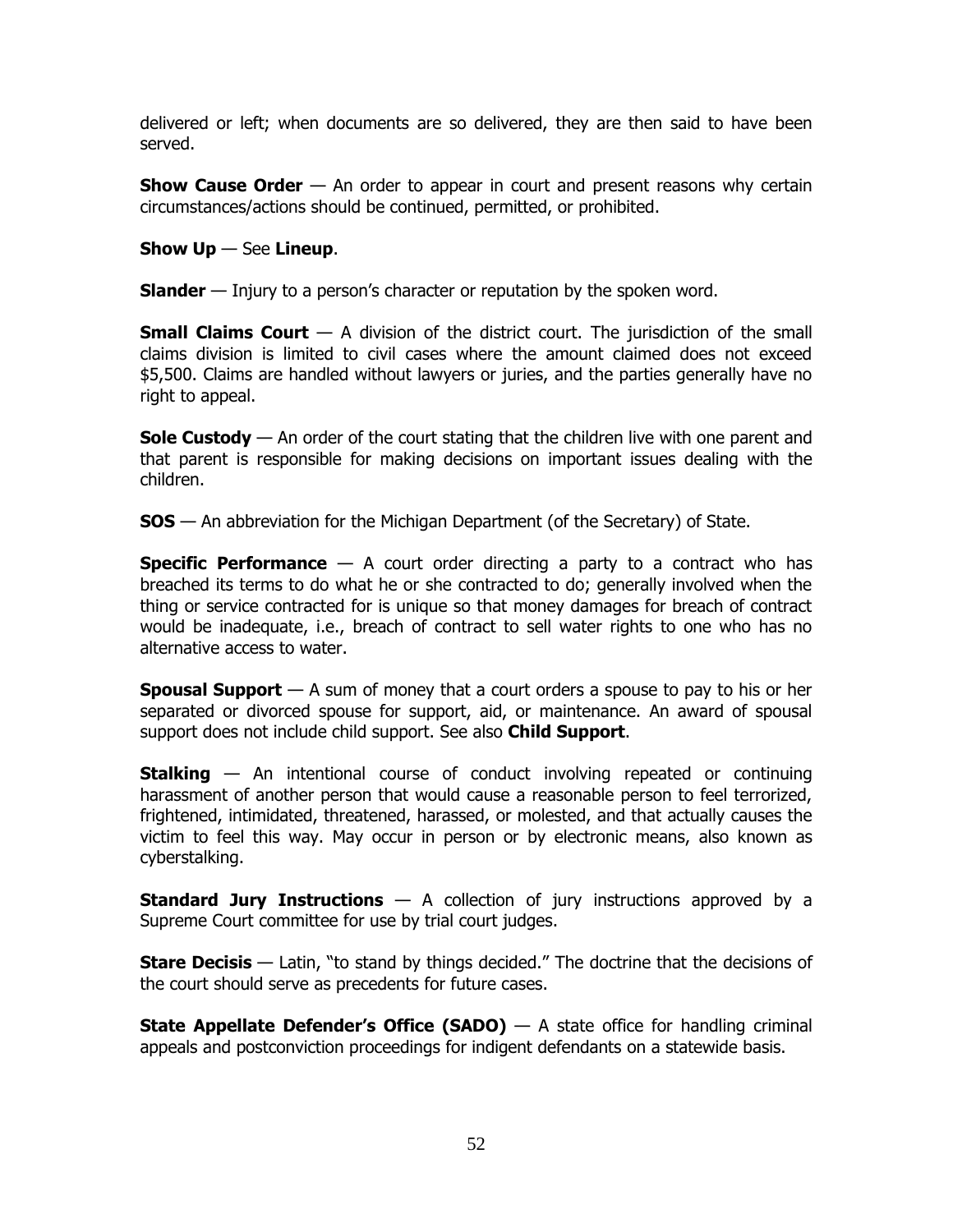delivered or left; when documents are so delivered, they are then said to have been served.

**Show Cause Order** — An order to appear in court and present reasons why certain circumstances/actions should be continued, permitted, or prohibited.

**Show Up** — See **Lineup**.

**Slander** — Injury to a person's character or reputation by the spoken word.

**Small Claims Court** — A division of the district court. The jurisdiction of the small claims division is limited to civil cases where the amount claimed does not exceed $5,500. Claims are handled without lawyers or juries, and the parties generally have no right to appeal.

**Sole Custody** — An order of the court stating that the children live with one parent and that parent is responsible for making decisions on important issues dealing with the children.

**SOS** — An abbreviation for the Michigan Department (of the Secretary) of State.

**Specific Performance** — A court order directing a party to a contract who has breached its terms to do what he or she contracted to do; generally involved when the thing or service contracted for is unique so that money damages for breach of contract would be inadequate, i.e., breach of contract to sell water rights to one who has no alternative access to water.

**Spousal Support** — A sum of money that a court orders a spouse to pay to his or her separated or divorced spouse for support, aid, or maintenance. An award of spousal support does not include child support. See also **Child Support**.

**Stalking** — An intentional course of conduct involving repeated or continuing harassment of another person that would cause a reasonable person to feel terrorized, frightened, intimidated, threatened, harassed, or molested, and that actually causes the victim to feel this way. May occur in person or by electronic means, also known as cyberstalking.

**Standard Jury Instructions** — A collection of jury instructions approved by a Supreme Court committee for use by trial court judges.

**Stare Decisis** — Latin, "to stand by things decided." The doctrine that the decisions of the court should serve as precedents for future cases.

**State Appellate Defender's Office (SADO)** — A state office for handling criminal appeals and postconviction proceedings for indigent defendants on a statewide basis.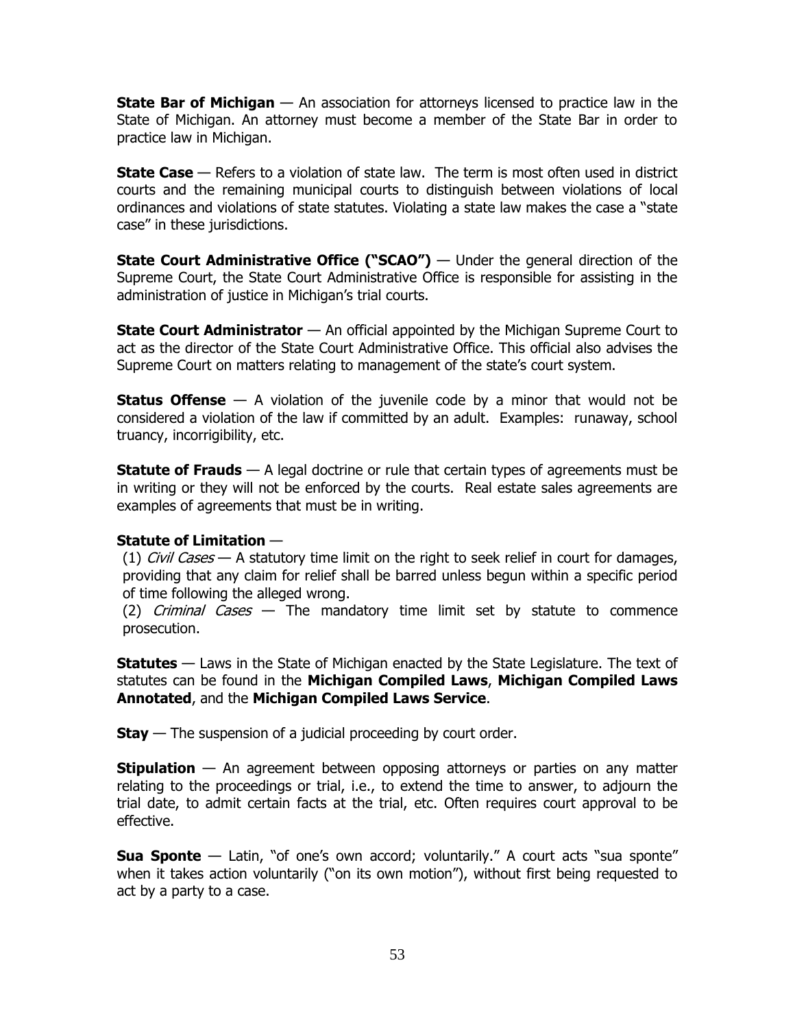**State Bar of Michigan** — An association for attorneys licensed to practice law in the State of Michigan. An attorney must become a member of the State Bar in order to practice law in Michigan.

**State Case** — Refers to a violation of state law. The term is most often used in district courts and the remaining municipal courts to distinguish between violations of local ordinances and violations of state statutes. Violating a state law makes the case a "state case" in these jurisdictions.

**State Court Administrative Office ("SCAO")** — Under the general direction of the Supreme Court, the State Court Administrative Office is responsible for assisting in the administration of justice in Michigan's trial courts.

**State Court Administrator** — An official appointed by the Michigan Supreme Court to act as the director of the State Court Administrative Office. This official also advises the Supreme Court on matters relating to management of the state's court system.

**Status Offense** — A violation of the juvenile code by a minor that would not be considered a violation of the law if committed by an adult. Examples: runaway, school truancy, incorrigibility, etc.

**Statute of Frauds** — A legal doctrine or rule that certain types of agreements must be in writing or they will not be enforced by the courts. Real estate sales agreements are examples of agreements that must be in writing.

**Statute of Limitation** —

(1) *Civil Cases* — A statutory time limit on the right to seek relief in court for damages, providing that any claim for relief shall be barred unless begun within a specific period of time following the alleged wrong.

(2) *Criminal Cases* — The mandatory time limit set by statute to commence prosecution.

**Statutes** — Laws in the State of Michigan enacted by the State Legislature. The text of statutes can be found in the **Michigan Compiled Laws**, **Michigan Compiled Laws Annotated**, and the **Michigan Compiled Laws Service**.

**Stay** — The suspension of a judicial proceeding by court order.

**Stipulation** — An agreement between opposing attorneys or parties on any matter relating to the proceedings or trial, i.e., to extend the time to answer, to adjourn the trial date, to admit certain facts at the trial, etc. Often requires court approval to be effective.

**Sua Sponte** — Latin, "of one's own accord; voluntarily." A court acts "sua sponte" when it takes action voluntarily ("on its own motion"), without first being requested to act by a party to a case.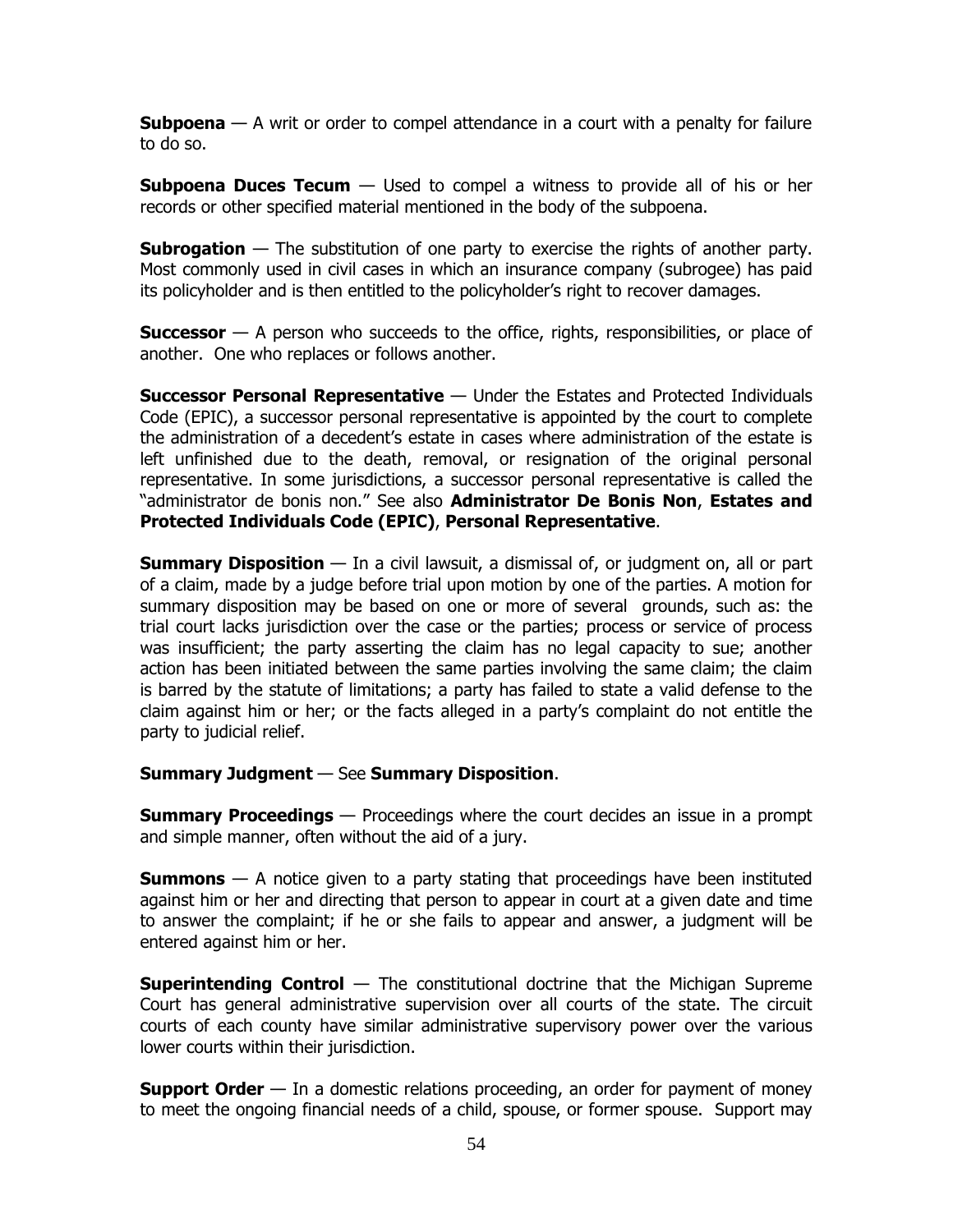**Subpoena** — A writ or order to compel attendance in a court with a penalty for failure to do so.

**Subpoena Duces Tecum** — Used to compel a witness to provide all of his or her records or other specified material mentioned in the body of the subpoena.

**Subrogation** — The substitution of one party to exercise the rights of another party. Most commonly used in civil cases in which an insurance company (subrogee) has paid its policyholder and is then entitled to the policyholder's right to recover damages.

**Successor** — A person who succeeds to the office, rights, responsibilities, or place of another. One who replaces or follows another.

**Successor Personal Representative** — Under the Estates and Protected Individuals Code (EPIC), a successor personal representative is appointed by the court to complete the administration of a decedent's estate in cases where administration of the estate is left unfinished due to the death, removal, or resignation of the original personal representative. In some jurisdictions, a successor personal representative is called the "administrator de bonis non." See also **Administrator De Bonis Non**, **Estates and Protected Individuals Code (EPIC)**, **Personal Representative**.

**Summary Disposition** — In a civil lawsuit, a dismissal of, or judgment on, all or part of a claim, made by a judge before trial upon motion by one of the parties. A motion for summary disposition may be based on one or more of several grounds, such as: the trial court lacks jurisdiction over the case or the parties; process or service of process was insufficient; the party asserting the claim has no legal capacity to sue; another action has been initiated between the same parties involving the same claim; the claim is barred by the statute of limitations; a party has failed to state a valid defense to the claim against him or her; or the facts alleged in a party's complaint do not entitle the party to judicial relief.

**Summary Judgment** — See **Summary Disposition**.

**Summary Proceedings** — Proceedings where the court decides an issue in a prompt and simple manner, often without the aid of a jury.

**Summons** — A notice given to a party stating that proceedings have been instituted against him or her and directing that person to appear in court at a given date and time to answer the complaint; if he or she fails to appear and answer, a judgment will be entered against him or her.

**Superintending Control** — The constitutional doctrine that the Michigan Supreme Court has general administrative supervision over all courts of the state. The circuit courts of each county have similar administrative supervisory power over the various lower courts within their jurisdiction.

**Support Order** — In a domestic relations proceeding, an order for payment of money to meet the ongoing financial needs of a child, spouse, or former spouse. Support may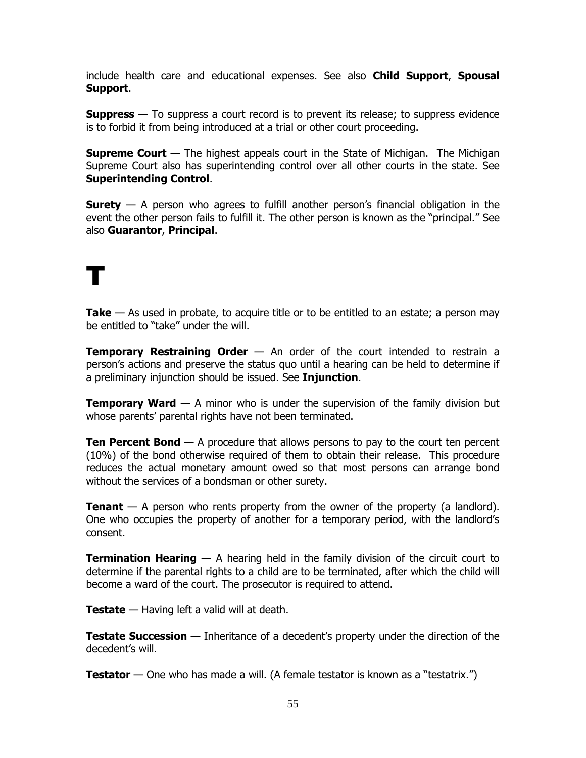include health care and educational expenses. See also **Child Support**, **Spousal Support**.

**Suppress** — To suppress a court record is to prevent its release; to suppress evidence is to forbid it from being introduced at a trial or other court proceeding.

**Supreme Court** — The highest appeals court in the State of Michigan. The Michigan Supreme Court also has superintending control over all other courts in the state. See **Superintending Control**.

**Surety** — A person who agrees to fulfill another person's financial obligation in the event the other person fails to fulfill it. The other person is known as the "principal." See also **Guarantor**, **Principal**.

# T

**Take** — As used in probate, to acquire title or to be entitled to an estate; a person may be entitled to "take" under the will.

**Temporary Restraining Order** — An order of the court intended to restrain a person's actions and preserve the status quo until a hearing can be held to determine if a preliminary injunction should be issued. See **Injunction**.

**Temporary Ward** — A minor who is under the supervision of the family division but whose parents' parental rights have not been terminated.

**Ten Percent Bond** — A procedure that allows persons to pay to the court ten percent (10%) of the bond otherwise required of them to obtain their release. This procedure reduces the actual monetary amount owed so that most persons can arrange bond without the services of a bondsman or other surety.

**Tenant** — A person who rents property from the owner of the property (a landlord). One who occupies the property of another for a temporary period, with the landlord's consent.

**Termination Hearing** — A hearing held in the family division of the circuit court to determine if the parental rights to a child are to be terminated, after which the child will become a ward of the court. The prosecutor is required to attend.

**Testate** — Having left a valid will at death.

**Testate Succession** — Inheritance of a decedent's property under the direction of the decedent's will.

**Testator** — One who has made a will. (A female testator is known as a "testatrix.")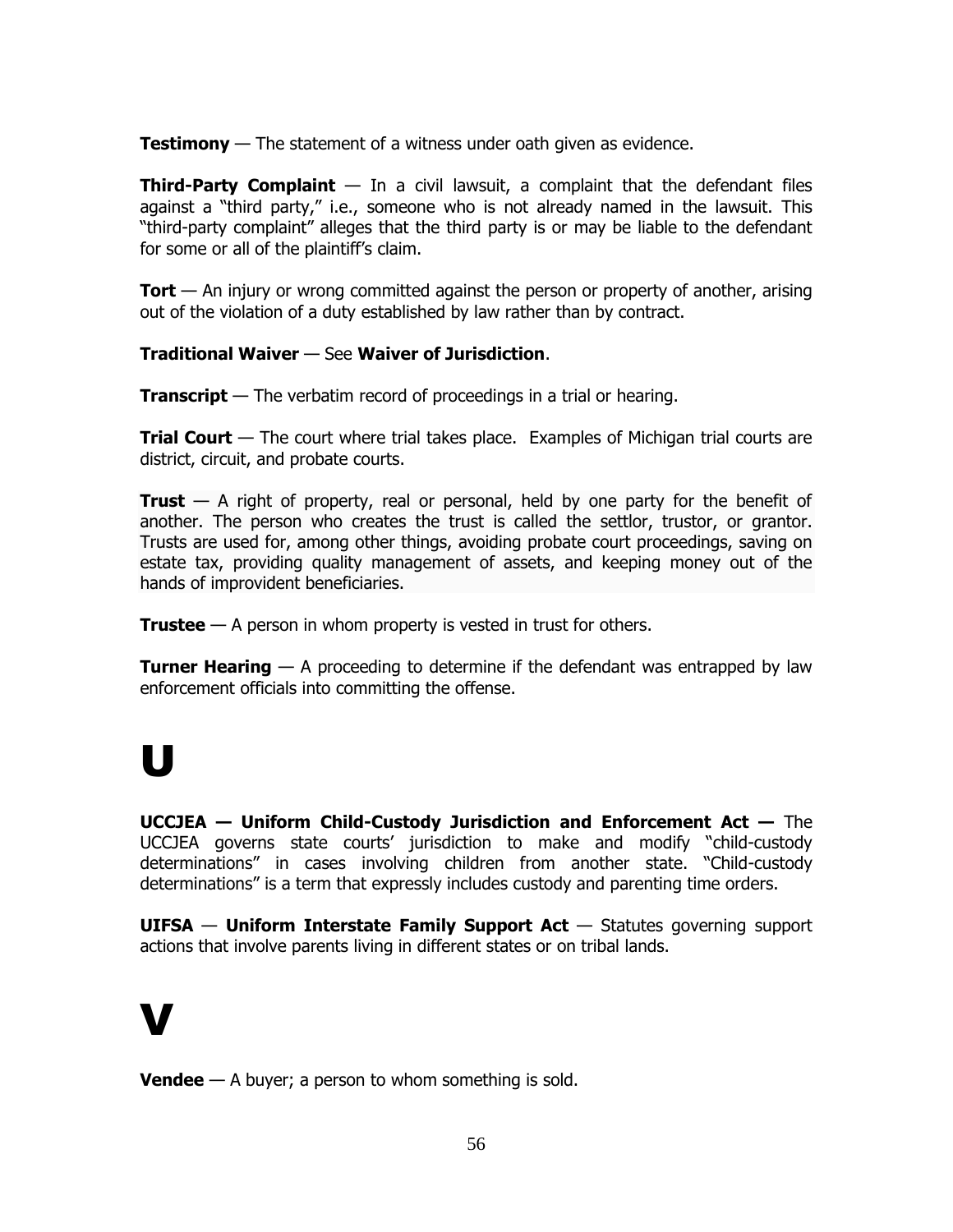**Testimony** — The statement of a witness under oath given as evidence.

**Third-Party Complaint** — In a civil lawsuit, a complaint that the defendant files against a "third party," i.e., someone who is not already named in the lawsuit. This "third-party complaint" alleges that the third party is or may be liable to the defendant for some or all of the plaintiff's claim.

**Tort** — An injury or wrong committed against the person or property of another, arising out of the violation of a duty established by law rather than by contract.

**Traditional Waiver** — See **Waiver of Jurisdiction**.

**Transcript** — The verbatim record of proceedings in a trial or hearing.

**Trial Court** — The court where trial takes place. Examples of Michigan trial courts are district, circuit, and probate courts.

**Trust** — A right of property, real or personal, held by one party for the benefit of another. The person who creates the trust is called the settlor, trustor, or grantor. Trusts are used for, among other things, avoiding probate court proceedings, saving on estate tax, providing quality management of assets, and keeping money out of the hands of improvident beneficiaries.

**Trustee** — A person in whom property is vested in trust for others.

**Turner Hearing** — A proceeding to determine if the defendant was entrapped by law enforcement officials into committing the offense.

# U

**UCCJEA — Uniform Child-Custody Jurisdiction and Enforcement Act —** The UCCJEA governs state courts' jurisdiction to make and modify "child-custody determinations" in cases involving children from another state. "Child-custody determinations" is a term that expressly includes custody and parenting time orders.

**UIFSA** — **Uniform Interstate Family Support Act** — Statutes governing support actions that involve parents living in different states or on tribal lands.

# V

**Vendee** — A buyer; a person to whom something is sold.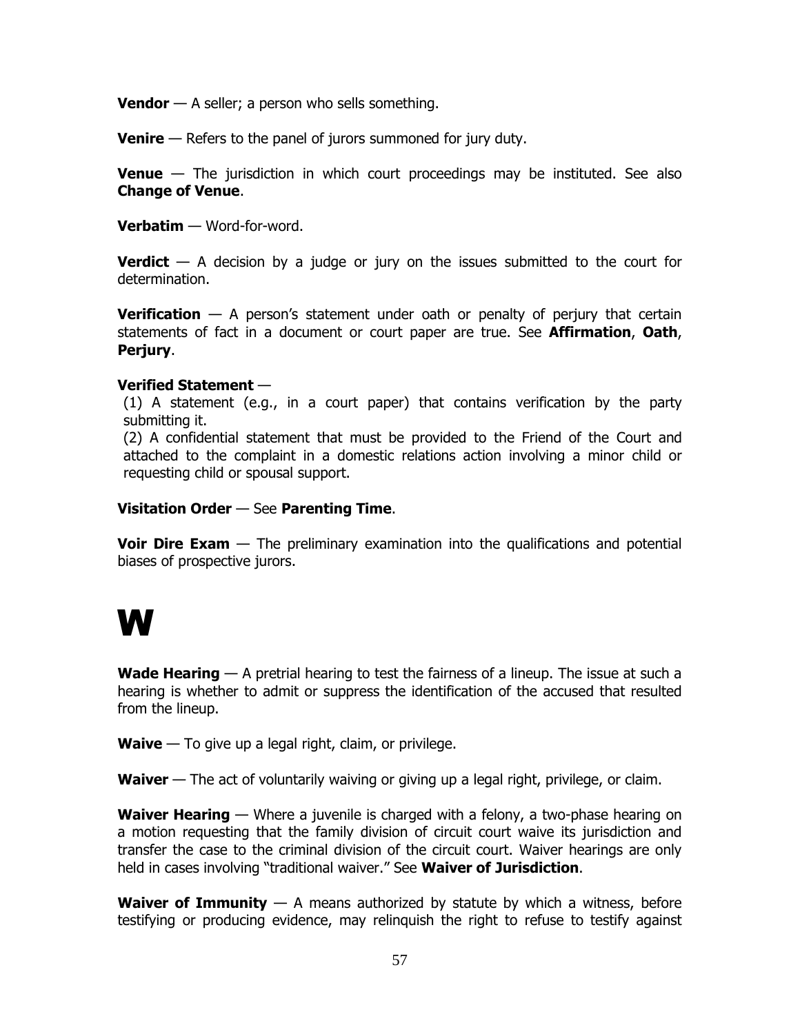**Vendor** — A seller; a person who sells something.

**Venire** — Refers to the panel of jurors summoned for jury duty.

**Venue** — The jurisdiction in which court proceedings may be instituted. See also **Change of Venue**.

**Verbatim** — Word-for-word.

**Verdict** — A decision by a judge or jury on the issues submitted to the court for determination.

**Verification** — A person's statement under oath or penalty of perjury that certain statements of fact in a document or court paper are true. See **Affirmation**, **Oath**, **Perjury**.

**Verified Statement** —

(1) A statement (e.g., in a court paper) that contains verification by the party submitting it.

(2) A confidential statement that must be provided to the Friend of the Court and attached to the complaint in a domestic relations action involving a minor child or requesting child or spousal support.

**Visitation Order** — See **Parenting Time**.

**Voir Dire Exam** — The preliminary examination into the qualifications and potential biases of prospective jurors.

# W

**Wade Hearing** — A pretrial hearing to test the fairness of a lineup. The issue at such a hearing is whether to admit or suppress the identification of the accused that resulted from the lineup.

**Waive** — To give up a legal right, claim, or privilege.

**Waiver** — The act of voluntarily waiving or giving up a legal right, privilege, or claim.

**Waiver Hearing** — Where a juvenile is charged with a felony, a two-phase hearing on a motion requesting that the family division of circuit court waive its jurisdiction and transfer the case to the criminal division of the circuit court. Waiver hearings are only held in cases involving "traditional waiver." See **Waiver of Jurisdiction**.

**Waiver of Immunity** — A means authorized by statute by which a witness, before testifying or producing evidence, may relinquish the right to refuse to testify against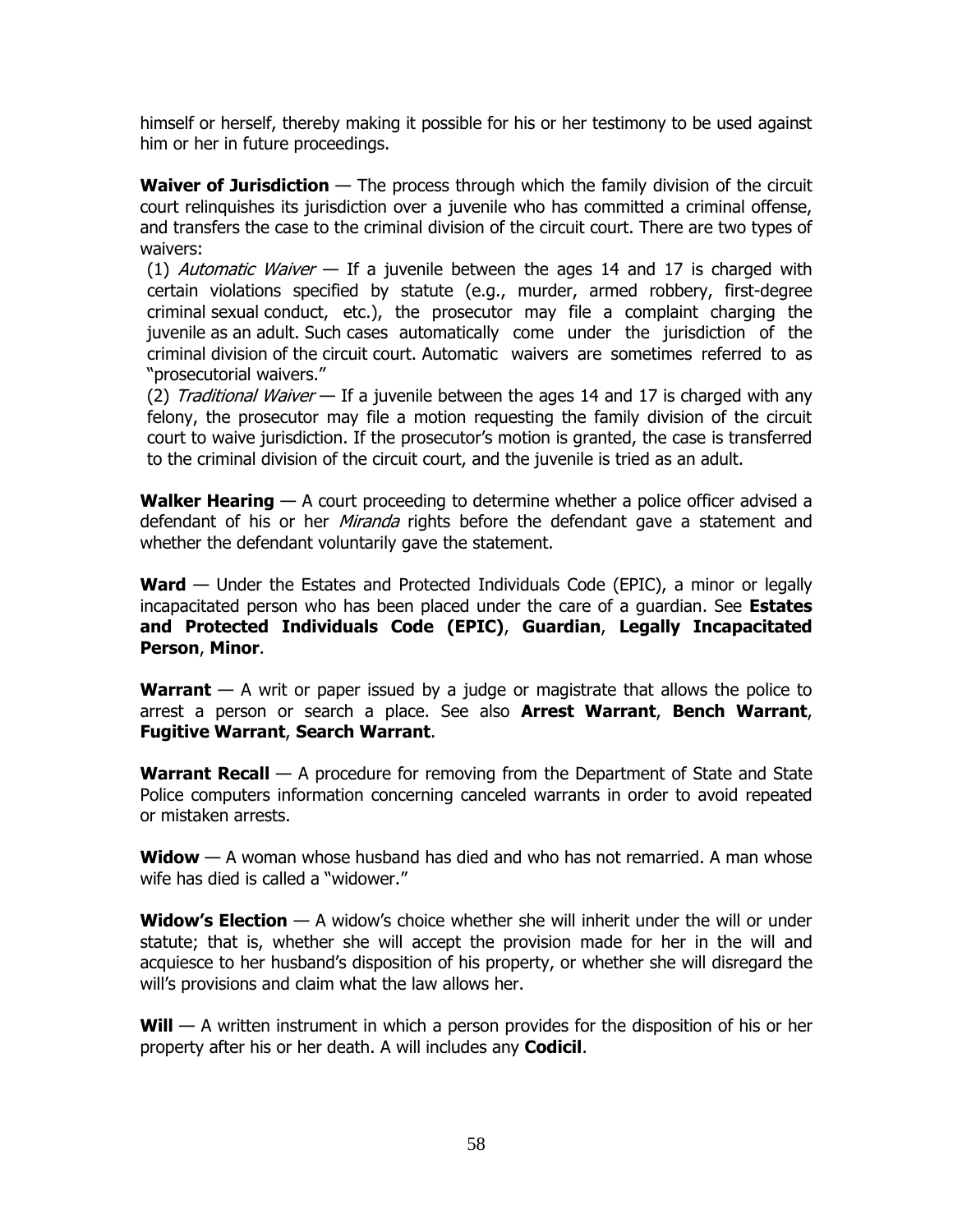himself or herself, thereby making it possible for his or her testimony to be used against him or her in future proceedings.

**Waiver of Jurisdiction** — The process through which the family division of the circuit court relinquishes its jurisdiction over a juvenile who has committed a criminal offense, and transfers the case to the criminal division of the circuit court. There are two types of waivers:

(1) *Automatic Waiver* — If a juvenile between the ages 14 and 17 is charged with certain violations specified by statute (e.g., murder, armed robbery, first-degree criminal sexual conduct, etc.), the prosecutor may file a complaint charging the juvenile as an adult. Such cases automatically come under the jurisdiction of the criminal division of the circuit court. Automatic waivers are sometimes referred to as "prosecutorial waivers."

(2) *Traditional Waiver* — If a juvenile between the ages 14 and 17 is charged with any felony, the prosecutor may file a motion requesting the family division of the circuit court to waive jurisdiction. If the prosecutor's motion is granted, the case is transferred to the criminal division of the circuit court, and the juvenile is tried as an adult.

**Walker Hearing** — A court proceeding to determine whether a police officer advised a defendant of his or her *Miranda* rights before the defendant gave a statement and whether the defendant voluntarily gave the statement.

**Ward** — Under the Estates and Protected Individuals Code (EPIC), a minor or legally incapacitated person who has been placed under the care of a guardian. See **Estates and Protected Individuals Code (EPIC)**, **Guardian**, **Legally Incapacitated Person**, **Minor**.

**Warrant** — A writ or paper issued by a judge or magistrate that allows the police to arrest a person or search a place. See also **Arrest Warrant**, **Bench Warrant**, **Fugitive Warrant**, **Search Warrant**.

**Warrant Recall** — A procedure for removing from the Department of State and State Police computers information concerning canceled warrants in order to avoid repeated or mistaken arrests.

**Widow** — A woman whose husband has died and who has not remarried. A man whose wife has died is called a "widower."

**Widow's Election** — A widow's choice whether she will inherit under the will or under statute; that is, whether she will accept the provision made for her in the will and acquiesce to her husband's disposition of his property, or whether she will disregard the will's provisions and claim what the law allows her.

**Will** — A written instrument in which a person provides for the disposition of his or her property after his or her death. A will includes any **Codicil**.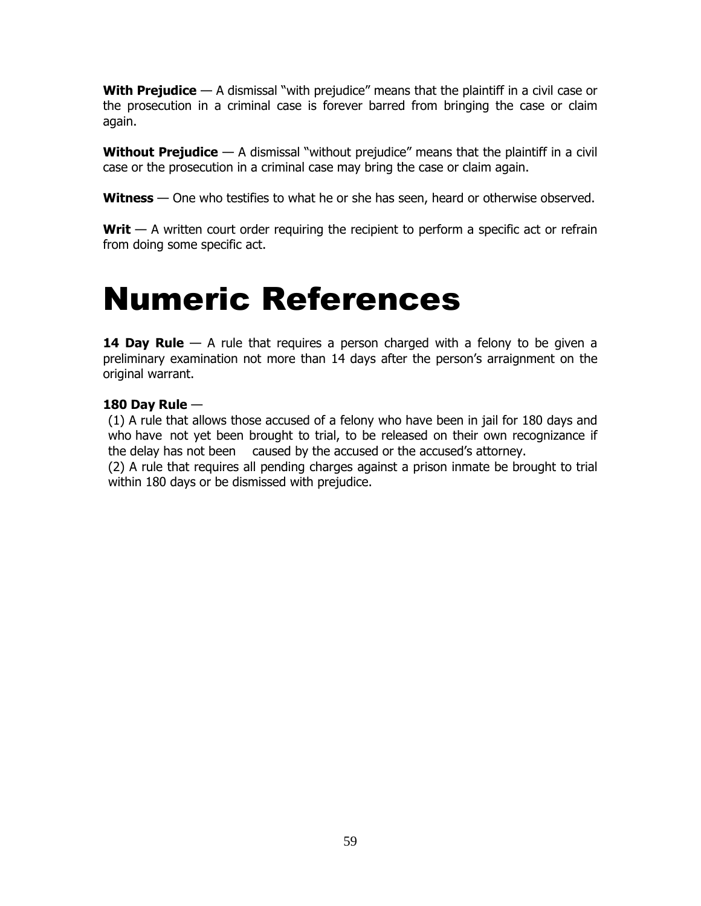**With Prejudice** — A dismissal "with prejudice" means that the plaintiff in a civil case or the prosecution in a criminal case is forever barred from bringing the case or claim again.

**Without Prejudice** — A dismissal "without prejudice" means that the plaintiff in a civil case or the prosecution in a criminal case may bring the case or claim again.

**Witness** — One who testifies to what he or she has seen, heard or otherwise observed.

**Writ** — A written court order requiring the recipient to perform a specific act or refrain from doing some specific act.

# Numeric References

**14 Day Rule** — A rule that requires a person charged with a felony to be given a preliminary examination not more than 14 days after the person's arraignment on the original warrant.

**180 Day Rule** —

(1) A rule that allows those accused of a felony who have been in jail for 180 days and who have not yet been brought to trial, to be released on their own recognizance if the delay has not been caused by the accused or the accused's attorney.

(2) A rule that requires all pending charges against a prison inmate be brought to trial within 180 days or be dismissed with prejudice.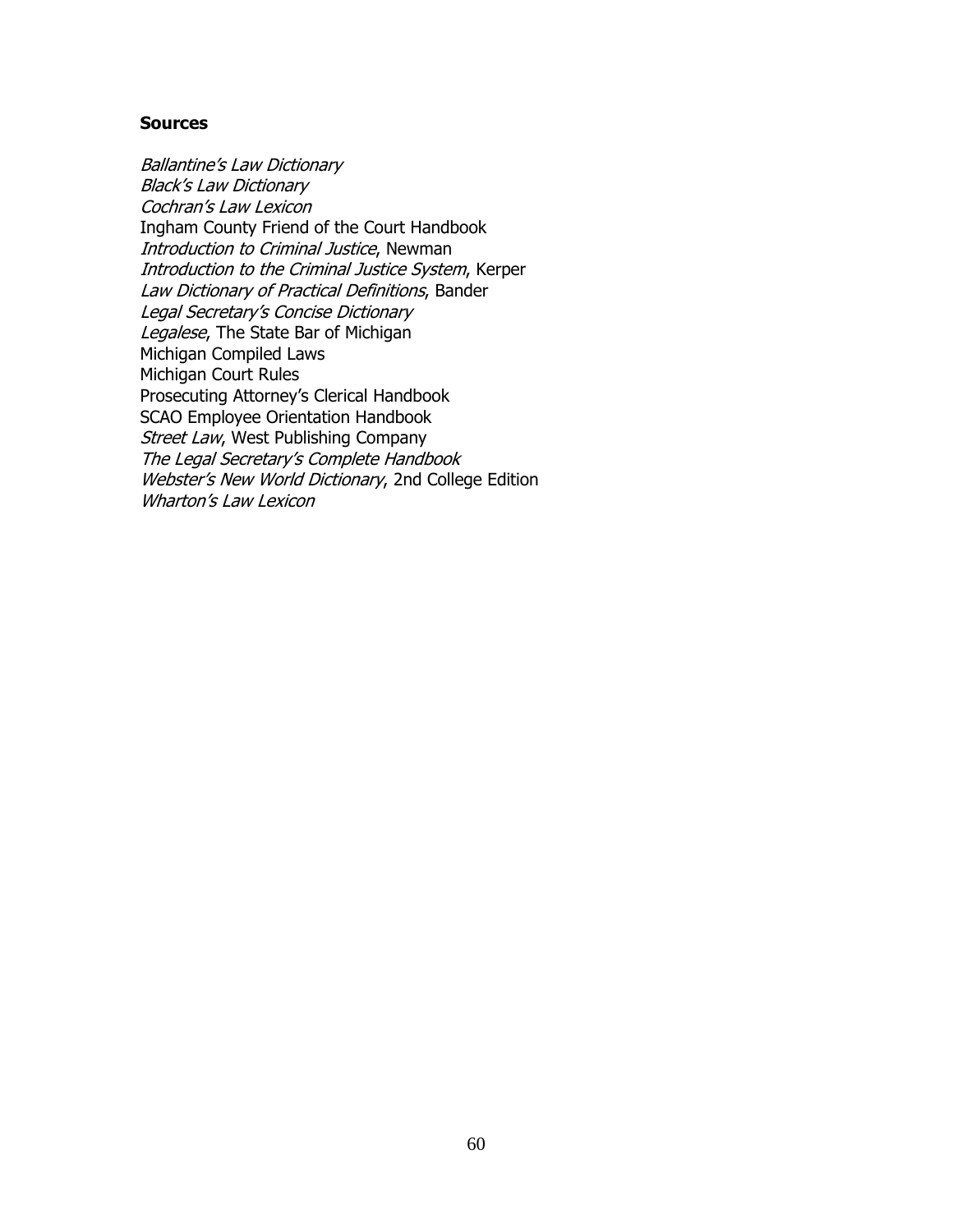**Sources**

*Ballantine's Law Dictionary*
*Black's Law Dictionary*
*Cochran's Law Lexicon*
Ingham County Friend of the Court Handbook
*Introduction to Criminal Justice*, Newman
*Introduction to the Criminal Justice System*, Kerper
*Law Dictionary of Practical Definitions*, Bander
*Legal Secretary's Concise Dictionary*
*Legalese*, The State Bar of Michigan
Michigan Compiled Laws
Michigan Court Rules
Prosecuting Attorney's Clerical Handbook
SCAO Employee Orientation Handbook
*Street Law*, West Publishing Company
*The Legal Secretary's Complete Handbook*
*Webster's New World Dictionary*, 2nd College Edition
*Wharton's Law Lexicon*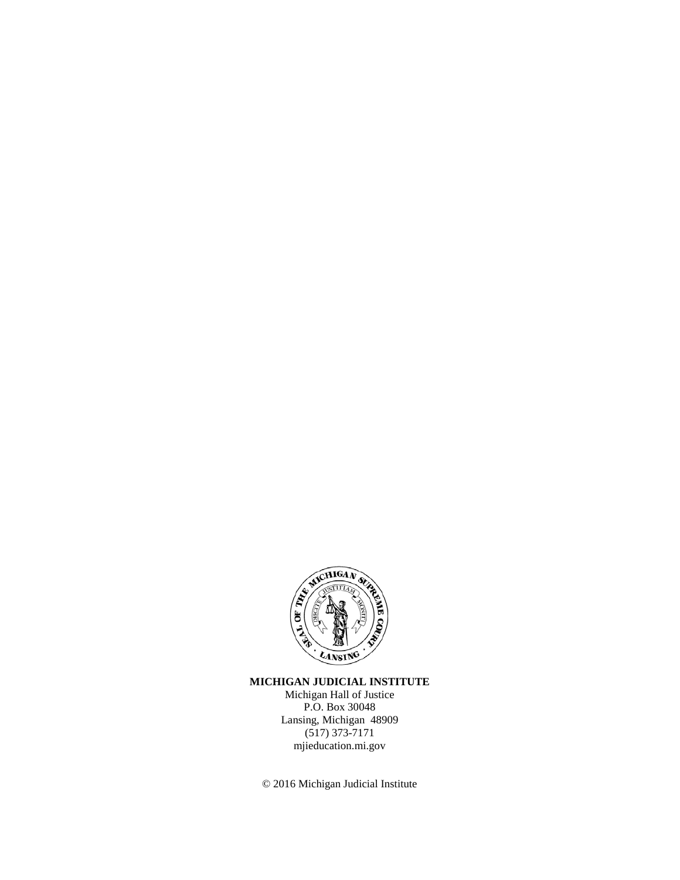**MICHIGAN JUDICIAL INSTITUTE**

Michigan Hall of Justice
P.O. Box 30048
Lansing, Michigan 48909
(517) 373-7171
mjieducation.mi.gov

© 2016 Michigan Judicial Institute